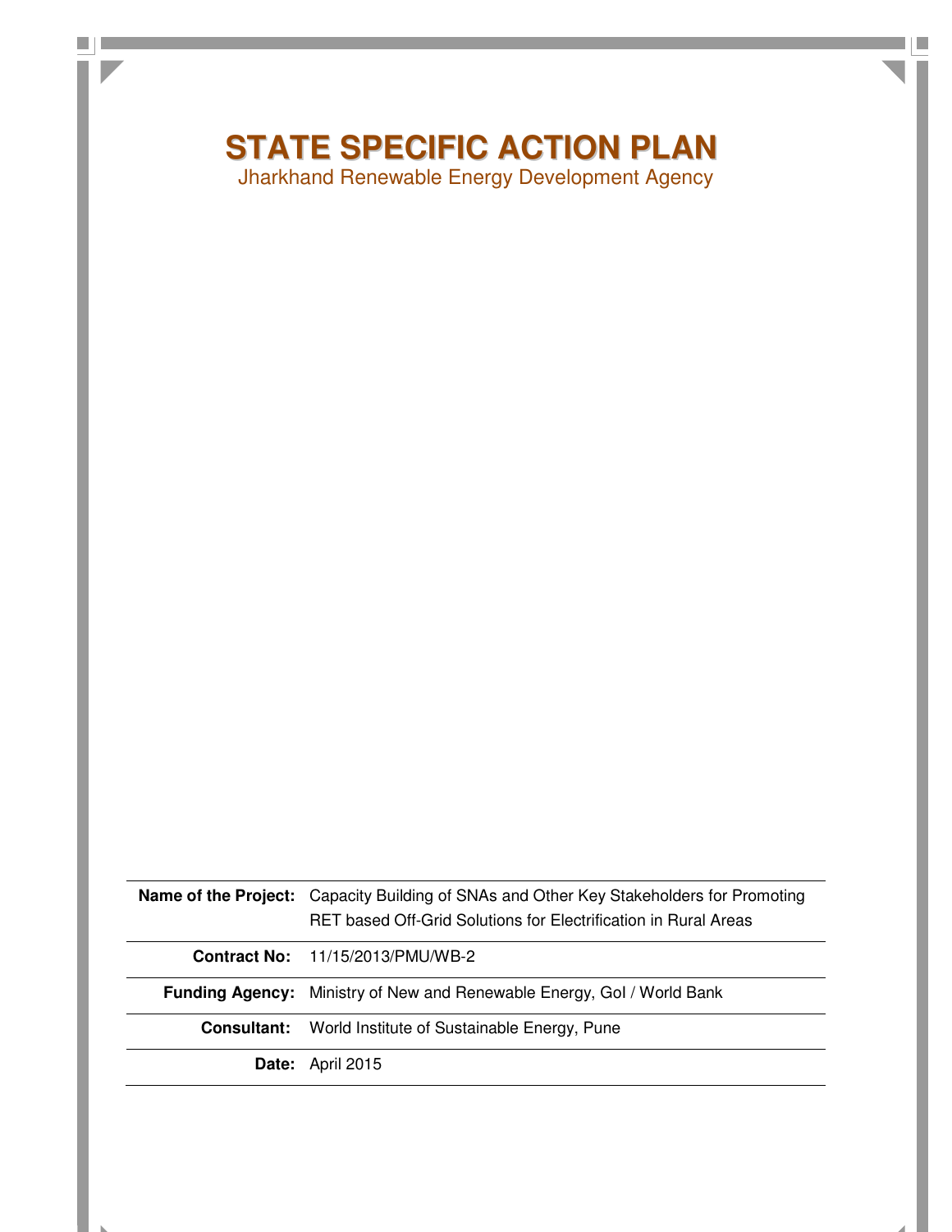# STATE SPECIFIC ACTION PLAN

Jharkhand Renewable Energy Development Agency

| | |
|---|---|
| **Name of the Project:** | Capacity Building of SNAs and Other Key Stakeholders for Promoting RET based Off-Grid Solutions for Electrification in Rural Areas |
| **Contract No:** | 11/15/2013/PMU/WB-2 |
| **Funding Agency:** | Ministry of New and Renewable Energy, GoI / World Bank |
| **Consultant:** | World Institute of Sustainable Energy, Pune |
| **Date:** | April 2015 |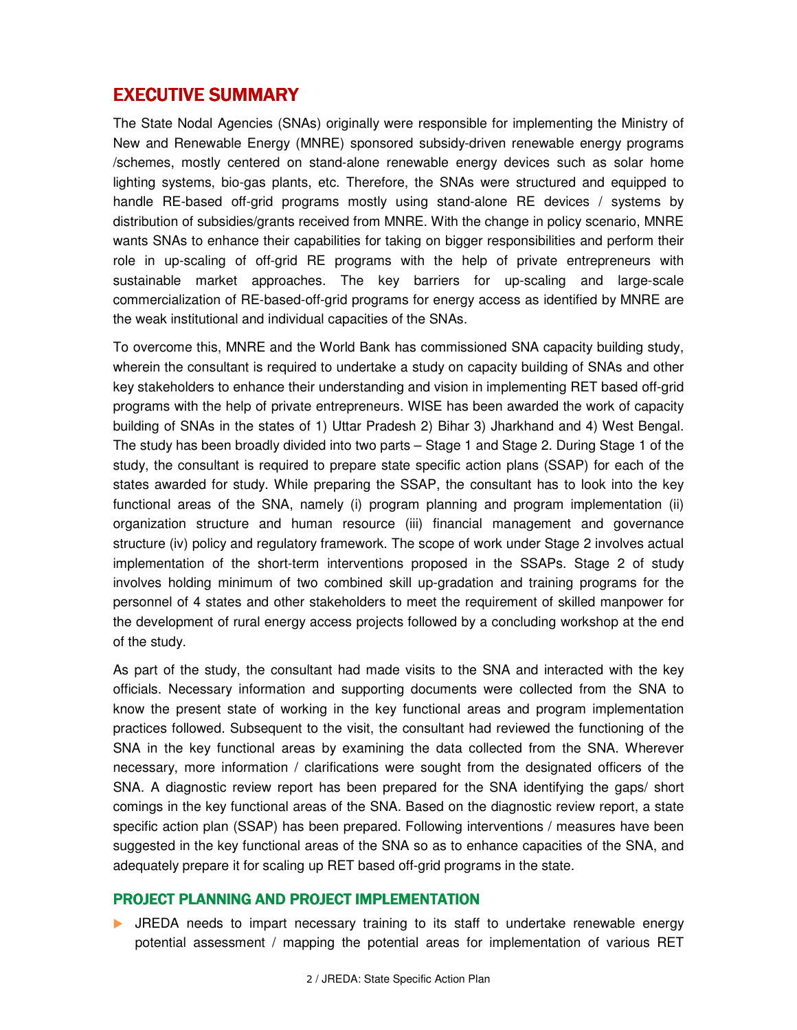# EXECUTIVE SUMMARY

The State Nodal Agencies (SNAs) originally were responsible for implementing the Ministry of New and Renewable Energy (MNRE) sponsored subsidy-driven renewable energy programs /schemes, mostly centered on stand-alone renewable energy devices such as solar home lighting systems, bio-gas plants, etc. Therefore, the SNAs were structured and equipped to handle RE-based off-grid programs mostly using stand-alone RE devices / systems by distribution of subsidies/grants received from MNRE. With the change in policy scenario, MNRE wants SNAs to enhance their capabilities for taking on bigger responsibilities and perform their role in up-scaling of off-grid RE programs with the help of private entrepreneurs with sustainable market approaches. The key barriers for up-scaling and large-scale commercialization of RE-based-off-grid programs for energy access as identified by MNRE are the weak institutional and individual capacities of the SNAs.

To overcome this, MNRE and the World Bank has commissioned SNA capacity building study, wherein the consultant is required to undertake a study on capacity building of SNAs and other key stakeholders to enhance their understanding and vision in implementing RET based off-grid programs with the help of private entrepreneurs. WISE has been awarded the work of capacity building of SNAs in the states of 1) Uttar Pradesh 2) Bihar 3) Jharkhand and 4) West Bengal. The study has been broadly divided into two parts – Stage 1 and Stage 2. During Stage 1 of the study, the consultant is required to prepare state specific action plans (SSAP) for each of the states awarded for study. While preparing the SSAP, the consultant has to look into the key functional areas of the SNA, namely (i) program planning and program implementation (ii) organization structure and human resource (iii) financial management and governance structure (iv) policy and regulatory framework. The scope of work under Stage 2 involves actual implementation of the short-term interventions proposed in the SSAPs. Stage 2 of study involves holding minimum of two combined skill up-gradation and training programs for the personnel of 4 states and other stakeholders to meet the requirement of skilled manpower for the development of rural energy access projects followed by a concluding workshop at the end of the study.

As part of the study, the consultant had made visits to the SNA and interacted with the key officials. Necessary information and supporting documents were collected from the SNA to know the present state of working in the key functional areas and program implementation practices followed. Subsequent to the visit, the consultant had reviewed the functioning of the SNA in the key functional areas by examining the data collected from the SNA. Wherever necessary, more information / clarifications were sought from the designated officers of the SNA. A diagnostic review report has been prepared for the SNA identifying the gaps/ short comings in the key functional areas of the SNA. Based on the diagnostic review report, a state specific action plan (SSAP) has been prepared. Following interventions / measures have been suggested in the key functional areas of the SNA so as to enhance capacities of the SNA, and adequately prepare it for scaling up RET based off-grid programs in the state.

## PROJECT PLANNING AND PROJECT IMPLEMENTATION

- JREDA needs to impart necessary training to its staff to undertake renewable energy potential assessment / mapping the potential areas for implementation of various RET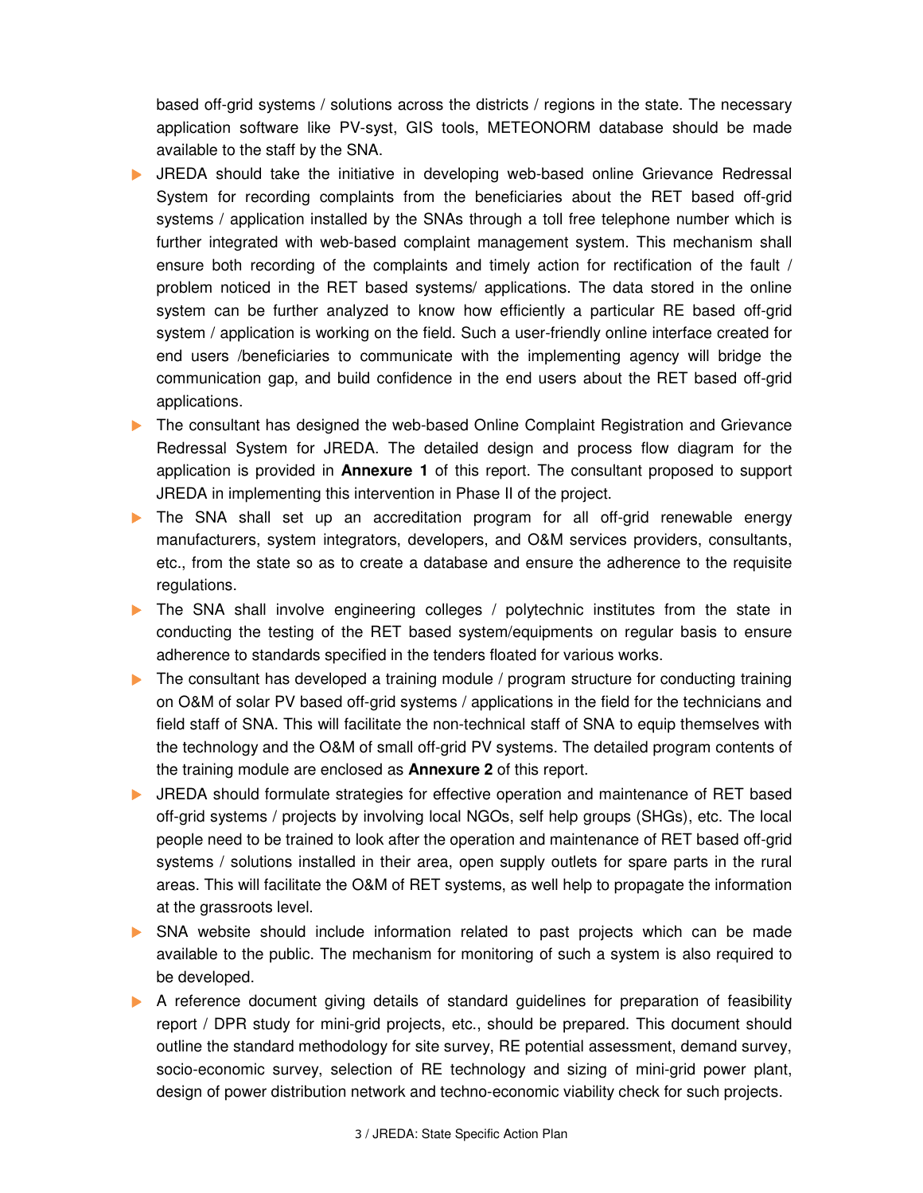based off-grid systems / solutions across the districts / regions in the state. The necessary application software like PV-syst, GIS tools, METEONORM database should be made available to the staff by the SNA.

- JREDA should take the initiative in developing web-based online Grievance Redressal System for recording complaints from the beneficiaries about the RET based off-grid systems / application installed by the SNAs through a toll free telephone number which is further integrated with web-based complaint management system. This mechanism shall ensure both recording of the complaints and timely action for rectification of the fault / problem noticed in the RET based systems/ applications. The data stored in the online system can be further analyzed to know how efficiently a particular RE based off-grid system / application is working on the field. Such a user-friendly online interface created for end users /beneficiaries to communicate with the implementing agency will bridge the communication gap, and build confidence in the end users about the RET based off-grid applications.
- The consultant has designed the web-based Online Complaint Registration and Grievance Redressal System for JREDA. The detailed design and process flow diagram for the application is provided in **Annexure 1** of this report. The consultant proposed to support JREDA in implementing this intervention in Phase II of the project.
- The SNA shall set up an accreditation program for all off-grid renewable energy manufacturers, system integrators, developers, and O&M services providers, consultants, etc., from the state so as to create a database and ensure the adherence to the requisite regulations.
- The SNA shall involve engineering colleges / polytechnic institutes from the state in conducting the testing of the RET based system/equipments on regular basis to ensure adherence to standards specified in the tenders floated for various works.
- The consultant has developed a training module / program structure for conducting training on O&M of solar PV based off-grid systems / applications in the field for the technicians and field staff of SNA. This will facilitate the non-technical staff of SNA to equip themselves with the technology and the O&M of small off-grid PV systems. The detailed program contents of the training module are enclosed as **Annexure 2** of this report.
- JREDA should formulate strategies for effective operation and maintenance of RET based off-grid systems / projects by involving local NGOs, self help groups (SHGs), etc. The local people need to be trained to look after the operation and maintenance of RET based off-grid systems / solutions installed in their area, open supply outlets for spare parts in the rural areas. This will facilitate the O&M of RET systems, as well help to propagate the information at the grassroots level.
- SNA website should include information related to past projects which can be made available to the public. The mechanism for monitoring of such a system is also required to be developed.
- A reference document giving details of standard guidelines for preparation of feasibility report / DPR study for mini-grid projects, etc., should be prepared. This document should outline the standard methodology for site survey, RE potential assessment, demand survey, socio-economic survey, selection of RE technology and sizing of mini-grid power plant, design of power distribution network and techno-economic viability check for such projects.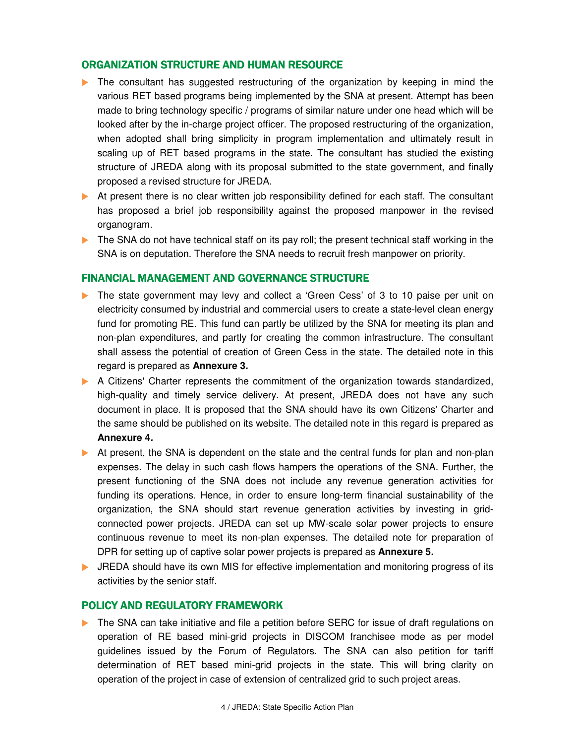## ORGANIZATION STRUCTURE AND HUMAN RESOURCE

- The consultant has suggested restructuring of the organization by keeping in mind the various RET based programs being implemented by the SNA at present. Attempt has been made to bring technology specific / programs of similar nature under one head which will be looked after by the in-charge project officer. The proposed restructuring of the organization, when adopted shall bring simplicity in program implementation and ultimately result in scaling up of RET based programs in the state. The consultant has studied the existing structure of JREDA along with its proposal submitted to the state government, and finally proposed a revised structure for JREDA.
- At present there is no clear written job responsibility defined for each staff. The consultant has proposed a brief job responsibility against the proposed manpower in the revised organogram.
- The SNA do not have technical staff on its pay roll; the present technical staff working in the SNA is on deputation. Therefore the SNA needs to recruit fresh manpower on priority.

## FINANCIAL MANAGEMENT AND GOVERNANCE STRUCTURE

- The state government may levy and collect a 'Green Cess' of 3 to 10 paise per unit on electricity consumed by industrial and commercial users to create a state-level clean energy fund for promoting RE. This fund can partly be utilized by the SNA for meeting its plan and non-plan expenditures, and partly for creating the common infrastructure. The consultant shall assess the potential of creation of Green Cess in the state. The detailed note in this regard is prepared as **Annexure 3.**
- A Citizens' Charter represents the commitment of the organization towards standardized, high-quality and timely service delivery. At present, JREDA does not have any such document in place. It is proposed that the SNA should have its own Citizens' Charter and the same should be published on its website. The detailed note in this regard is prepared as **Annexure 4.**
- At present, the SNA is dependent on the state and the central funds for plan and non-plan expenses. The delay in such cash flows hampers the operations of the SNA. Further, the present functioning of the SNA does not include any revenue generation activities for funding its operations. Hence, in order to ensure long-term financial sustainability of the organization, the SNA should start revenue generation activities by investing in grid-connected power projects. JREDA can set up MW-scale solar power projects to ensure continuous revenue to meet its non-plan expenses. The detailed note for preparation of DPR for setting up of captive solar power projects is prepared as **Annexure 5.**
- JREDA should have its own MIS for effective implementation and monitoring progress of its activities by the senior staff.

## POLICY AND REGULATORY FRAMEWORK

- The SNA can take initiative and file a petition before SERC for issue of draft regulations on operation of RE based mini-grid projects in DISCOM franchisee mode as per model guidelines issued by the Forum of Regulators. The SNA can also petition for tariff determination of RET based mini-grid projects in the state. This will bring clarity on operation of the project in case of extension of centralized grid to such project areas.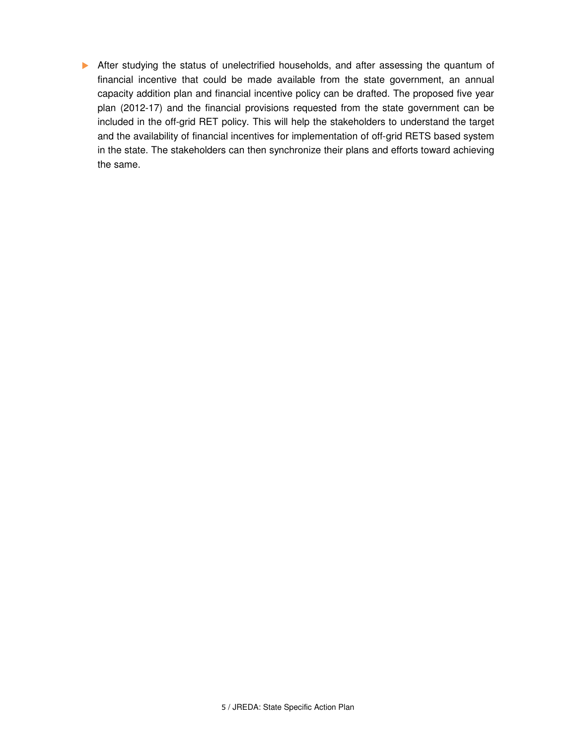- After studying the status of unelectrified households, and after assessing the quantum of financial incentive that could be made available from the state government, an annual capacity addition plan and financial incentive policy can be drafted. The proposed five year plan (2012-17) and the financial provisions requested from the state government can be included in the off-grid RET policy. This will help the stakeholders to understand the target and the availability of financial incentives for implementation of off-grid RETS based system in the state. The stakeholders can then synchronize their plans and efforts toward achieving the same.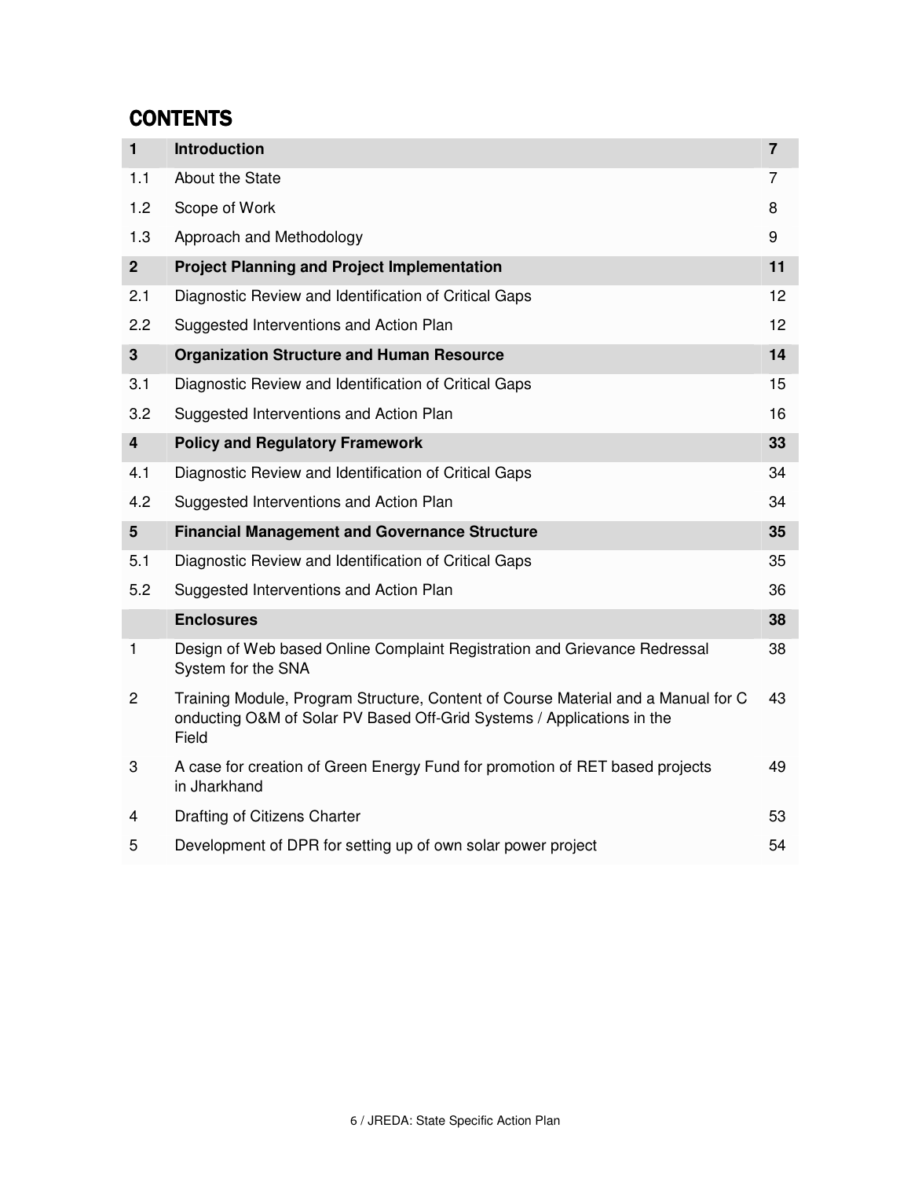# CONTENTS

| | | |
|---|---|---|
| **1** | **Introduction** | **7** |
| 1.1 | About the State | 7 |
| 1.2 | Scope of Work | 8 |
| 1.3 | Approach and Methodology | 9 |
| **2** | **Project Planning and Project Implementation** | **11** |
| 2.1 | Diagnostic Review and Identification of Critical Gaps | 12 |
| 2.2 | Suggested Interventions and Action Plan | 12 |
| **3** | **Organization Structure and Human Resource** | **14** |
| 3.1 | Diagnostic Review and Identification of Critical Gaps | 15 |
| 3.2 | Suggested Interventions and Action Plan | 16 |
| **4** | **Policy and Regulatory Framework** | **33** |
| 4.1 | Diagnostic Review and Identification of Critical Gaps | 34 |
| 4.2 | Suggested Interventions and Action Plan | 34 |
| **5** | **Financial Management and Governance Structure** | **35** |
| 5.1 | Diagnostic Review and Identification of Critical Gaps | 35 |
| 5.2 | Suggested Interventions and Action Plan | 36 |
| | **Enclosures** | **38** |
| 1 | Design of Web based Online Complaint Registration and Grievance Redressal System for the SNA | 38 |
| 2 | Training Module, Program Structure, Content of Course Material and a Manual for Conducting O&M of Solar PV Based Off-Grid Systems / Applications in the Field | 43 |
| 3 | A case for creation of Green Energy Fund for promotion of RET based projects in Jharkhand | 49 |
| 4 | Drafting of Citizens Charter | 53 |
| 5 | Development of DPR for setting up of own solar power project | 54 |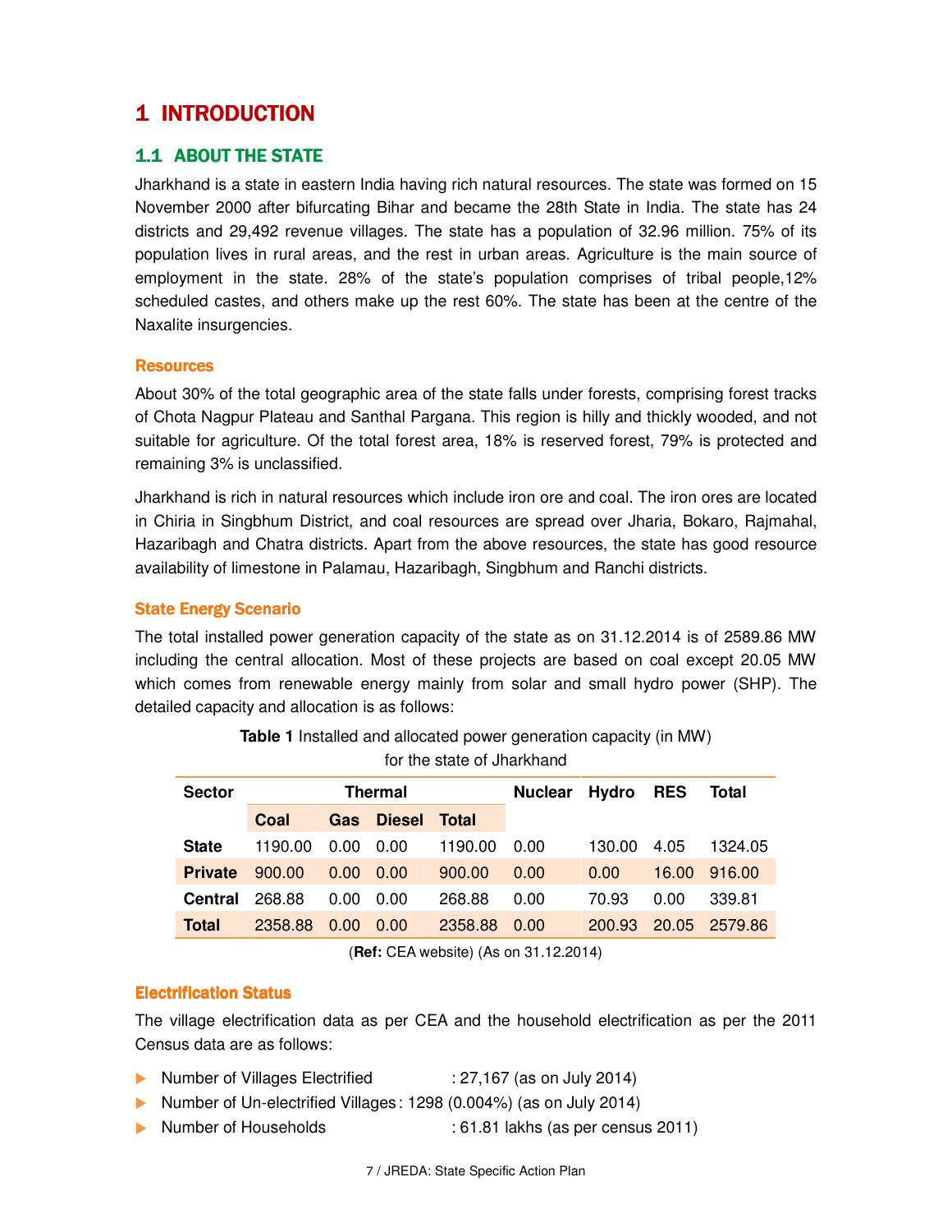# 1 INTRODUCTION

## 1.1 ABOUT THE STATE

Jharkhand is a state in eastern India having rich natural resources. The state was formed on 15 November 2000 after bifurcating Bihar and became the 28th State in India. The state has 24 districts and 29,492 revenue villages. The state has a population of 32.96 million. 75% of its population lives in rural areas, and the rest in urban areas. Agriculture is the main source of employment in the state. 28% of the state's population comprises of tribal people,12% scheduled castes, and others make up the rest 60%. The state has been at the centre of the Naxalite insurgencies.

### Resources

About 30% of the total geographic area of the state falls under forests, comprising forest tracks of Chota Nagpur Plateau and Santhal Pargana. This region is hilly and thickly wooded, and not suitable for agriculture. Of the total forest area, 18% is reserved forest, 79% is protected and remaining 3% is unclassified.

Jharkhand is rich in natural resources which include iron ore and coal. The iron ores are located in Chiria in Singbhum District, and coal resources are spread over Jharia, Bokaro, Rajmahal, Hazaribagh and Chatra districts. Apart from the above resources, the state has good resource availability of limestone in Palamau, Hazaribagh, Singbhum and Ranchi districts.

### State Energy Scenario

The total installed power generation capacity of the state as on 31.12.2014 is of 2589.86 MW including the central allocation. Most of these projects are based on coal except 20.05 MW which comes from renewable energy mainly from solar and small hydro power (SHP). The detailed capacity and allocation is as follows:

**Table 1** Installed and allocated power generation capacity (in MW) for the state of Jharkhand

| Sector | Thermal | | | | Nuclear | Hydro | RES | Total |
|---|---|---|---|---|---|---|---|---|
| | Coal | Gas | Diesel | Total | | | | |
| **State** | 1190.00 | 0.00 | 0.00 | 1190.00 | 0.00 | 130.00 | 4.05 | 1324.05 |
| **Private** | 900.00 | 0.00 | 0.00 | 900.00 | 0.00 | 0.00 | 16.00 | 916.00 |
| **Central** | 268.88 | 0.00 | 0.00 | 268.88 | 0.00 | 70.93 | 0.00 | 339.81 |
| **Total** | 2358.88 | 0.00 | 0.00 | 2358.88 | 0.00 | 200.93 | 20.05 | 2579.86 |

(**Ref:** CEA website) (As on 31.12.2014)

### Electrification Status

The village electrification data as per CEA and the household electrification as per the 2011 Census data are as follows:

- Number of Villages Electrified : 27,167 (as on July 2014)
- Number of Un-electrified Villages : 1298 (0.004%) (as on July 2014)
- Number of Households : 61.81 lakhs (as per census 2011)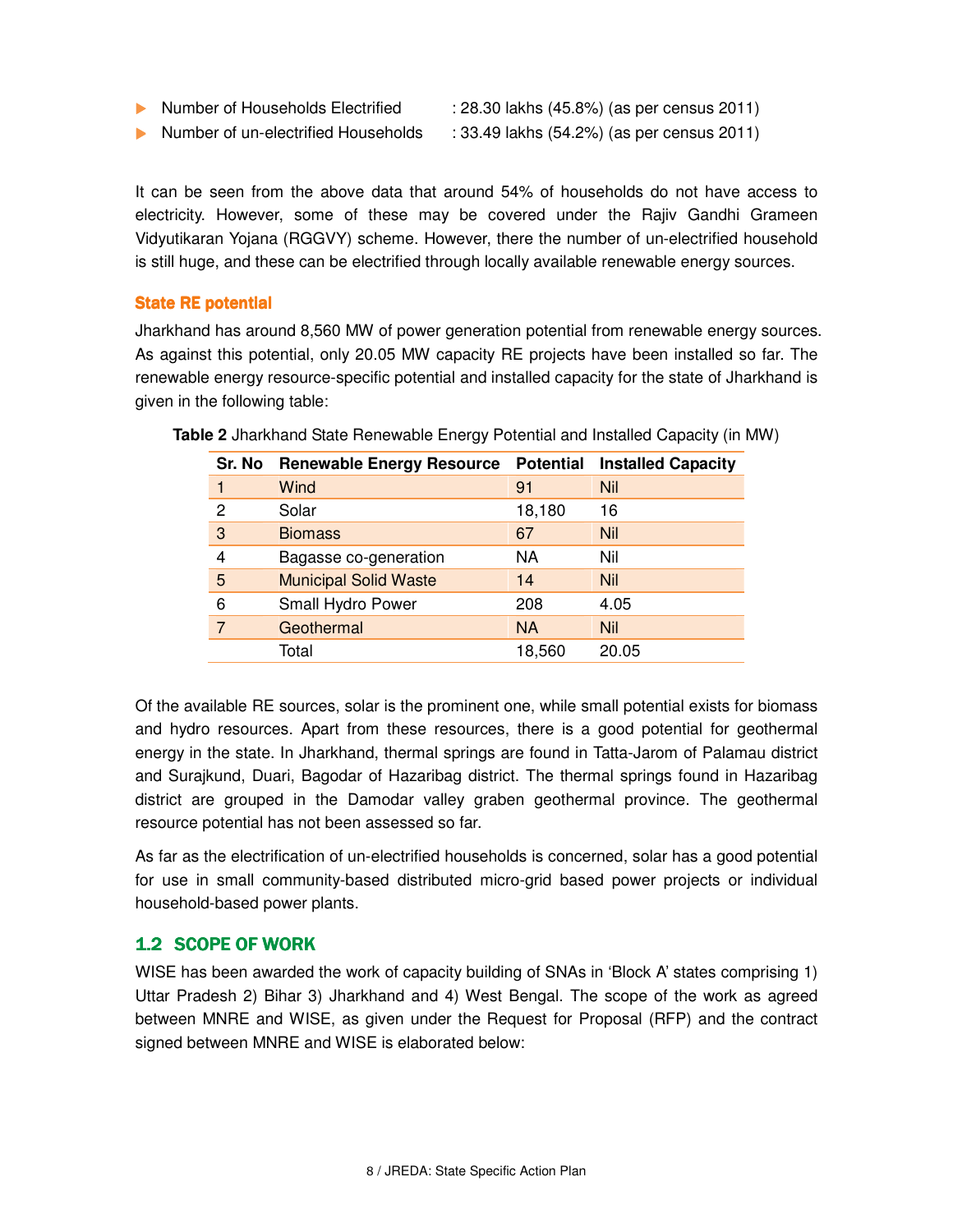- Number of Households Electrified : 28.30 lakhs (45.8%) (as per census 2011)
- Number of un-electrified Households : 33.49 lakhs (54.2%) (as per census 2011)

It can be seen from the above data that around 54% of households do not have access to electricity. However, some of these may be covered under the Rajiv Gandhi Grameen Vidyutikaran Yojana (RGGVY) scheme. However, there the number of un-electrified household is still huge, and these can be electrified through locally available renewable energy sources.

### State RE potential

Jharkhand has around 8,560 MW of power generation potential from renewable energy sources. As against this potential, only 20.05 MW capacity RE projects have been installed so far. The renewable energy resource-specific potential and installed capacity for the state of Jharkhand is given in the following table:

**Table 2** Jharkhand State Renewable Energy Potential and Installed Capacity (in MW)

| Sr. No | Renewable Energy Resource | Potential | Installed Capacity |
|---|---|---|---|
| 1 | Wind | 91 | Nil |
| 2 | Solar | 18,180 | 16 |
| 3 | Biomass | 67 | Nil |
| 4 | Bagasse co-generation | NA | Nil |
| 5 | Municipal Solid Waste | 14 | Nil |
| 6 | Small Hydro Power | 208 | 4.05 |
| 7 | Geothermal | NA | Nil |
| | Total | 18,560 | 20.05 |

Of the available RE sources, solar is the prominent one, while small potential exists for biomass and hydro resources. Apart from these resources, there is a good potential for geothermal energy in the state. In Jharkhand, thermal springs are found in Tatta-Jarom of Palamau district and Surajkund, Duari, Bagodar of Hazaribag district. The thermal springs found in Hazaribag district are grouped in the Damodar valley graben geothermal province. The geothermal resource potential has not been assessed so far.

As far as the electrification of un-electrified households is concerned, solar has a good potential for use in small community-based distributed micro-grid based power projects or individual household-based power plants.

## 1.2 SCOPE OF WORK

WISE has been awarded the work of capacity building of SNAs in 'Block A' states comprising 1) Uttar Pradesh 2) Bihar 3) Jharkhand and 4) West Bengal. The scope of the work as agreed between MNRE and WISE, as given under the Request for Proposal (RFP) and the contract signed between MNRE and WISE is elaborated below: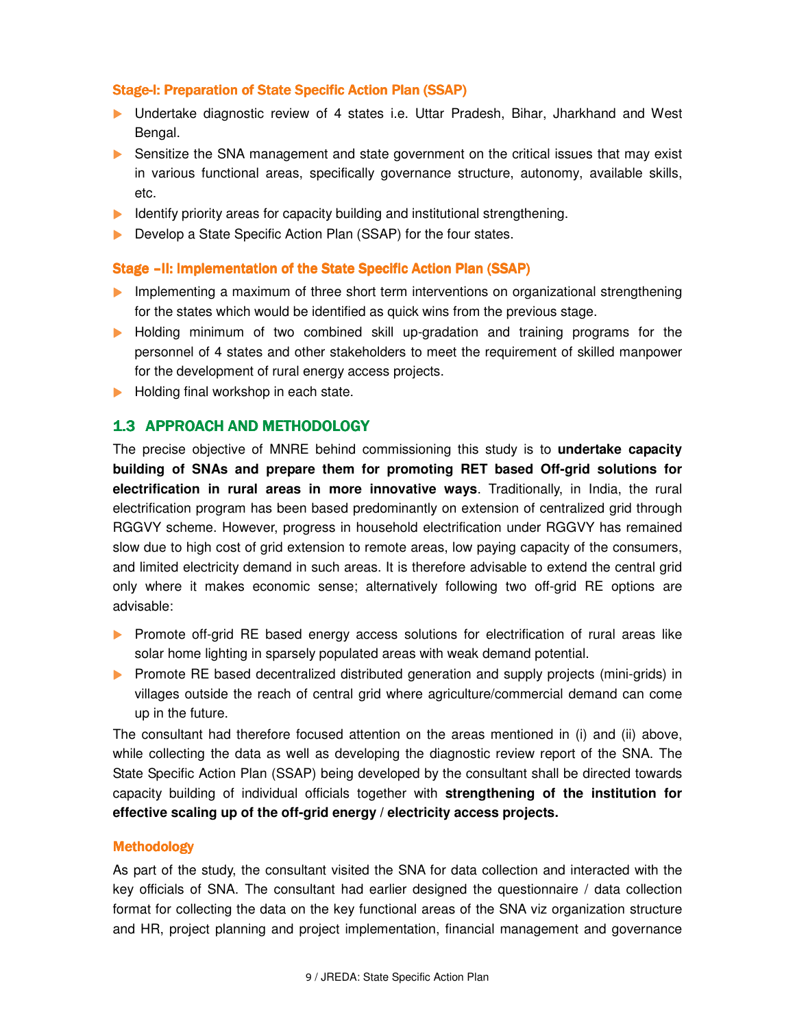#### Stage-I: Preparation of State Specific Action Plan (SSAP)

- Undertake diagnostic review of 4 states i.e. Uttar Pradesh, Bihar, Jharkhand and West Bengal.
- Sensitize the SNA management and state government on the critical issues that may exist in various functional areas, specifically governance structure, autonomy, available skills, etc.
- Identify priority areas for capacity building and institutional strengthening.
- Develop a State Specific Action Plan (SSAP) for the four states.

#### Stage –II: Implementation of the State Specific Action Plan (SSAP)

- Implementing a maximum of three short term interventions on organizational strengthening for the states which would be identified as quick wins from the previous stage.
- Holding minimum of two combined skill up-gradation and training programs for the personnel of 4 states and other stakeholders to meet the requirement of skilled manpower for the development of rural energy access projects.
- Holding final workshop in each state.

## 1.3 APPROACH AND METHODOLOGY

The precise objective of MNRE behind commissioning this study is to **undertake capacity building of SNAs and prepare them for promoting RET based Off-grid solutions for electrification in rural areas in more innovative ways**. Traditionally, in India, the rural electrification program has been based predominantly on extension of centralized grid through RGGVY scheme. However, progress in household electrification under RGGVY has remained slow due to high cost of grid extension to remote areas, low paying capacity of the consumers, and limited electricity demand in such areas. It is therefore advisable to extend the central grid only where it makes economic sense; alternatively following two off-grid RE options are advisable:

- Promote off-grid RE based energy access solutions for electrification of rural areas like solar home lighting in sparsely populated areas with weak demand potential.
- Promote RE based decentralized distributed generation and supply projects (mini-grids) in villages outside the reach of central grid where agriculture/commercial demand can come up in the future.

The consultant had therefore focused attention on the areas mentioned in (i) and (ii) above, while collecting the data as well as developing the diagnostic review report of the SNA. The State Specific Action Plan (SSAP) being developed by the consultant shall be directed towards capacity building of individual officials together with **strengthening of the institution for effective scaling up of the off-grid energy / electricity access projects.**

#### Methodology

As part of the study, the consultant visited the SNA for data collection and interacted with the key officials of SNA. The consultant had earlier designed the questionnaire / data collection format for collecting the data on the key functional areas of the SNA viz organization structure and HR, project planning and project implementation, financial management and governance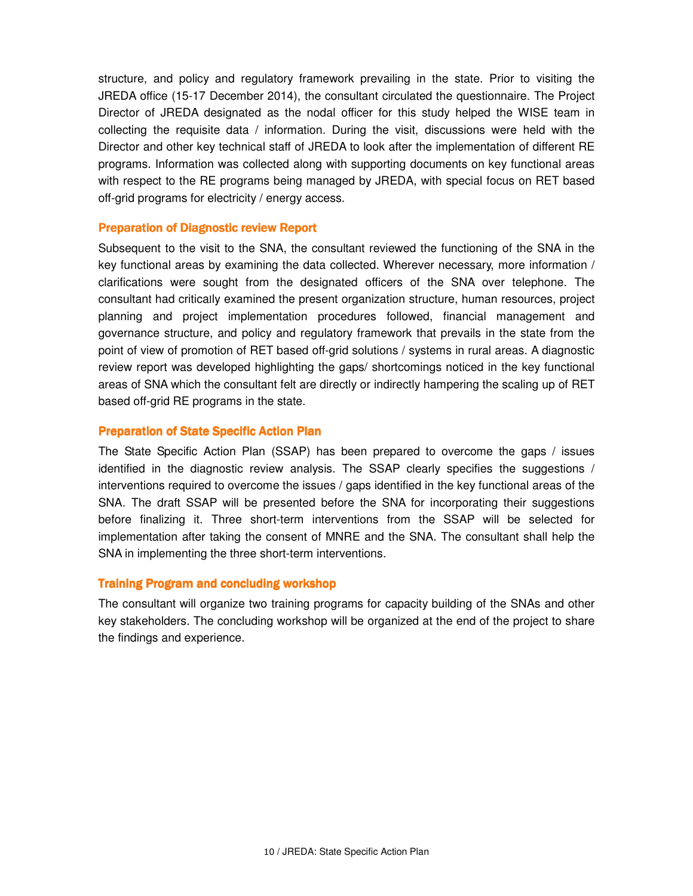structure, and policy and regulatory framework prevailing in the state. Prior to visiting the JREDA office (15-17 December 2014), the consultant circulated the questionnaire. The Project Director of JREDA designated as the nodal officer for this study helped the WISE team in collecting the requisite data / information. During the visit, discussions were held with the Director and other key technical staff of JREDA to look after the implementation of different RE programs. Information was collected along with supporting documents on key functional areas with respect to the RE programs being managed by JREDA, with special focus on RET based off-grid programs for electricity / energy access.

### Preparation of Diagnostic review Report

Subsequent to the visit to the SNA, the consultant reviewed the functioning of the SNA in the key functional areas by examining the data collected. Wherever necessary, more information / clarifications were sought from the designated officers of the SNA over telephone. The consultant had critically examined the present organization structure, human resources, project planning and project implementation procedures followed, financial management and governance structure, and policy and regulatory framework that prevails in the state from the point of view of promotion of RET based off-grid solutions / systems in rural areas. A diagnostic review report was developed highlighting the gaps/ shortcomings noticed in the key functional areas of SNA which the consultant felt are directly or indirectly hampering the scaling up of RET based off-grid RE programs in the state.

### Preparation of State Specific Action Plan

The State Specific Action Plan (SSAP) has been prepared to overcome the gaps / issues identified in the diagnostic review analysis. The SSAP clearly specifies the suggestions / interventions required to overcome the issues / gaps identified in the key functional areas of the SNA. The draft SSAP will be presented before the SNA for incorporating their suggestions before finalizing it. Three short-term interventions from the SSAP will be selected for implementation after taking the consent of MNRE and the SNA. The consultant shall help the SNA in implementing the three short-term interventions.

### Training Program and concluding workshop

The consultant will organize two training programs for capacity building of the SNAs and other key stakeholders. The concluding workshop will be organized at the end of the project to share the findings and experience.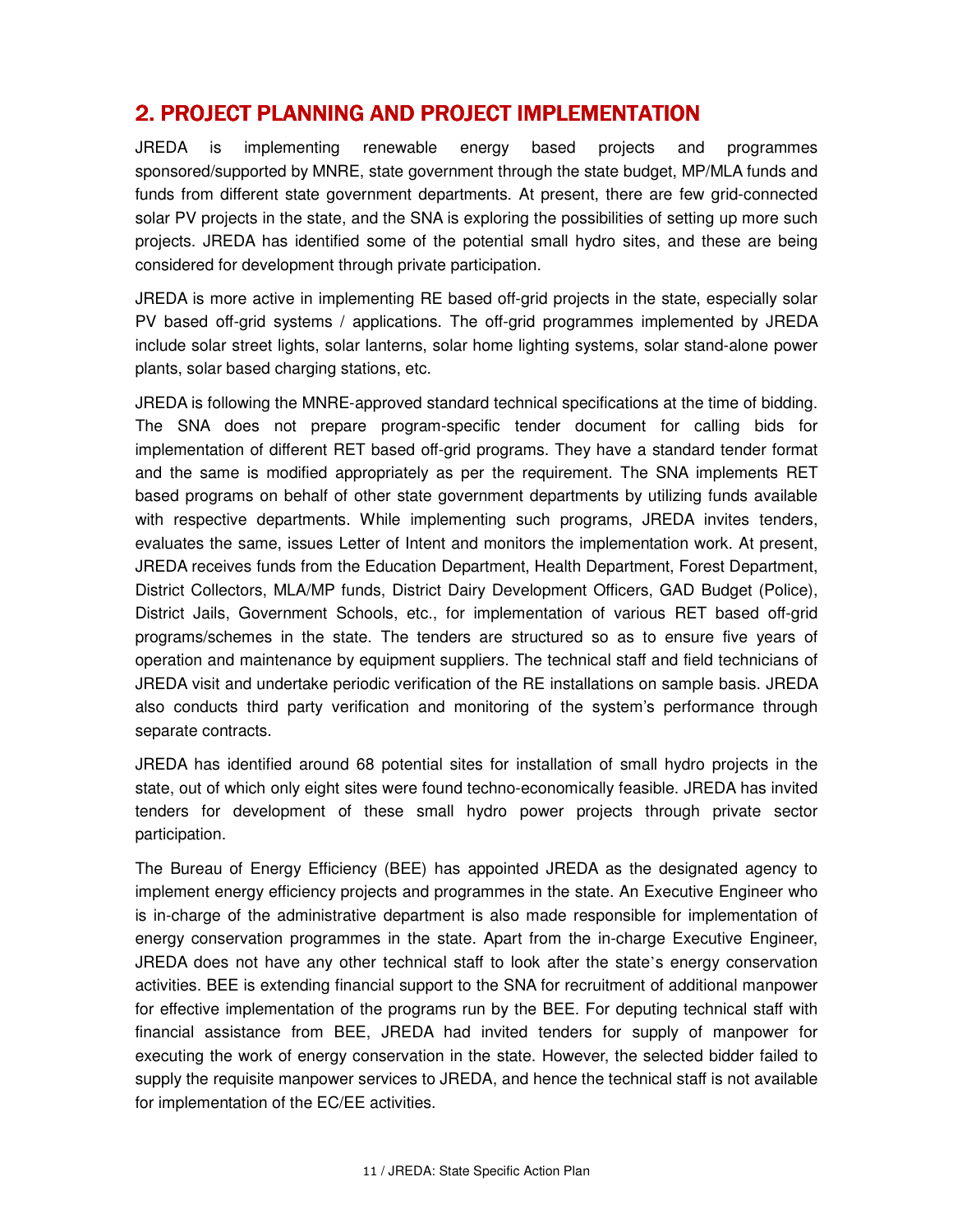## 2. PROJECT PLANNING AND PROJECT IMPLEMENTATION

JREDA is implementing renewable energy based projects and programmes sponsored/supported by MNRE, state government through the state budget, MP/MLA funds and funds from different state government departments. At present, there are few grid-connected solar PV projects in the state, and the SNA is exploring the possibilities of setting up more such projects. JREDA has identified some of the potential small hydro sites, and these are being considered for development through private participation.

JREDA is more active in implementing RE based off-grid projects in the state, especially solar PV based off-grid systems / applications. The off-grid programmes implemented by JREDA include solar street lights, solar lanterns, solar home lighting systems, solar stand-alone power plants, solar based charging stations, etc.

JREDA is following the MNRE-approved standard technical specifications at the time of bidding. The SNA does not prepare program-specific tender document for calling bids for implementation of different RET based off-grid programs. They have a standard tender format and the same is modified appropriately as per the requirement. The SNA implements RET based programs on behalf of other state government departments by utilizing funds available with respective departments. While implementing such programs, JREDA invites tenders, evaluates the same, issues Letter of Intent and monitors the implementation work. At present, JREDA receives funds from the Education Department, Health Department, Forest Department, District Collectors, MLA/MP funds, District Dairy Development Officers, GAD Budget (Police), District Jails, Government Schools, etc., for implementation of various RET based off-grid programs/schemes in the state. The tenders are structured so as to ensure five years of operation and maintenance by equipment suppliers. The technical staff and field technicians of JREDA visit and undertake periodic verification of the RE installations on sample basis. JREDA also conducts third party verification and monitoring of the system's performance through separate contracts.

JREDA has identified around 68 potential sites for installation of small hydro projects in the state, out of which only eight sites were found techno-economically feasible. JREDA has invited tenders for development of these small hydro power projects through private sector participation.

The Bureau of Energy Efficiency (BEE) has appointed JREDA as the designated agency to implement energy efficiency projects and programmes in the state. An Executive Engineer who is in-charge of the administrative department is also made responsible for implementation of energy conservation programmes in the state. Apart from the in-charge Executive Engineer, JREDA does not have any other technical staff to look after the state's energy conservation activities. BEE is extending financial support to the SNA for recruitment of additional manpower for effective implementation of the programs run by the BEE. For deputing technical staff with financial assistance from BEE, JREDA had invited tenders for supply of manpower for executing the work of energy conservation in the state. However, the selected bidder failed to supply the requisite manpower services to JREDA, and hence the technical staff is not available for implementation of the EC/EE activities.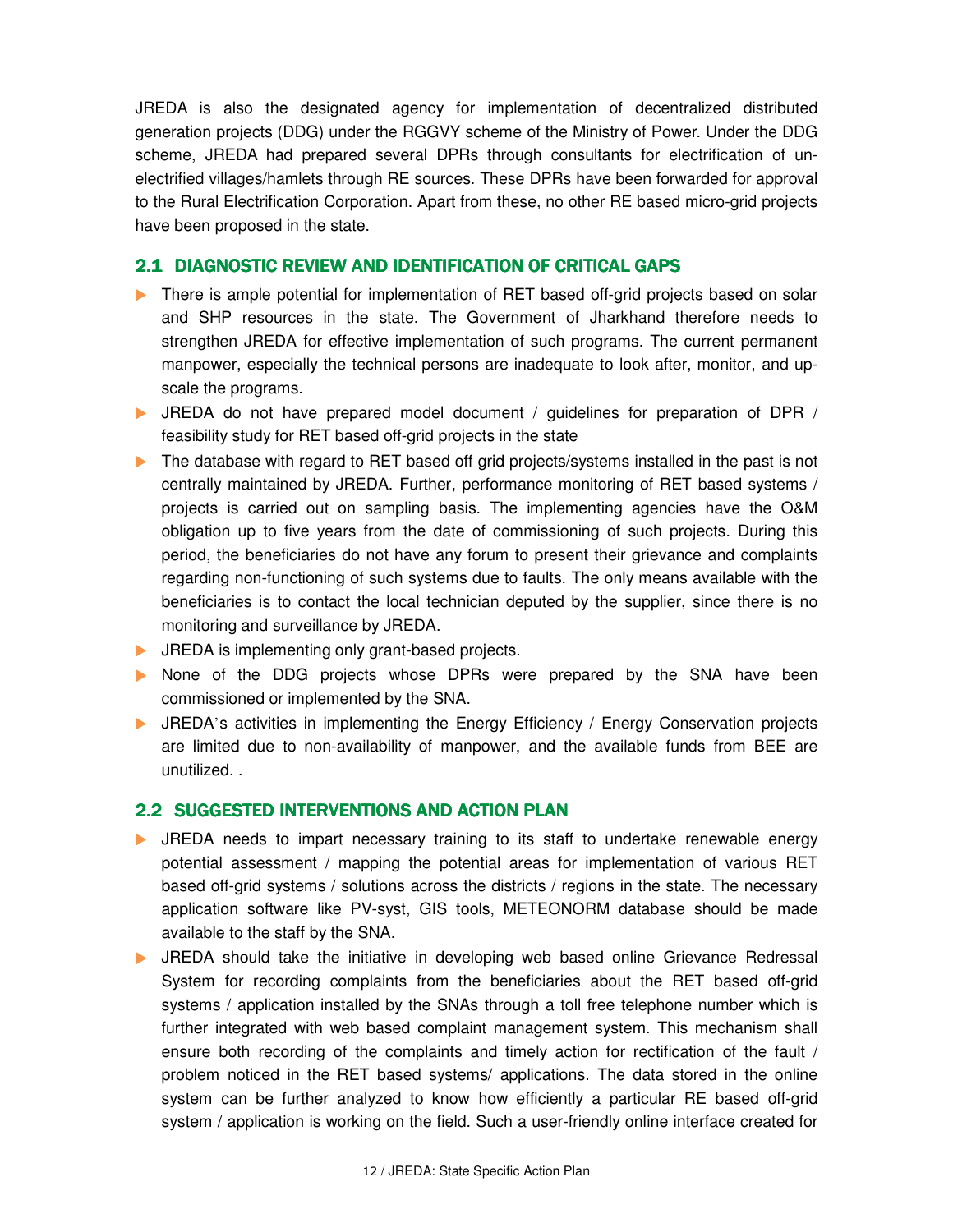JREDA is also the designated agency for implementation of decentralized distributed generation projects (DDG) under the RGGVY scheme of the Ministry of Power. Under the DDG scheme, JREDA had prepared several DPRs through consultants for electrification of un-electrified villages/hamlets through RE sources. These DPRs have been forwarded for approval to the Rural Electrification Corporation. Apart from these, no other RE based micro-grid projects have been proposed in the state.

## 2.1 DIAGNOSTIC REVIEW AND IDENTIFICATION OF CRITICAL GAPS

- There is ample potential for implementation of RET based off-grid projects based on solar and SHP resources in the state. The Government of Jharkhand therefore needs to strengthen JREDA for effective implementation of such programs. The current permanent manpower, especially the technical persons are inadequate to look after, monitor, and up-scale the programs.
- JREDA do not have prepared model document / guidelines for preparation of DPR / feasibility study for RET based off-grid projects in the state
- The database with regard to RET based off grid projects/systems installed in the past is not centrally maintained by JREDA. Further, performance monitoring of RET based systems / projects is carried out on sampling basis. The implementing agencies have the O&M obligation up to five years from the date of commissioning of such projects. During this period, the beneficiaries do not have any forum to present their grievance and complaints regarding non-functioning of such systems due to faults. The only means available with the beneficiaries is to contact the local technician deputed by the supplier, since there is no monitoring and surveillance by JREDA.
- JREDA is implementing only grant-based projects.
- None of the DDG projects whose DPRs were prepared by the SNA have been commissioned or implemented by the SNA.
- JREDA's activities in implementing the Energy Efficiency / Energy Conservation projects are limited due to non-availability of manpower, and the available funds from BEE are unutilized. .

## 2.2 SUGGESTED INTERVENTIONS AND ACTION PLAN

- JREDA needs to impart necessary training to its staff to undertake renewable energy potential assessment / mapping the potential areas for implementation of various RET based off-grid systems / solutions across the districts / regions in the state. The necessary application software like PV-syst, GIS tools, METEONORM database should be made available to the staff by the SNA.
- JREDA should take the initiative in developing web based online Grievance Redressal System for recording complaints from the beneficiaries about the RET based off-grid systems / application installed by the SNAs through a toll free telephone number which is further integrated with web based complaint management system. This mechanism shall ensure both recording of the complaints and timely action for rectification of the fault / problem noticed in the RET based systems/ applications. The data stored in the online system can be further analyzed to know how efficiently a particular RE based off-grid system / application is working on the field. Such a user-friendly online interface created for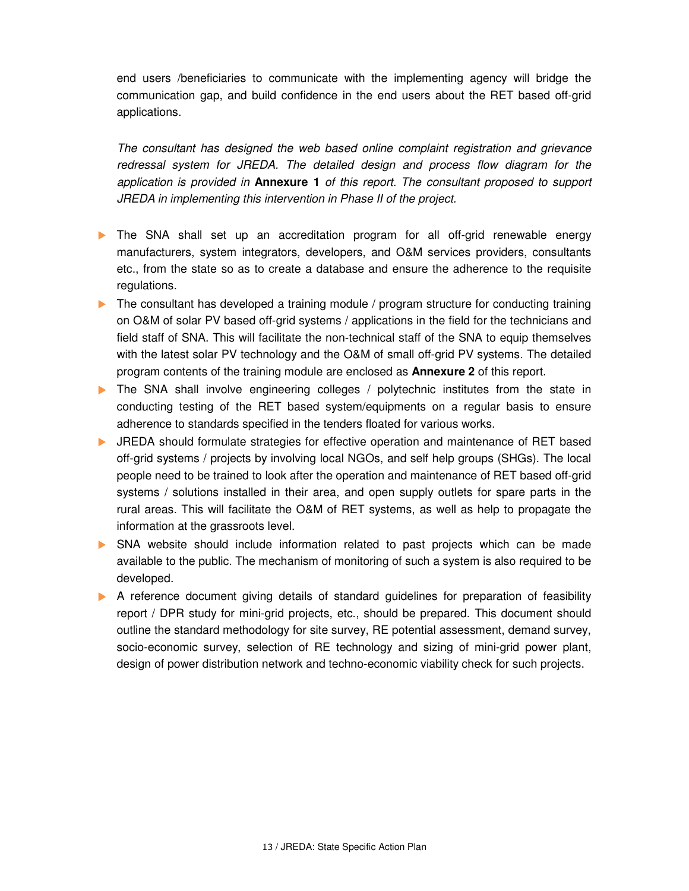end users /beneficiaries to communicate with the implementing agency will bridge the communication gap, and build confidence in the end users about the RET based off-grid applications.

*The consultant has designed the web based online complaint registration and grievance redressal system for JREDA. The detailed design and process flow diagram for the application is provided in* **Annexure 1** *of this report. The consultant proposed to support JREDA in implementing this intervention in Phase II of the project.*

- The SNA shall set up an accreditation program for all off-grid renewable energy manufacturers, system integrators, developers, and O&M services providers, consultants etc., from the state so as to create a database and ensure the adherence to the requisite regulations.
- The consultant has developed a training module / program structure for conducting training on O&M of solar PV based off-grid systems / applications in the field for the technicians and field staff of SNA. This will facilitate the non-technical staff of the SNA to equip themselves with the latest solar PV technology and the O&M of small off-grid PV systems. The detailed program contents of the training module are enclosed as **Annexure 2** of this report.
- The SNA shall involve engineering colleges / polytechnic institutes from the state in conducting testing of the RET based system/equipments on a regular basis to ensure adherence to standards specified in the tenders floated for various works.
- JREDA should formulate strategies for effective operation and maintenance of RET based off-grid systems / projects by involving local NGOs, and self help groups (SHGs). The local people need to be trained to look after the operation and maintenance of RET based off-grid systems / solutions installed in their area, and open supply outlets for spare parts in the rural areas. This will facilitate the O&M of RET systems, as well as help to propagate the information at the grassroots level.
- SNA website should include information related to past projects which can be made available to the public. The mechanism of monitoring of such a system is also required to be developed.
- A reference document giving details of standard guidelines for preparation of feasibility report / DPR study for mini-grid projects, etc., should be prepared. This document should outline the standard methodology for site survey, RE potential assessment, demand survey, socio-economic survey, selection of RE technology and sizing of mini-grid power plant, design of power distribution network and techno-economic viability check for such projects.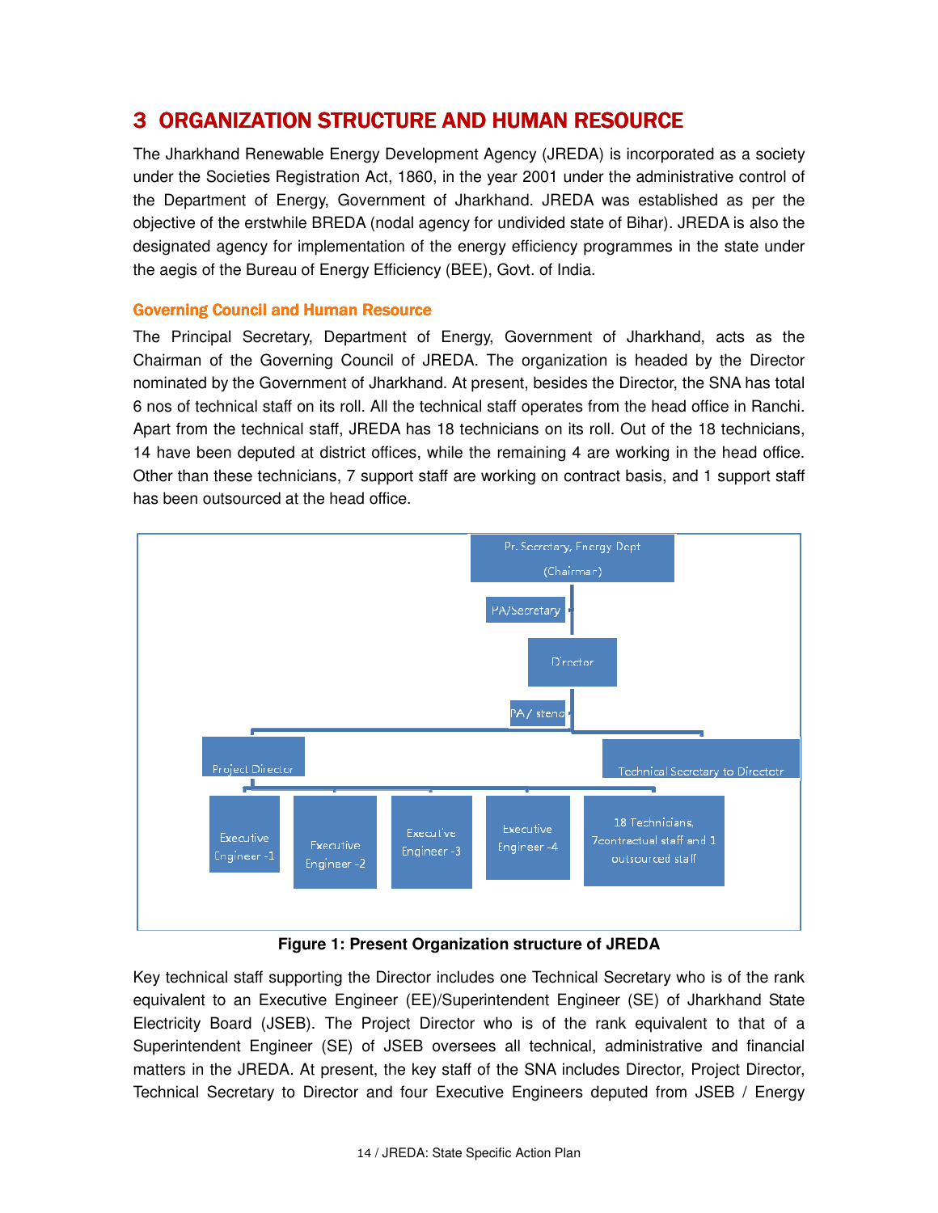# 3 ORGANIZATION STRUCTURE AND HUMAN RESOURCE

The Jharkhand Renewable Energy Development Agency (JREDA) is incorporated as a society under the Societies Registration Act, 1860, in the year 2001 under the administrative control of the Department of Energy, Government of Jharkhand. JREDA was established as per the objective of the erstwhile BREDA (nodal agency for undivided state of Bihar). JREDA is also the designated agency for implementation of the energy efficiency programmes in the state under the aegis of the Bureau of Energy Efficiency (BEE), Govt. of India.

### Governing Council and Human Resource

The Principal Secretary, Department of Energy, Government of Jharkhand, acts as the Chairman of the Governing Council of JREDA. The organization is headed by the Director nominated by the Government of Jharkhand. At present, besides the Director, the SNA has total 6 nos of technical staff on its roll. All the technical staff operates from the head office in Ranchi. Apart from the technical staff, JREDA has 18 technicians on its roll. Out of the 18 technicians, 14 have been deputed at district offices, while the remaining 4 are working in the head office. Other than these technicians, 7 support staff are working on contract basis, and 1 support staff has been outsourced at the head office.

Pr. Secretary, Energy Dept (Chairman)

PA/Secretary

Director

PA / steno

Project Director

Technical Secretary to Directotr

Executive Engineer -1

Executive Engineer -2

Executive Engineer -3

Executive Engineer -4

18 Technicians, 7contractual staff and 1 outsourced staff

**Figure 1: Present Organization structure of JREDA**

Key technical staff supporting the Director includes one Technical Secretary who is of the rank equivalent to an Executive Engineer (EE)/Superintendent Engineer (SE) of Jharkhand State Electricity Board (JSEB). The Project Director who is of the rank equivalent to that of a Superintendent Engineer (SE) of JSEB oversees all technical, administrative and financial matters in the JREDA. At present, the key staff of the SNA includes Director, Project Director, Technical Secretary to Director and four Executive Engineers deputed from JSEB / Energy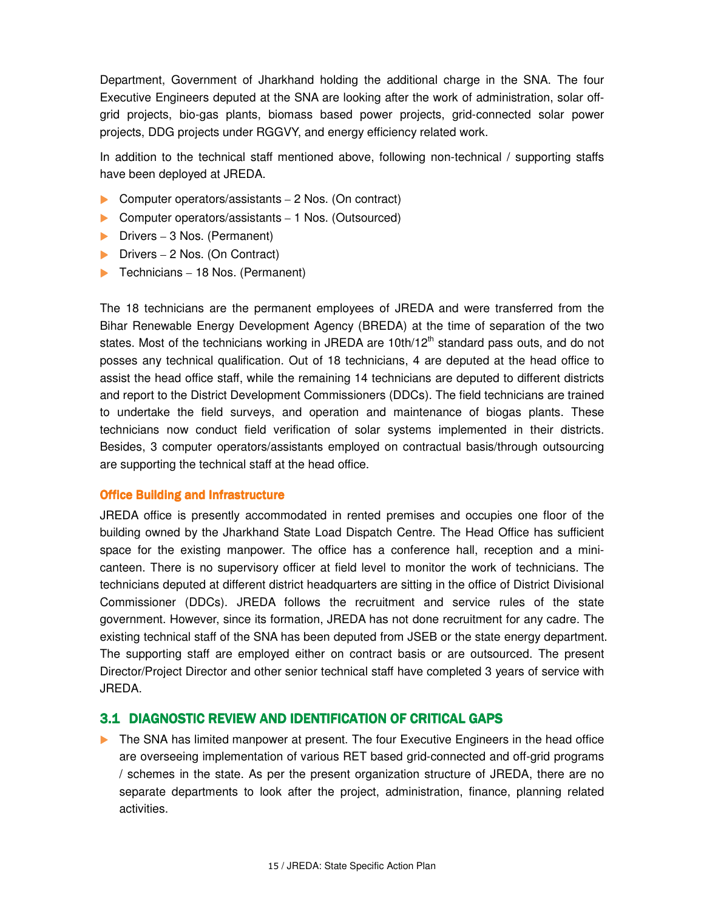Department, Government of Jharkhand holding the additional charge in the SNA. The four Executive Engineers deputed at the SNA are looking after the work of administration, solar off-grid projects, bio-gas plants, biomass based power projects, grid-connected solar power projects, DDG projects under RGGVY, and energy efficiency related work.

In addition to the technical staff mentioned above, following non-technical / supporting staffs have been deployed at JREDA.

- Computer operators/assistants – 2 Nos. (On contract)
- Computer operators/assistants – 1 Nos. (Outsourced)
- Drivers – 3 Nos. (Permanent)
- Drivers – 2 Nos. (On Contract)
- Technicians – 18 Nos. (Permanent)

The 18 technicians are the permanent employees of JREDA and were transferred from the Bihar Renewable Energy Development Agency (BREDA) at the time of separation of the two states. Most of the technicians working in JREDA are 10th/12th standard pass outs, and do not posses any technical qualification. Out of 18 technicians, 4 are deputed at the head office to assist the head office staff, while the remaining 14 technicians are deputed to different districts and report to the District Development Commissioners (DDCs). The field technicians are trained to undertake the field surveys, and operation and maintenance of biogas plants. These technicians now conduct field verification of solar systems implemented in their districts. Besides, 3 computer operators/assistants employed on contractual basis/through outsourcing are supporting the technical staff at the head office.

### Office Building and Infrastructure

JREDA office is presently accommodated in rented premises and occupies one floor of the building owned by the Jharkhand State Load Dispatch Centre. The Head Office has sufficient space for the existing manpower. The office has a conference hall, reception and a mini-canteen. There is no supervisory officer at field level to monitor the work of technicians. The technicians deputed at different district headquarters are sitting in the office of District Divisional Commissioner (DDCs). JREDA follows the recruitment and service rules of the state government. However, since its formation, JREDA has not done recruitment for any cadre. The existing technical staff of the SNA has been deputed from JSEB or the state energy department. The supporting staff are employed either on contract basis or are outsourced. The present Director/Project Director and other senior technical staff have completed 3 years of service with JREDA.

## 3.1 DIAGNOSTIC REVIEW AND IDENTIFICATION OF CRITICAL GAPS

- The SNA has limited manpower at present. The four Executive Engineers in the head office are overseeing implementation of various RET based grid-connected and off-grid programs / schemes in the state. As per the present organization structure of JREDA, there are no separate departments to look after the project, administration, finance, planning related activities.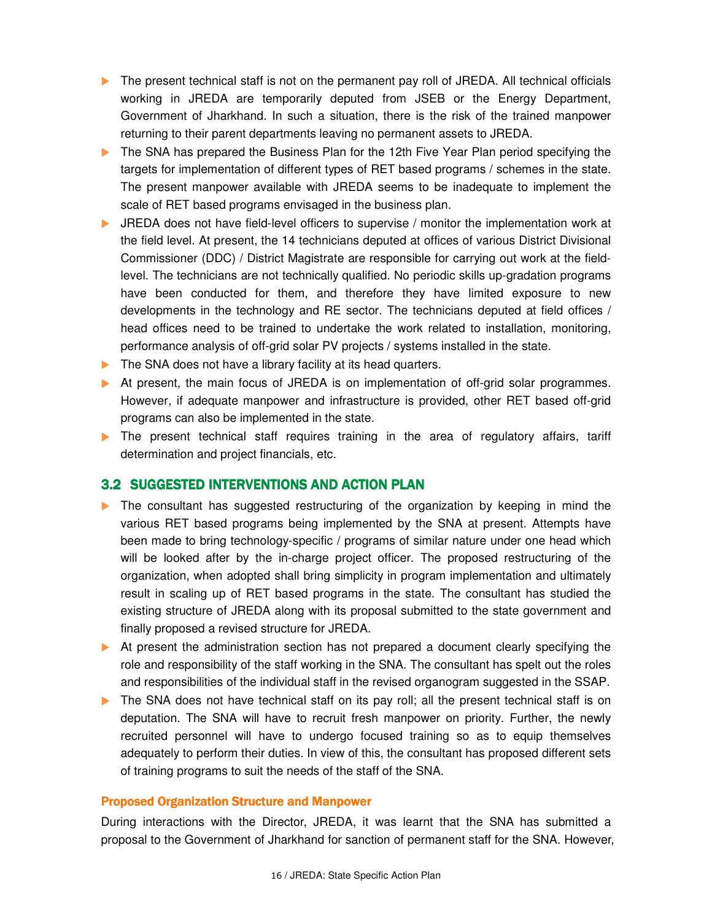- The present technical staff is not on the permanent pay roll of JREDA. All technical officials working in JREDA are temporarily deputed from JSEB or the Energy Department, Government of Jharkhand. In such a situation, there is the risk of the trained manpower returning to their parent departments leaving no permanent assets to JREDA.
- The SNA has prepared the Business Plan for the 12th Five Year Plan period specifying the targets for implementation of different types of RET based programs / schemes in the state. The present manpower available with JREDA seems to be inadequate to implement the scale of RET based programs envisaged in the business plan.
- JREDA does not have field-level officers to supervise / monitor the implementation work at the field level. At present, the 14 technicians deputed at offices of various District Divisional Commissioner (DDC) / District Magistrate are responsible for carrying out work at the field-level. The technicians are not technically qualified. No periodic skills up-gradation programs have been conducted for them, and therefore they have limited exposure to new developments in the technology and RE sector. The technicians deputed at field offices / head offices need to be trained to undertake the work related to installation, monitoring, performance analysis of off-grid solar PV projects / systems installed in the state.
- The SNA does not have a library facility at its head quarters.
- At present, the main focus of JREDA is on implementation of off-grid solar programmes. However, if adequate manpower and infrastructure is provided, other RET based off-grid programs can also be implemented in the state.
- The present technical staff requires training in the area of regulatory affairs, tariff determination and project financials, etc.

## 3.2 SUGGESTED INTERVENTIONS AND ACTION PLAN

- The consultant has suggested restructuring of the organization by keeping in mind the various RET based programs being implemented by the SNA at present. Attempts have been made to bring technology-specific / programs of similar nature under one head which will be looked after by the in-charge project officer. The proposed restructuring of the organization, when adopted shall bring simplicity in program implementation and ultimately result in scaling up of RET based programs in the state. The consultant has studied the existing structure of JREDA along with its proposal submitted to the state government and finally proposed a revised structure for JREDA.
- At present the administration section has not prepared a document clearly specifying the role and responsibility of the staff working in the SNA. The consultant has spelt out the roles and responsibilities of the individual staff in the revised organogram suggested in the SSAP.
- The SNA does not have technical staff on its pay roll; all the present technical staff is on deputation. The SNA will have to recruit fresh manpower on priority. Further, the newly recruited personnel will have to undergo focused training so as to equip themselves adequately to perform their duties. In view of this, the consultant has proposed different sets of training programs to suit the needs of the staff of the SNA.

### Proposed Organization Structure and Manpower

During interactions with the Director, JREDA, it was learnt that the SNA has submitted a proposal to the Government of Jharkhand for sanction of permanent staff for the SNA. However,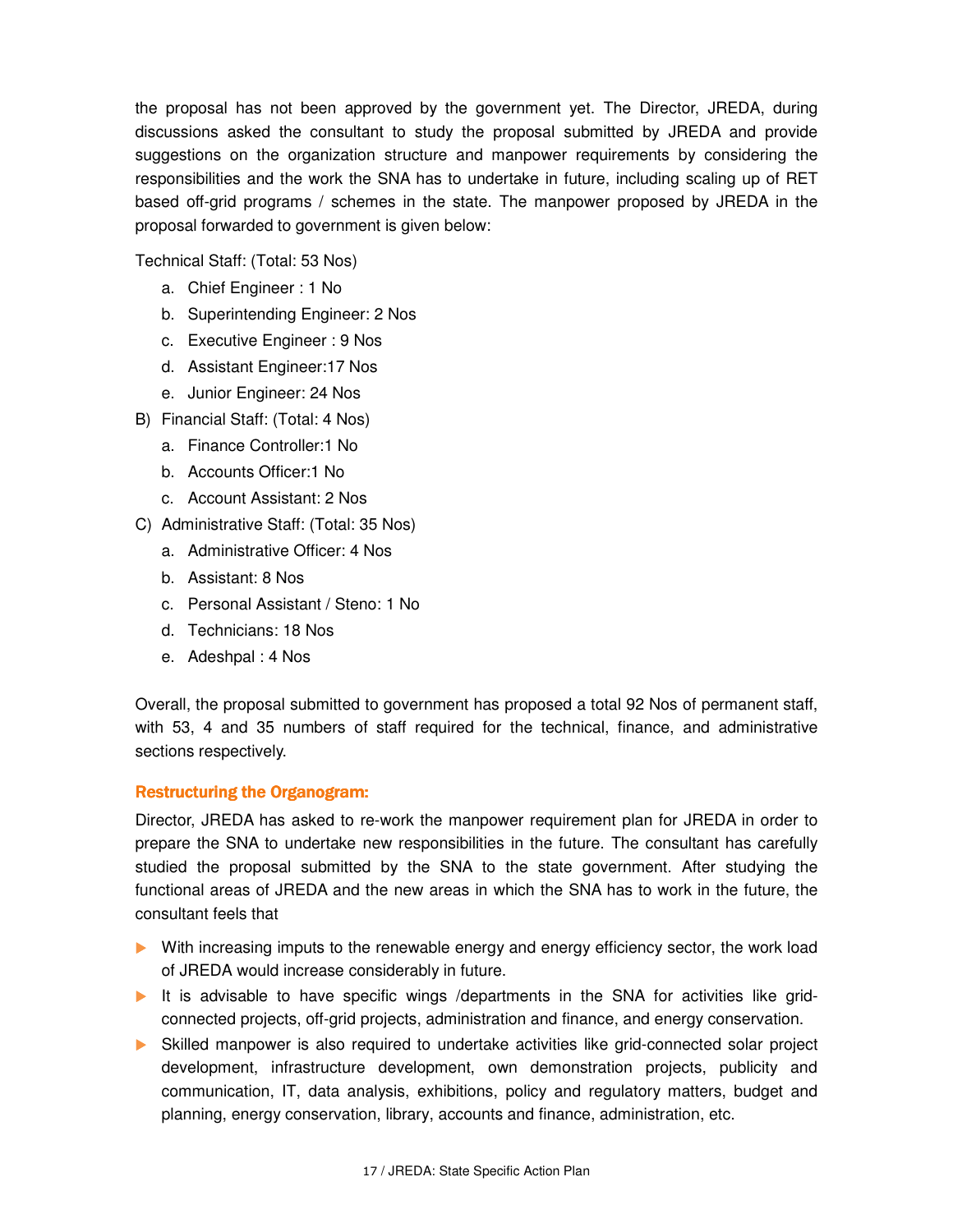the proposal has not been approved by the government yet. The Director, JREDA, during discussions asked the consultant to study the proposal submitted by JREDA and provide suggestions on the organization structure and manpower requirements by considering the responsibilities and the work the SNA has to undertake in future, including scaling up of RET based off-grid programs / schemes in the state. The manpower proposed by JREDA in the proposal forwarded to government is given below:

Technical Staff: (Total: 53 Nos)

a. Chief Engineer : 1 No
b. Superintending Engineer: 2 Nos
c. Executive Engineer : 9 Nos
d. Assistant Engineer:17 Nos
e. Junior Engineer: 24 Nos

B) Financial Staff: (Total: 4 Nos)

a. Finance Controller:1 No
b. Accounts Officer:1 No
c. Account Assistant: 2 Nos

C) Administrative Staff: (Total: 35 Nos)

a. Administrative Officer: 4 Nos
b. Assistant: 8 Nos
c. Personal Assistant / Steno: 1 No
d. Technicians: 18 Nos
e. Adeshpal : 4 Nos

Overall, the proposal submitted to government has proposed a total 92 Nos of permanent staff, with 53, 4 and 35 numbers of staff required for the technical, finance, and administrative sections respectively.

### Restructuring the Organogram:

Director, JREDA has asked to re-work the manpower requirement plan for JREDA in order to prepare the SNA to undertake new responsibilities in the future. The consultant has carefully studied the proposal submitted by the SNA to the state government. After studying the functional areas of JREDA and the new areas in which the SNA has to work in the future, the consultant feels that

- With increasing imputs to the renewable energy and energy efficiency sector, the work load of JREDA would increase considerably in future.
- It is advisable to have specific wings /departments in the SNA for activities like grid-connected projects, off-grid projects, administration and finance, and energy conservation.
- Skilled manpower is also required to undertake activities like grid-connected solar project development, infrastructure development, own demonstration projects, publicity and communication, IT, data analysis, exhibitions, policy and regulatory matters, budget and planning, energy conservation, library, accounts and finance, administration, etc.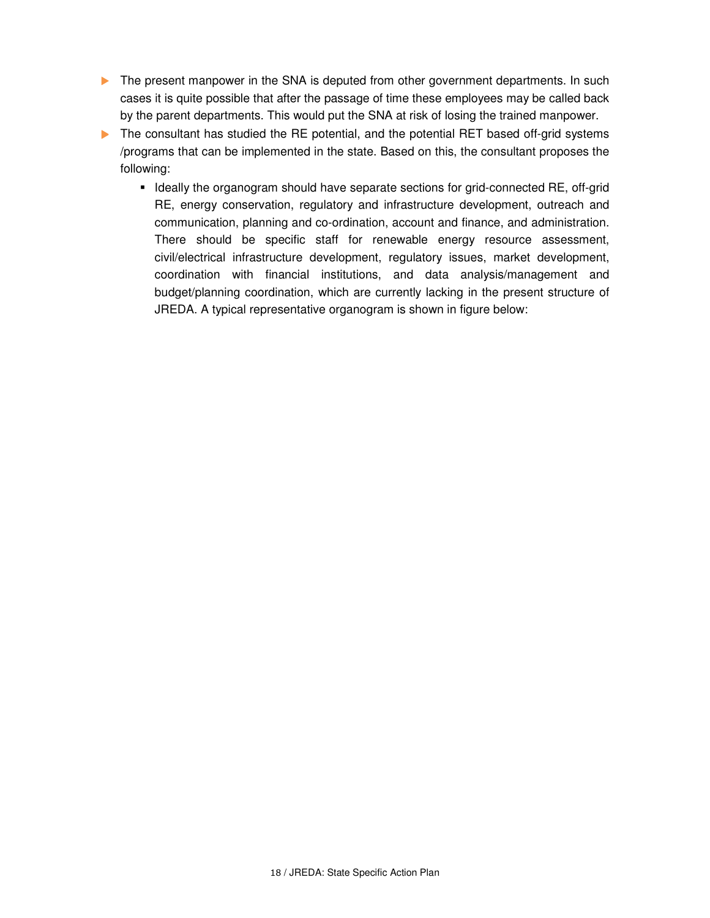- The present manpower in the SNA is deputed from other government departments. In such cases it is quite possible that after the passage of time these employees may be called back by the parent departments. This would put the SNA at risk of losing the trained manpower.
- The consultant has studied the RE potential, and the potential RET based off-grid systems /programs that can be implemented in the state. Based on this, the consultant proposes the following:
  - Ideally the organogram should have separate sections for grid-connected RE, off-grid RE, energy conservation, regulatory and infrastructure development, outreach and communication, planning and co-ordination, account and finance, and administration. There should be specific staff for renewable energy resource assessment, civil/electrical infrastructure development, regulatory issues, market development, coordination with financial institutions, and data analysis/management and budget/planning coordination, which are currently lacking in the present structure of JREDA. A typical representative organogram is shown in figure below: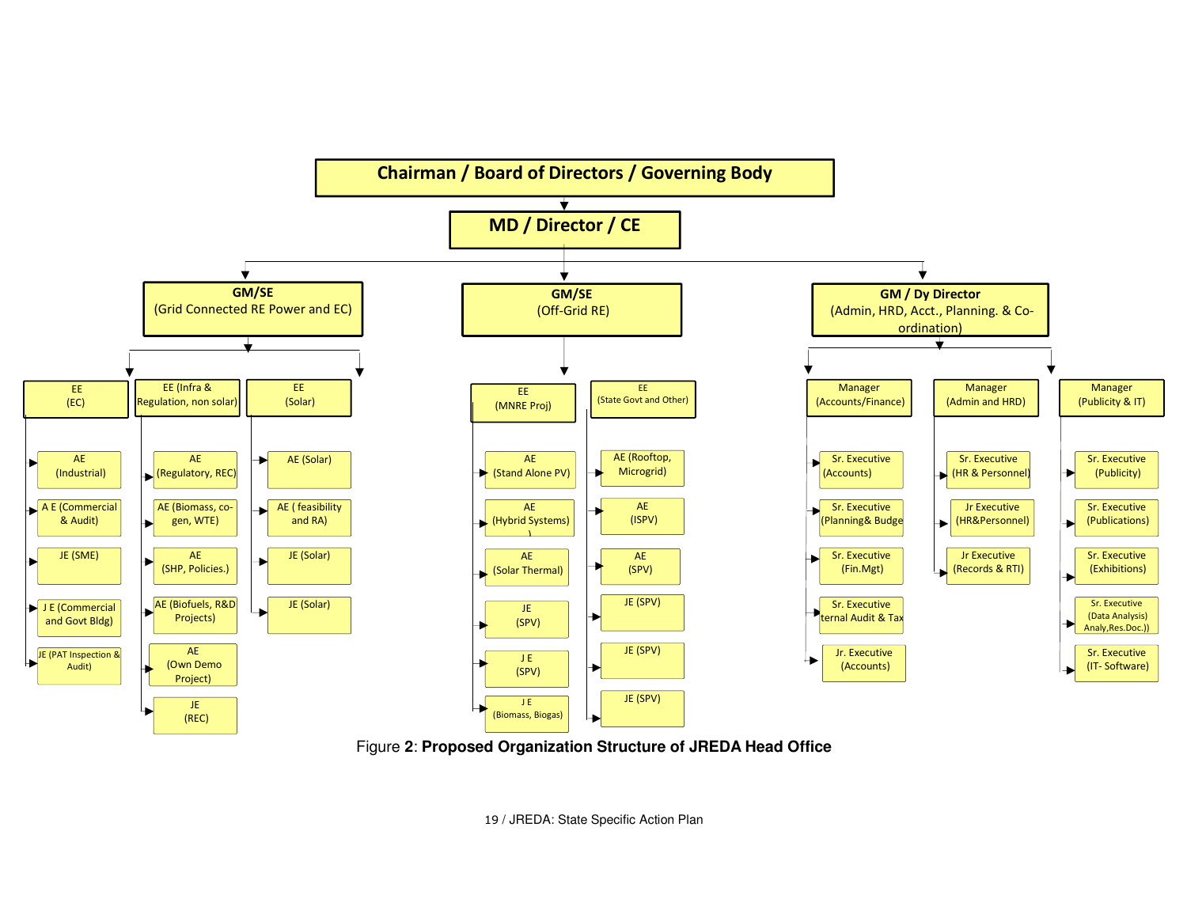- **Chairman / Board of Directors / Governing Body**
  - **MD / Director / CE**
    - **GM/SE (Grid Connected RE Power and EC)**
      - EE (EC)
        - AE (Industrial)
        - A E (Commercial & Audit)
        - JE (SME)
        - J E (Commercial and Govt Bldg)
        - JE (PAT Inspection & Audit)
      - EE (Infra & Regulation, non solar)
        - AE (Regulatory, REC)
        - AE (Biomass, co-gen, WTE)
        - AE (SHP, Policies.)
        - AE (Biofuels, R&D Projects)
        - AE (Own Demo Project)
        - JE (REC)
      - EE (Solar)
        - AE (Solar)
        - AE ( feasibility and RA)
        - JE (Solar)
        - JE (Solar)
    - **GM/SE (Off-Grid RE)**
      - EE (MNRE Proj)
        - AE (Stand Alone PV)
        - AE (Hybrid Systems)
        - AE (Solar Thermal)
        - JE (SPV)
        - J E (SPV)
        - J E (Biomass, Biogas)
      - EE (State Govt and Other)
        - AE (Rooftop, Microgrid)
        - AE (ISPV)
        - AE (SPV)
        - JE (SPV)
        - JE (SPV)
        - JE (SPV)
    - **GM / Dy Director (Admin, HRD, Acct., Planning. & Co-ordination)**
      - Manager (Accounts/Finance)
        - Sr. Executive (Accounts)
        - Sr. Executive (Planning& Budge
        - Sr. Executive (Fin.Mgt)
        - Sr. Executive ternal Audit & Tax
        - Jr. Executive (Accounts)
      - Manager (Admin and HRD)
        - Sr. Executive (HR & Personnel)
        - Jr Executive (HR&Personnel)
        - Jr Executive (Records & RTI)
      - Manager (Publicity & IT)
        - Sr. Executive (Publicity)
        - Sr. Executive (Publications)
        - Sr. Executive (Exhibitions)
        - Sr. Executive (Data Analysis) Analy,Res.Doc.))
        - Sr. Executive (IT- Software)

Figure **2**: **Proposed Organization Structure of JREDA Head Office**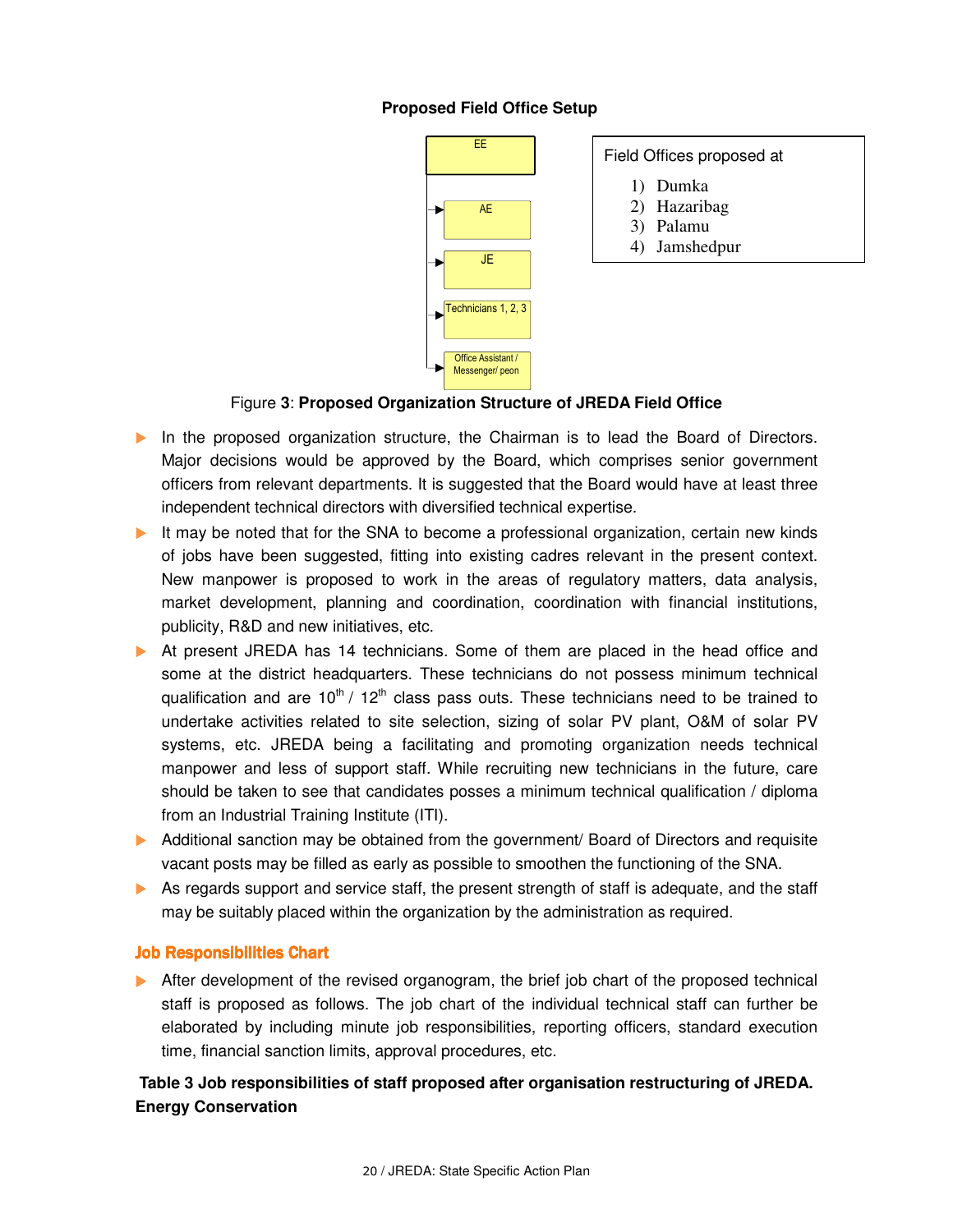**Proposed Field Office Setup**

EE

- AE
- JE
- Technicians 1, 2, 3
- Office Assistant / Messenger/ peon

Field Offices proposed at

1) Dumka
2) Hazaribag
3) Palamu
4) Jamshedpur

Figure **3**: **Proposed Organization Structure of JREDA Field Office**

- In the proposed organization structure, the Chairman is to lead the Board of Directors. Major decisions would be approved by the Board, which comprises senior government officers from relevant departments. It is suggested that the Board would have at least three independent technical directors with diversified technical expertise.
- It may be noted that for the SNA to become a professional organization, certain new kinds of jobs have been suggested, fitting into existing cadres relevant in the present context. New manpower is proposed to work in the areas of regulatory matters, data analysis, market development, planning and coordination, coordination with financial institutions, publicity, R&D and new initiatives, etc.
- At present JREDA has 14 technicians. Some of them are placed in the head office and some at the district headquarters. These technicians do not possess minimum technical qualification and are 10th / 12th class pass outs. These technicians need to be trained to undertake activities related to site selection, sizing of solar PV plant, O&M of solar PV systems, etc. JREDA being a facilitating and promoting organization needs technical manpower and less of support staff. While recruiting new technicians in the future, care should be taken to see that candidates posses a minimum technical qualification / diploma from an Industrial Training Institute (ITI).
- Additional sanction may be obtained from the government/ Board of Directors and requisite vacant posts may be filled as early as possible to smoothen the functioning of the SNA.
- As regards support and service staff, the present strength of staff is adequate, and the staff may be suitably placed within the organization by the administration as required.

### Job Responsibilities Chart

- After development of the revised organogram, the brief job chart of the proposed technical staff is proposed as follows. The job chart of the individual technical staff can further be elaborated by including minute job responsibilities, reporting officers, standard execution time, financial sanction limits, approval procedures, etc.

**Table 3 Job responsibilities of staff proposed after organisation restructuring of JREDA.**
**Energy Conservation**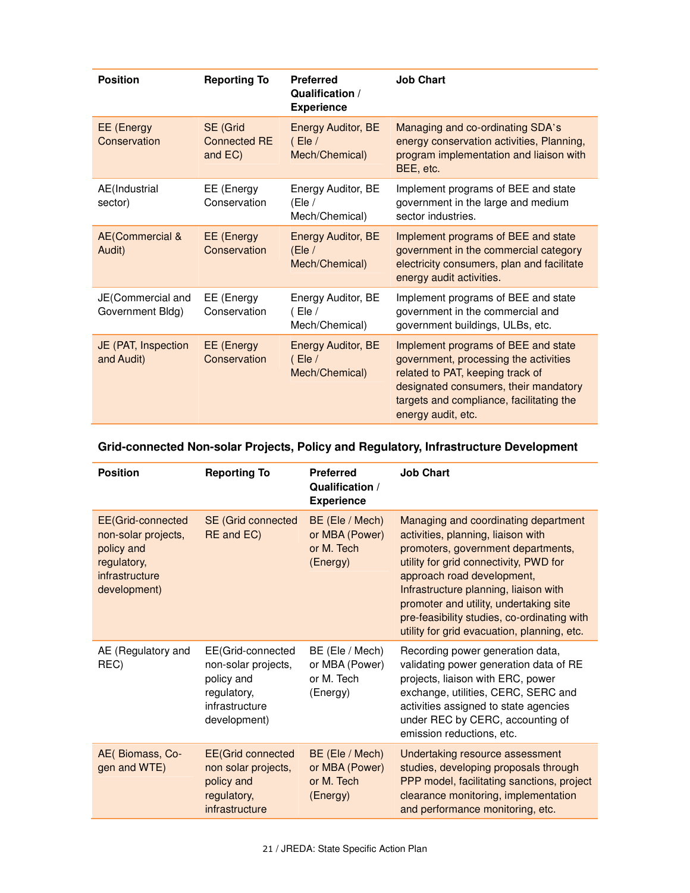| Position | Reporting To | Preferred Qualification / Experience | Job Chart |
|---|---|---|---|
| EE (Energy Conservation | SE (Grid Connected RE and EC) | Energy Auditor, BE ( Ele / Mech/Chemical) | Managing and co-ordinating SDA's energy conservation activities, Planning, program implementation and liaison with BEE, etc. |
| AE(Industrial sector) | EE (Energy Conservation | Energy Auditor, BE (Ele / Mech/Chemical) | Implement programs of BEE and state government in the large and medium sector industries. |
| AE(Commercial & Audit) | EE (Energy Conservation | Energy Auditor, BE (Ele / Mech/Chemical) | Implement programs of BEE and state government in the commercial category electricity consumers, plan and facilitate energy audit activities. |
| JE(Commercial and Government Bldg) | EE (Energy Conservation | Energy Auditor, BE ( Ele / Mech/Chemical) | Implement programs of BEE and state government in the commercial and government buildings, ULBs, etc. |
| JE (PAT, Inspection and Audit) | EE (Energy Conservation | Energy Auditor, BE ( Ele / Mech/Chemical) | Implement programs of BEE and state government, processing the activities related to PAT, keeping track of designated consumers, their mandatory targets and compliance, facilitating the energy audit, etc. |

**Grid-connected Non-solar Projects, Policy and Regulatory, Infrastructure Development**

| Position | Reporting To | Preferred Qualification / Experience | Job Chart |
|---|---|---|---|
| EE(Grid-connected non-solar projects, policy and regulatory, infrastructure development) | SE (Grid connected RE and EC) | BE (Ele / Mech) or MBA (Power) or M. Tech (Energy) | Managing and coordinating department activities, planning, liaison with promoters, government departments, utility for grid connectivity, PWD for approach road development, Infrastructure planning, liaison with promoter and utility, undertaking site pre-feasibility studies, co-ordinating with utility for grid evacuation, planning, etc. |
| AE (Regulatory and REC) | EE(Grid-connected non-solar projects, policy and regulatory, infrastructure development) | BE (Ele / Mech) or MBA (Power) or M. Tech (Energy) | Recording power generation data, validating power generation data of RE projects, liaison with ERC, power exchange, utilities, CERC, SERC and activities assigned to state agencies under REC by CERC, accounting of emission reductions, etc. |
| AE( Biomass, Co-gen and WTE) | EE(Grid connected non solar projects, policy and regulatory, infrastructure | BE (Ele / Mech) or MBA (Power) or M. Tech (Energy) | Undertaking resource assessment studies, developing proposals through PPP model, facilitating sanctions, project clearance monitoring, implementation and performance monitoring, etc. |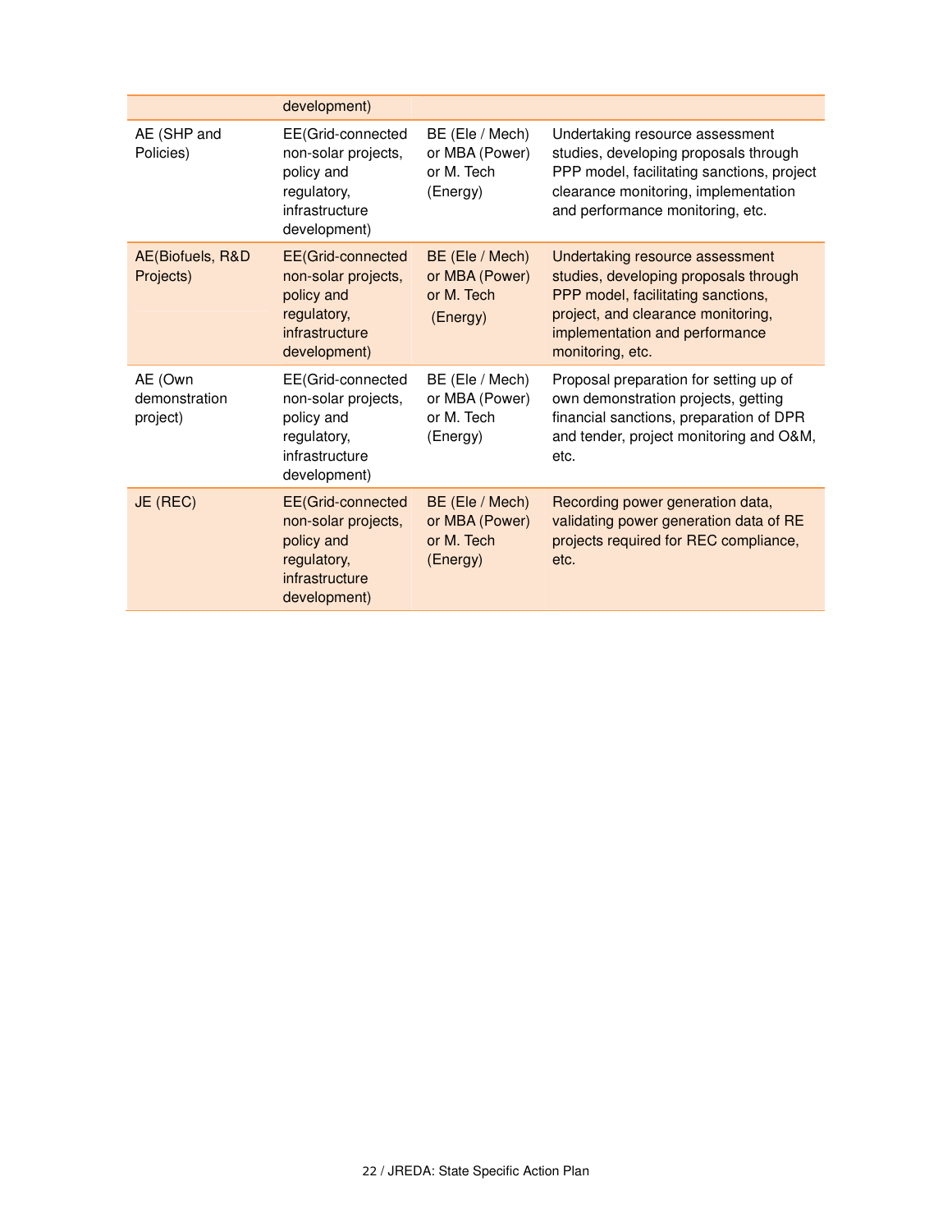| | development) | | |
|---|---|---|---|
| AE (SHP and Policies) | EE(Grid-connected non-solar projects, policy and regulatory, infrastructure development) | BE (Ele / Mech) or MBA (Power) or M. Tech (Energy) | Undertaking resource assessment studies, developing proposals through PPP model, facilitating sanctions, project clearance monitoring, implementation and performance monitoring, etc. |
| AE(Biofuels, R&D Projects) | EE(Grid-connected non-solar projects, policy and regulatory, infrastructure development) | BE (Ele / Mech) or MBA (Power) or M. Tech (Energy) | Undertaking resource assessment studies, developing proposals through PPP model, facilitating sanctions, project, and clearance monitoring, implementation and performance monitoring, etc. |
| AE (Own demonstration project) | EE(Grid-connected non-solar projects, policy and regulatory, infrastructure development) | BE (Ele / Mech) or MBA (Power) or M. Tech (Energy) | Proposal preparation for setting up of own demonstration projects, getting financial sanctions, preparation of DPR and tender, project monitoring and O&M, etc. |
| JE (REC) | EE(Grid-connected non-solar projects, policy and regulatory, infrastructure development) | BE (Ele / Mech) or MBA (Power) or M. Tech (Energy) | Recording power generation data, validating power generation data of RE projects required for REC compliance, etc. |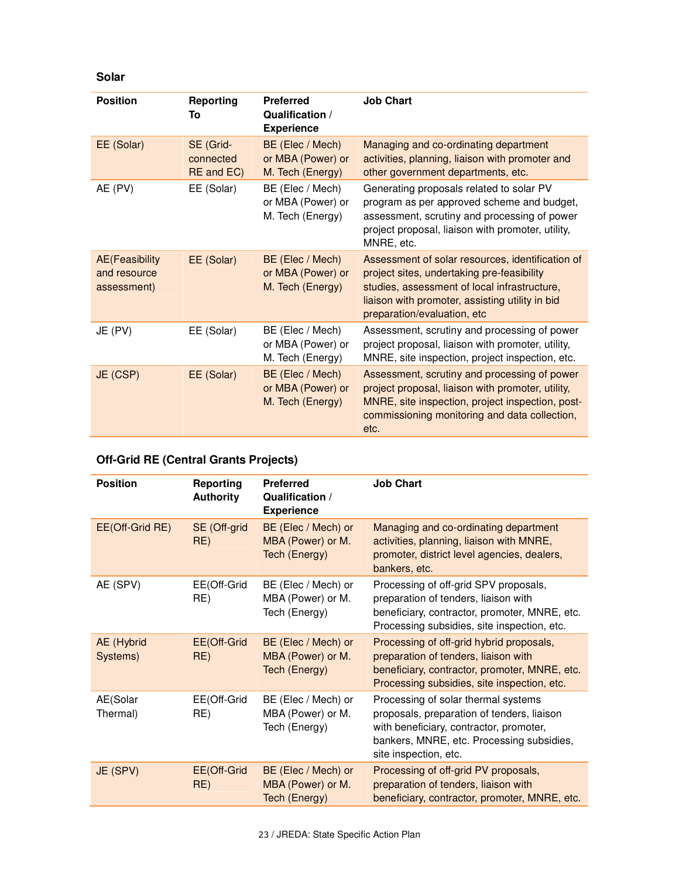### Solar

| Position | Reporting To | Preferred Qualification / Experience | Job Chart |
|---|---|---|---|
| EE (Solar) | SE (Grid-connected RE and EC) | BE (Elec / Mech) or MBA (Power) or M. Tech (Energy) | Managing and co-ordinating department activities, planning, liaison with promoter and other government departments, etc. |
| AE (PV) | EE (Solar) | BE (Elec / Mech) or MBA (Power) or M. Tech (Energy) | Generating proposals related to solar PV program as per approved scheme and budget, assessment, scrutiny and processing of power project proposal, liaison with promoter, utility, MNRE, etc. |
| AE(Feasibility and resource assessment) | EE (Solar) | BE (Elec / Mech) or MBA (Power) or M. Tech (Energy) | Assessment of solar resources, identification of project sites, undertaking pre-feasibility studies, assessment of local infrastructure, liaison with promoter, assisting utility in bid preparation/evaluation, etc |
| JE (PV) | EE (Solar) | BE (Elec / Mech) or MBA (Power) or M. Tech (Energy) | Assessment, scrutiny and processing of power project proposal, liaison with promoter, utility, MNRE, site inspection, project inspection, etc. |
| JE (CSP) | EE (Solar) | BE (Elec / Mech) or MBA (Power) or M. Tech (Energy) | Assessment, scrutiny and processing of power project proposal, liaison with promoter, utility, MNRE, site inspection, project inspection, post-commissioning monitoring and data collection, etc. |

### Off-Grid RE (Central Grants Projects)

| Position | Reporting Authority | Preferred Qualification / Experience | Job Chart |
|---|---|---|---|
| EE(Off-Grid RE) | SE (Off-grid RE) | BE (Elec / Mech) or MBA (Power) or M. Tech (Energy) | Managing and co-ordinating department activities, planning, liaison with MNRE, promoter, district level agencies, dealers, bankers, etc. |
| AE (SPV) | EE(Off-Grid RE) | BE (Elec / Mech) or MBA (Power) or M. Tech (Energy) | Processing of off-grid SPV proposals, preparation of tenders, liaison with beneficiary, contractor, promoter, MNRE, etc. Processing subsidies, site inspection, etc. |
| AE (Hybrid Systems) | EE(Off-Grid RE) | BE (Elec / Mech) or MBA (Power) or M. Tech (Energy) | Processing of off-grid hybrid proposals, preparation of tenders, liaison with beneficiary, contractor, promoter, MNRE, etc. Processing subsidies, site inspection, etc. |
| AE(Solar Thermal) | EE(Off-Grid RE) | BE (Elec / Mech) or MBA (Power) or M. Tech (Energy) | Processing of solar thermal systems proposals, preparation of tenders, liaison with beneficiary, contractor, promoter, bankers, MNRE, etc. Processing subsidies, site inspection, etc. |
| JE (SPV) | EE(Off-Grid RE) | BE (Elec / Mech) or MBA (Power) or M. Tech (Energy) | Processing of off-grid PV proposals, preparation of tenders, liaison with beneficiary, contractor, promoter, MNRE, etc. |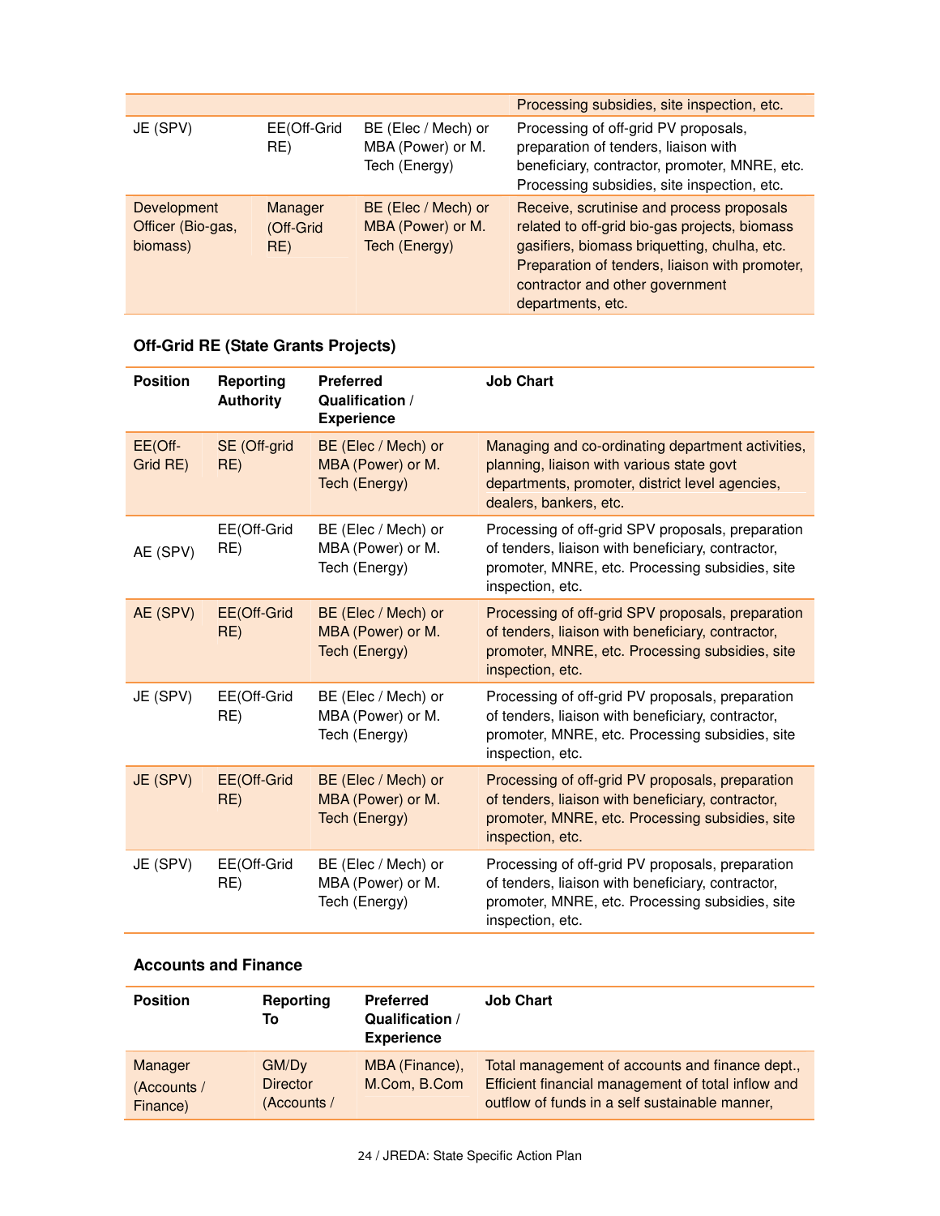| | | | |
|---|---|---|---|
| | | | Processing subsidies, site inspection, etc. |
| JE (SPV) | EE(Off-Grid RE) | BE (Elec / Mech) or MBA (Power) or M. Tech (Energy) | Processing of off-grid PV proposals, preparation of tenders, liaison with beneficiary, contractor, promoter, MNRE, etc. Processing subsidies, site inspection, etc. |
| Development Officer (Bio-gas, biomass) | Manager (Off-Grid RE) | BE (Elec / Mech) or MBA (Power) or M. Tech (Energy) | Receive, scrutinise and process proposals related to off-grid bio-gas projects, biomass gasifiers, biomass briquetting, chulha, etc. Preparation of tenders, liaison with promoter, contractor and other government departments, etc. |

### Off-Grid RE (State Grants Projects)

| Position | Reporting Authority | Preferred Qualification / Experience | Job Chart |
|---|---|---|---|
| EE(Off-Grid RE) | SE (Off-grid RE) | BE (Elec / Mech) or MBA (Power) or M. Tech (Energy) | Managing and co-ordinating department activities, planning, liaison with various state govt departments, promoter, district level agencies, dealers, bankers, etc. |
| AE (SPV) | EE(Off-Grid RE) | BE (Elec / Mech) or MBA (Power) or M. Tech (Energy) | Processing of off-grid SPV proposals, preparation of tenders, liaison with beneficiary, contractor, promoter, MNRE, etc. Processing subsidies, site inspection, etc. |
| AE (SPV) | EE(Off-Grid RE) | BE (Elec / Mech) or MBA (Power) or M. Tech (Energy) | Processing of off-grid SPV proposals, preparation of tenders, liaison with beneficiary, contractor, promoter, MNRE, etc. Processing subsidies, site inspection, etc. |
| JE (SPV) | EE(Off-Grid RE) | BE (Elec / Mech) or MBA (Power) or M. Tech (Energy) | Processing of off-grid PV proposals, preparation of tenders, liaison with beneficiary, contractor, promoter, MNRE, etc. Processing subsidies, site inspection, etc. |
| JE (SPV) | EE(Off-Grid RE) | BE (Elec / Mech) or MBA (Power) or M. Tech (Energy) | Processing of off-grid PV proposals, preparation of tenders, liaison with beneficiary, contractor, promoter, MNRE, etc. Processing subsidies, site inspection, etc. |
| JE (SPV) | EE(Off-Grid RE) | BE (Elec / Mech) or MBA (Power) or M. Tech (Energy) | Processing of off-grid PV proposals, preparation of tenders, liaison with beneficiary, contractor, promoter, MNRE, etc. Processing subsidies, site inspection, etc. |

### Accounts and Finance

| Position | Reporting To | Preferred Qualification / Experience | Job Chart |
|---|---|---|---|
| Manager (Accounts / Finance) | GM/Dy Director (Accounts / | MBA (Finance), M.Com, B.Com | Total management of accounts and finance dept., Efficient financial management of total inflow and outflow of funds in a self sustainable manner, |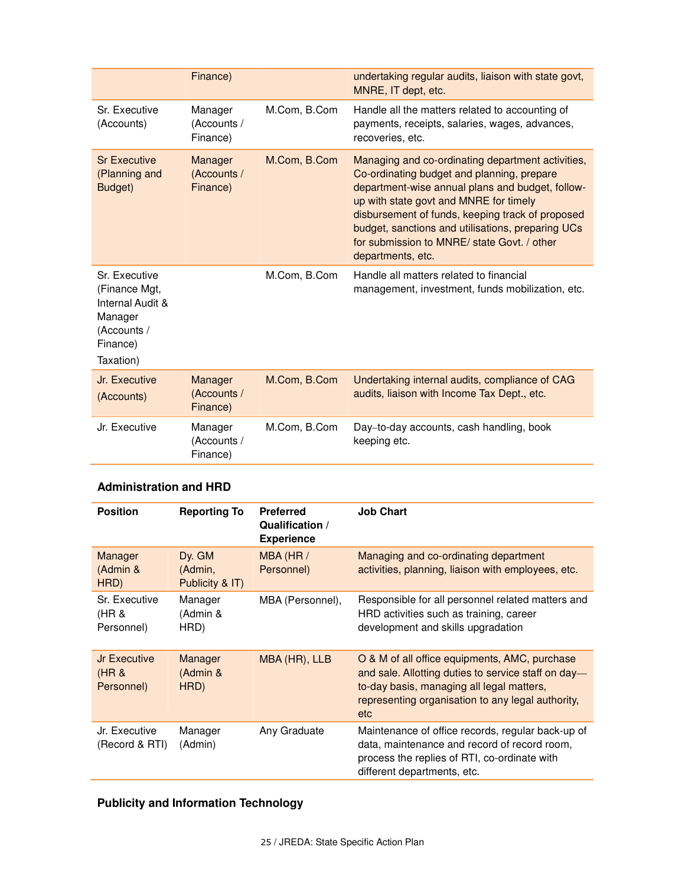| | | | |
|---|---|---|---|
| | Finance) | | undertaking regular audits, liaison with state govt, MNRE, IT dept, etc. |
| Sr. Executive (Accounts) | Manager (Accounts / Finance) | M.Com, B.Com | Handle all the matters related to accounting of payments, receipts, salaries, wages, advances, recoveries, etc. |
| Sr Executive (Planning and Budget) | Manager (Accounts / Finance) | M.Com, B.Com | Managing and co-ordinating department activities, Co-ordinating budget and planning, prepare department-wise annual plans and budget, follow-up with state govt and MNRE for timely disbursement of funds, keeping track of proposed budget, sanctions and utilisations, preparing UCs for submission to MNRE/ state Govt. / other departments, etc. |
| Sr. Executive (Finance Mgt, Internal Audit & Manager (Accounts / Finance) Taxation) | | M.Com, B.Com | Handle all matters related to financial management, investment, funds mobilization, etc. |
| Jr. Executive (Accounts) | Manager (Accounts / Finance) | M.Com, B.Com | Undertaking internal audits, compliance of CAG audits, liaison with Income Tax Dept., etc. |
| Jr. Executive | Manager (Accounts / Finance) | M.Com, B.Com | Day–to-day accounts, cash handling, book keeping etc. |

### Administration and HRD

| Position | Reporting To | Preferred Qualification / Experience | Job Chart |
|---|---|---|---|
| Manager (Admin & HRD) | Dy. GM (Admin, Publicity & IT) | MBA (HR / Personnel) | Managing and co-ordinating department activities, planning, liaison with employees, etc. |
| Sr. Executive (HR & Personnel) | Manager (Admin & HRD) | MBA (Personnel), | Responsible for all personnel related matters and HRD activities such as training, career development and skills upgradation |
| Jr Executive (HR & Personnel) | Manager (Admin & HRD) | MBA (HR), LLB | O & M of all office equipments, AMC, purchase and sale. Allotting duties to service staff on day—to-day basis, managing all legal matters, representing organisation to any legal authority, etc |
| Jr. Executive (Record & RTI) | Manager (Admin) | Any Graduate | Maintenance of office records, regular back-up of data, maintenance and record of record room, process the replies of RTI, co-ordinate with different departments, etc. |

### Publicity and Information Technology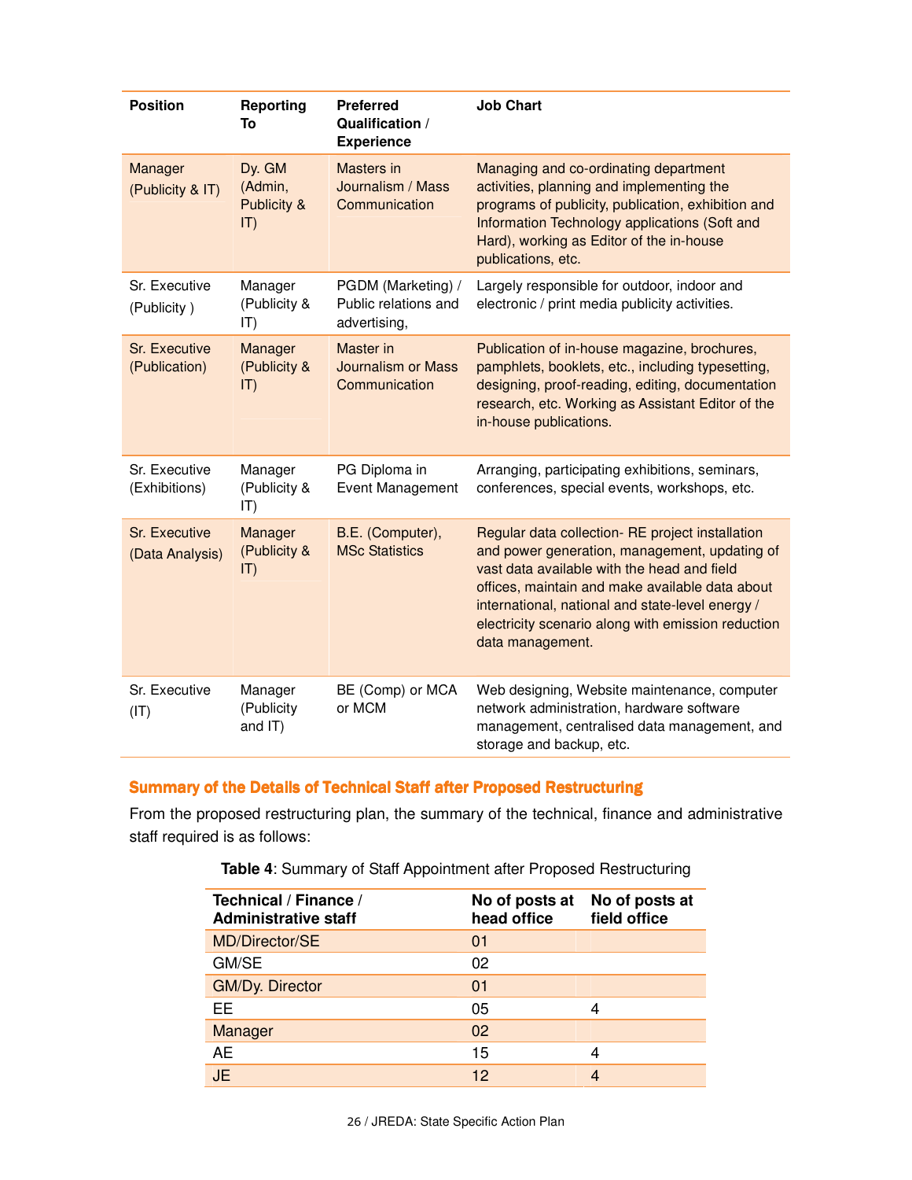| Position | Reporting To | Preferred Qualification / Experience | Job Chart |
|---|---|---|---|
| Manager (Publicity & IT) | Dy. GM (Admin, Publicity & IT) | Masters in Journalism / Mass Communication | Managing and co-ordinating department activities, planning and implementing the programs of publicity, publication, exhibition and Information Technology applications (Soft and Hard), working as Editor of the in-house publications, etc. |
| Sr. Executive (Publicity ) | Manager (Publicity & IT) | PGDM (Marketing) / Public relations and advertising, | Largely responsible for outdoor, indoor and electronic / print media publicity activities. |
| Sr. Executive (Publication) | Manager (Publicity & IT) | Master in Journalism or Mass Communication | Publication of in-house magazine, brochures, pamphlets, booklets, etc., including typesetting, designing, proof-reading, editing, documentation research, etc. Working as Assistant Editor of the in-house publications. |
| Sr. Executive (Exhibitions) | Manager (Publicity & IT) | PG Diploma in Event Management | Arranging, participating exhibitions, seminars, conferences, special events, workshops, etc. |
| Sr. Executive (Data Analysis) | Manager (Publicity & IT) | B.E. (Computer), MSc Statistics | Regular data collection- RE project installation and power generation, management, updating of vast data available with the head and field offices, maintain and make available data about international, national and state-level energy / electricity scenario along with emission reduction data management. |
| Sr. Executive (IT) | Manager (Publicity and IT) | BE (Comp) or MCA or MCM | Web designing, Website maintenance, computer network administration, hardware software management, centralised data management, and storage and backup, etc. |

## Summary of the Details of Technical Staff after Proposed Restructuring

From the proposed restructuring plan, the summary of the technical, finance and administrative staff required is as follows:

**Table 4**: Summary of Staff Appointment after Proposed Restructuring

| Technical / Finance / Administrative staff | No of posts at head office | No of posts at field office |
|---|---|---|
| MD/Director/SE | 01 | |
| GM/SE | 02 | |
| GM/Dy. Director | 01 | |
| EE | 05 | 4 |
| Manager | 02 | |
| AE | 15 | 4 |
| JE | 12 | 4 |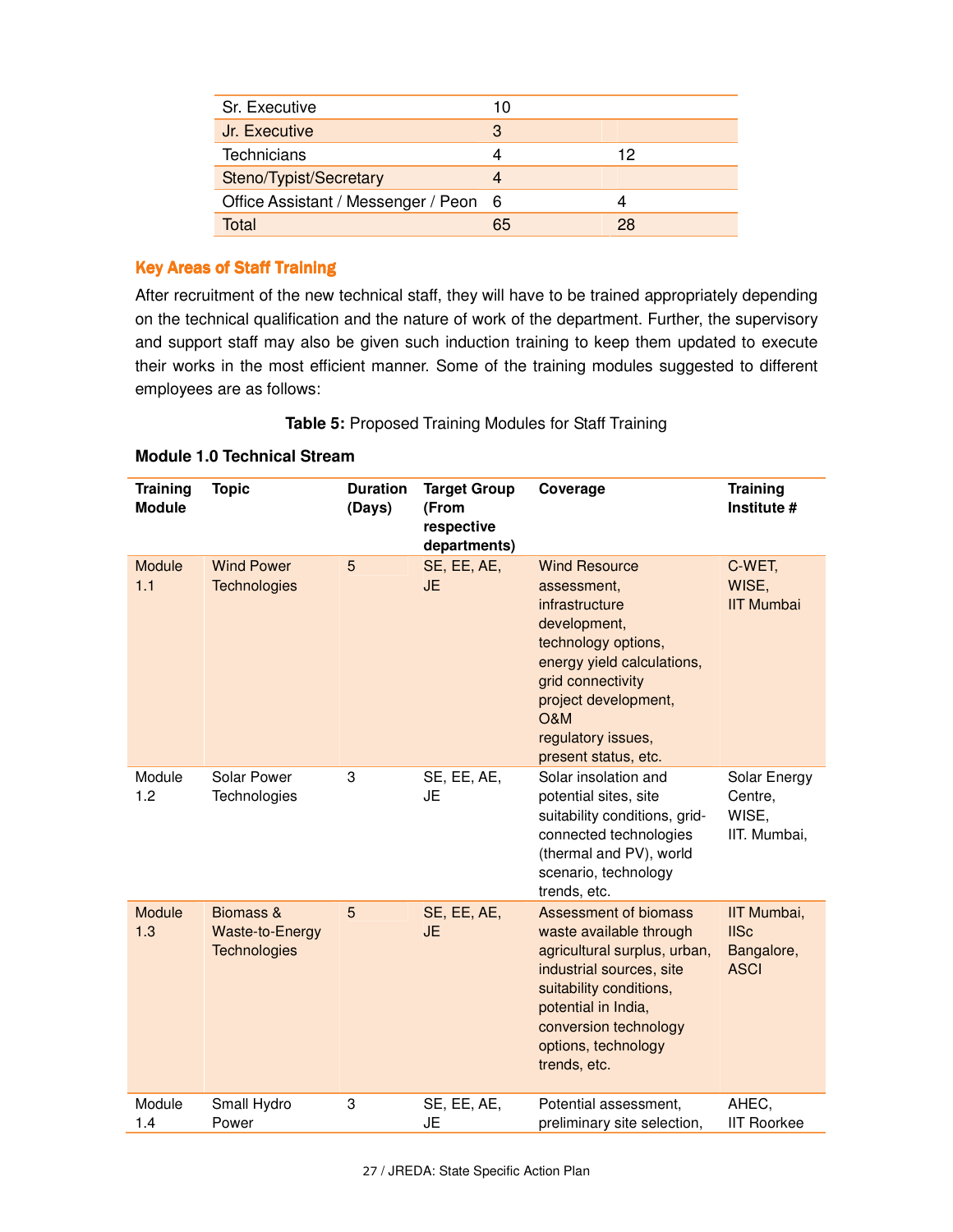| Sr. Executive | 10 | |
|---|---|---|
| Jr. Executive | 3 | |
| Technicians | 4 | 12 |
| Steno/Typist/Secretary | 4 | |
| Office Assistant / Messenger / Peon | 6 | 4 |
| Total | 65 | 28 |

## Key Areas of Staff Training

After recruitment of the new technical staff, they will have to be trained appropriately depending on the technical qualification and the nature of work of the department. Further, the supervisory and support staff may also be given such induction training to keep them updated to execute their works in the most efficient manner. Some of the training modules suggested to different employees are as follows:

**Table 5:** Proposed Training Modules for Staff Training

### Module 1.0 Technical Stream

| Training Module | Topic | Duration (Days) | Target Group (From respective departments) | Coverage | Training Institute # |
|---|---|---|---|---|---|
| Module 1.1 | Wind Power Technologies | 5 | SE, EE, AE, JE | Wind Resource assessment, infrastructure development, technology options, energy yield calculations, grid connectivity project development, O&M regulatory issues, present status, etc. | C-WET, WISE, IIT Mumbai |
| Module 1.2 | Solar Power Technologies | 3 | SE, EE, AE, JE | Solar insolation and potential sites, site suitability conditions, grid-connected technologies (thermal and PV), world scenario, technology trends, etc. | Solar Energy Centre, WISE, IIT. Mumbai, |
| Module 1.3 | Biomass & Waste-to-Energy Technologies | 5 | SE, EE, AE, JE | Assessment of biomass waste available through agricultural surplus, urban, industrial sources, site suitability conditions, potential in India, conversion technology options, technology trends, etc. | IIT Mumbai, IISc Bangalore, ASCI |
| Module 1.4 | Small Hydro Power | 3 | SE, EE, AE, JE | Potential assessment, preliminary site selection, | AHEC, IIT Roorkee |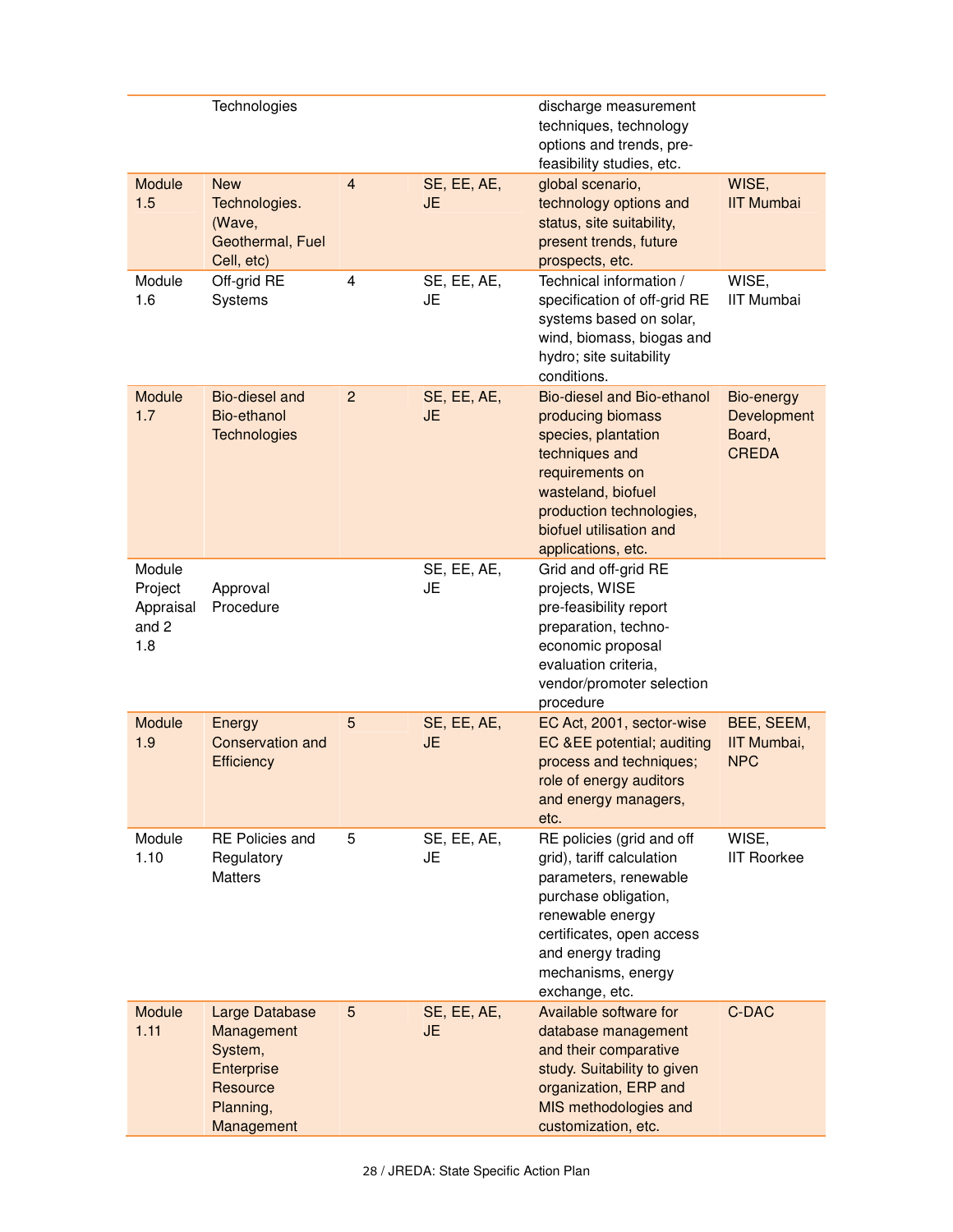| | Technologies | | | discharge measurement techniques, technology options and trends, pre-feasibility studies, etc. | |
|---|---|---|---|---|---|
| Module 1.5 | New Technologies. (Wave, Geothermal, Fuel Cell, etc) | 4 | SE, EE, AE, JE | global scenario, technology options and status, site suitability, present trends, future prospects, etc. | WISE, IIT Mumbai |
| Module 1.6 | Off-grid RE Systems | 4 | SE, EE, AE, JE | Technical information / specification of off-grid RE systems based on solar, wind, biomass, biogas and hydro; site suitability conditions. | WISE, IIT Mumbai |
| Module 1.7 | Bio-diesel and Bio-ethanol Technologies | 2 | SE, EE, AE, JE | Bio-diesel and Bio-ethanol producing biomass species, plantation techniques and requirements on wasteland, biofuel production technologies, biofuel utilisation and applications, etc. | Bio-energy Development Board, CREDA |
| Module 1.8 | Project Appraisal and Approval Procedure | 2 | SE, EE, AE, JE | Grid and off-grid RE projects, pre-feasibility report preparation, techno-economic proposal evaluation criteria, vendor/promoter selection procedure | WISE |
| Module 1.9 | Energy Conservation and Efficiency | 5 | SE, EE, AE, JE | EC Act, 2001, sector-wise EC &EE potential; auditing process and techniques; role of energy auditors and energy managers, etc. | BEE, SEEM, IIT Mumbai, NPC |
| Module 1.10 | RE Policies and Regulatory Matters | 5 | SE, EE, AE, JE | RE policies (grid and off grid), tariff calculation parameters, renewable purchase obligation, renewable energy certificates, open access and energy trading mechanisms, energy exchange, etc. | WISE, IIT Roorkee |
| Module 1.11 | Large Database Management System, Enterprise Resource Planning, Management | 5 | SE, EE, AE, JE | Available software for database management and their comparative study. Suitability to given organization, ERP and MIS methodologies and customization, etc. | C-DAC |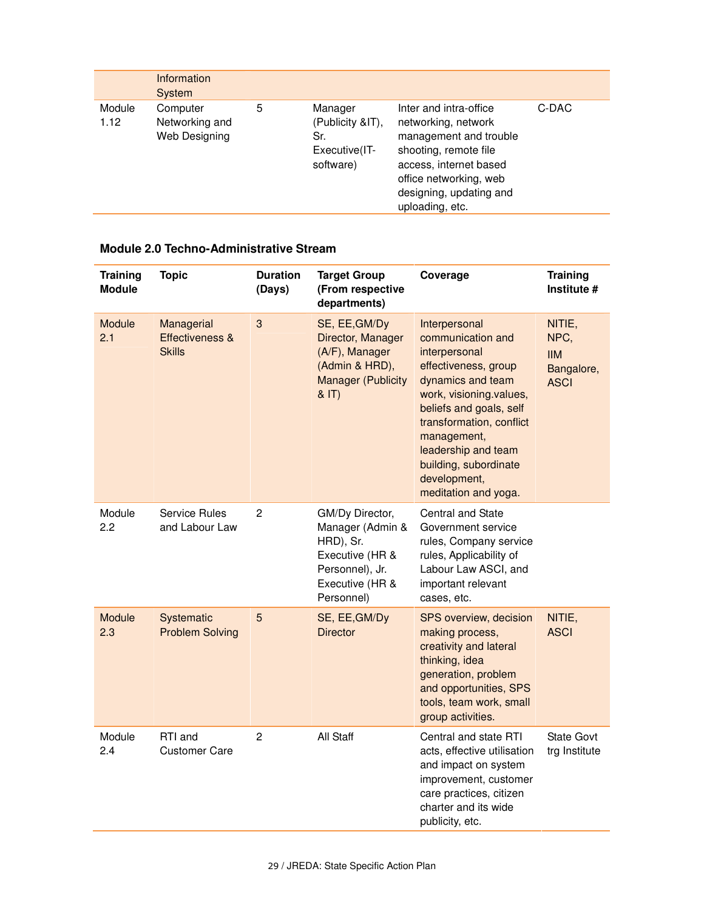| | Information System | | | | |
|---|---|---|---|---|---|
| Module 1.12 | Computer Networking and Web Designing | 5 | Manager (Publicity &IT), Sr. Executive(IT-software) | Inter and intra-office networking, network management and trouble shooting, remote file access, internet based office networking, web designing, updating and uploading, etc. | C-DAC |

**Module 2.0 Techno-Administrative Stream**

| Training Module | Topic | Duration (Days) | Target Group (From respective departments) | Coverage | Training Institute # |
|---|---|---|---|---|---|
| Module 2.1 | Managerial Effectiveness & Skills | 3 | SE, EE,GM/Dy Director, Manager (A/F), Manager (Admin & HRD), Manager (Publicity & IT) | Interpersonal communication and interpersonal effectiveness, group dynamics and team work, visioning.values, beliefs and goals, self transformation, conflict management, leadership and team building, subordinate development, meditation and yoga. | NITIE, NPC, IIM Bangalore, ASCI |
| Module 2.2 | Service Rules and Labour Law | 2 | GM/Dy Director, Manager (Admin & HRD), Sr. Executive (HR & Personnel), Jr. Executive (HR & Personnel) | Central and State Government service rules, Company service rules, Applicability of Labour Law ASCI, and important relevant cases, etc. | |
| Module 2.3 | Systematic Problem Solving | 5 | SE, EE,GM/Dy Director | SPS overview, decision making process, creativity and lateral thinking, idea generation, problem and opportunities, SPS tools, team work, small group activities. | NITIE, ASCI |
| Module 2.4 | RTI and Customer Care | 2 | All Staff | Central and state RTI acts, effective utilisation and impact on system improvement, customer care practices, citizen charter and its wide publicity, etc. | State Govt trg Institute |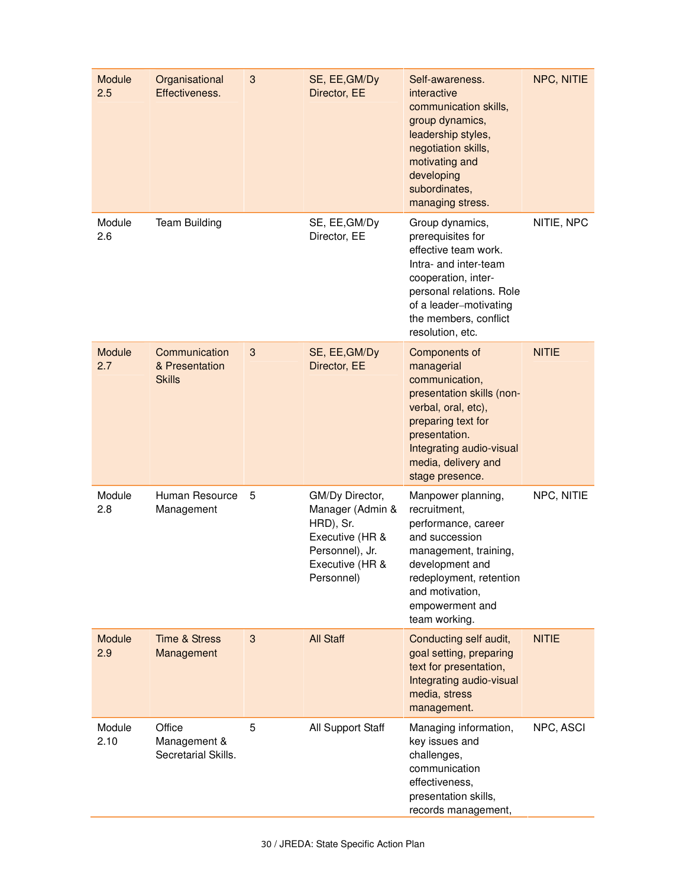| | | | | | |
|---|---|---|---|---|---|
| Module 2.5 | Organisational Effectiveness. | 3 | SE, EE,GM/Dy Director, EE | Self-awareness. interactive communication skills, group dynamics, leadership styles, negotiation skills, motivating and developing subordinates, managing stress. | NPC, NITIE |
| Module 2.6 | Team Building | | SE, EE,GM/Dy Director, EE | Group dynamics, prerequisites for effective team work. Intra- and inter-team cooperation, inter-personal relations. Role of a leader–motivating the members, conflict resolution, etc. | NITIE, NPC |
| Module 2.7 | Communication & Presentation Skills | 3 | SE, EE,GM/Dy Director, EE | Components of managerial communication, presentation skills (non-verbal, oral, etc), preparing text for presentation. Integrating audio-visual media, delivery and stage presence. | NITIE |
| Module 2.8 | Human Resource Management | 5 | GM/Dy Director, Manager (Admin & HRD), Sr. Executive (HR & Personnel), Jr. Executive (HR & Personnel) | Manpower planning, recruitment, performance, career and succession management, training, development and redeployment, retention and motivation, empowerment and team working. | NPC, NITIE |
| Module 2.9 | Time & Stress Management | 3 | All Staff | Conducting self audit, goal setting, preparing text for presentation, Integrating audio-visual media, stress management. | NITIE |
| Module 2.10 | Office Management & Secretarial Skills. | 5 | All Support Staff | Managing information, key issues and challenges, communication effectiveness, presentation skills, records management, | NPC, ASCI |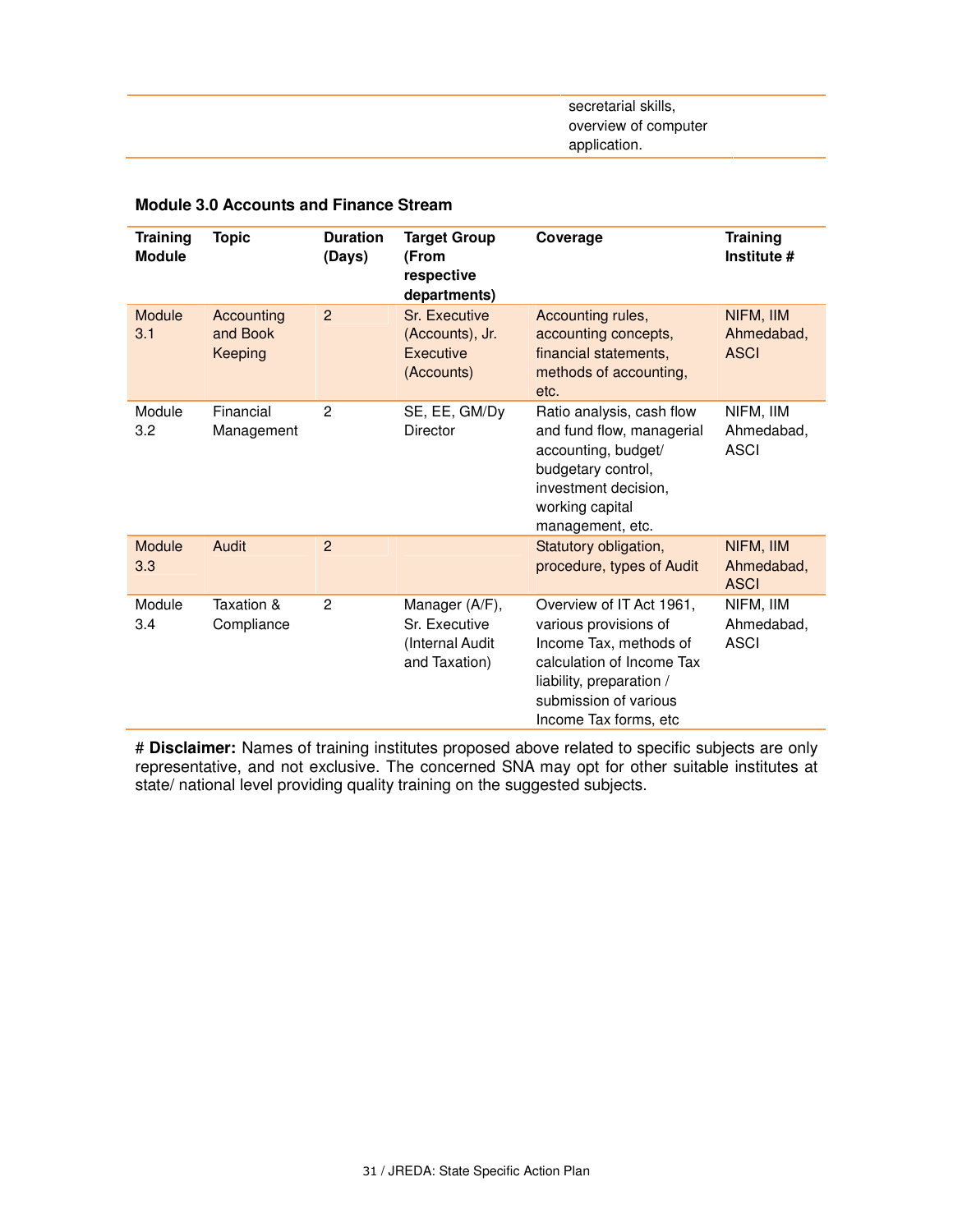| | | | | secretarial skills, overview of computer application. | |
|---|---|---|---|---|---|

**Module 3.0 Accounts and Finance Stream**

| Training Module | Topic | Duration (Days) | Target Group (From respective departments) | Coverage | Training Institute # |
|---|---|---|---|---|---|
| Module 3.1 | Accounting and Book Keeping | 2 | Sr. Executive (Accounts), Jr. Executive (Accounts) | Accounting rules, accounting concepts, financial statements, methods of accounting, etc. | NIFM, IIM Ahmedabad, ASCI |
| Module 3.2 | Financial Management | 2 | SE, EE, GM/Dy Director | Ratio analysis, cash flow and fund flow, managerial accounting, budget/ budgetary control, investment decision, working capital management, etc. | NIFM, IIM Ahmedabad, ASCI |
| Module 3.3 | Audit | 2 | | Statutory obligation, procedure, types of Audit | NIFM, IIM Ahmedabad, ASCI |
| Module 3.4 | Taxation & Compliance | 2 | Manager (A/F), Sr. Executive (Internal Audit and Taxation) | Overview of IT Act 1961, various provisions of Income Tax, methods of calculation of Income Tax liability, preparation / submission of various Income Tax forms, etc | NIFM, IIM Ahmedabad, ASCI |

# **Disclaimer:** Names of training institutes proposed above related to specific subjects are only representative, and not exclusive. The concerned SNA may opt for other suitable institutes at state/ national level providing quality training on the suggested subjects.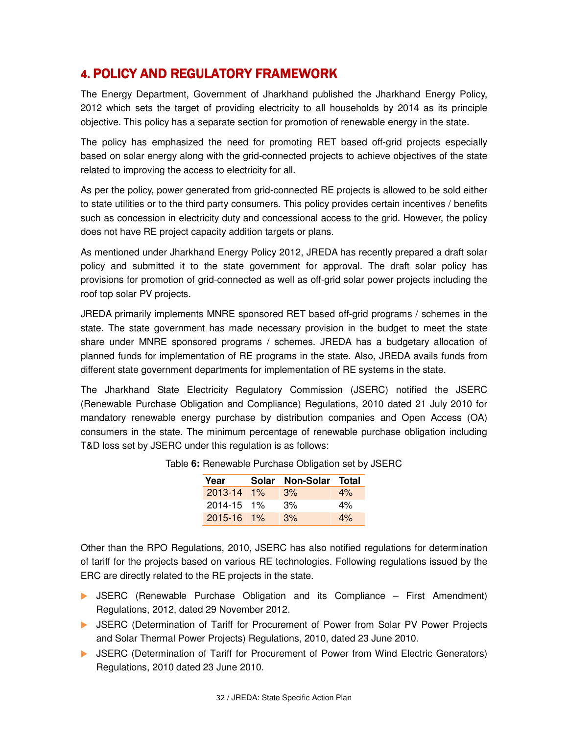# 4. POLICY AND REGULATORY FRAMEWORK

The Energy Department, Government of Jharkhand published the Jharkhand Energy Policy, 2012 which sets the target of providing electricity to all households by 2014 as its principle objective. This policy has a separate section for promotion of renewable energy in the state.

The policy has emphasized the need for promoting RET based off-grid projects especially based on solar energy along with the grid-connected projects to achieve objectives of the state related to improving the access to electricity for all.

As per the policy, power generated from grid-connected RE projects is allowed to be sold either to state utilities or to the third party consumers. This policy provides certain incentives / benefits such as concession in electricity duty and concessional access to the grid. However, the policy does not have RE project capacity addition targets or plans.

As mentioned under Jharkhand Energy Policy 2012, JREDA has recently prepared a draft solar policy and submitted it to the state government for approval. The draft solar policy has provisions for promotion of grid-connected as well as off-grid solar power projects including the roof top solar PV projects.

JREDA primarily implements MNRE sponsored RET based off-grid programs / schemes in the state. The state government has made necessary provision in the budget to meet the state share under MNRE sponsored programs / schemes. JREDA has a budgetary allocation of planned funds for implementation of RE programs in the state. Also, JREDA avails funds from different state government departments for implementation of RE systems in the state.

The Jharkhand State Electricity Regulatory Commission (JSERC) notified the JSERC (Renewable Purchase Obligation and Compliance) Regulations, 2010 dated 21 July 2010 for mandatory renewable energy purchase by distribution companies and Open Access (OA) consumers in the state. The minimum percentage of renewable purchase obligation including T&D loss set by JSERC under this regulation is as follows:

Table **6:** Renewable Purchase Obligation set by JSERC

| Year | Solar | Non-Solar | Total |
|---|---|---|---|
| 2013-14 | 1% | 3% | 4% |
| 2014-15 | 1% | 3% | 4% |
| 2015-16 | 1% | 3% | 4% |

Other than the RPO Regulations, 2010, JSERC has also notified regulations for determination of tariff for the projects based on various RE technologies. Following regulations issued by the ERC are directly related to the RE projects in the state.

- JSERC (Renewable Purchase Obligation and its Compliance – First Amendment) Regulations, 2012, dated 29 November 2012.
- JSERC (Determination of Tariff for Procurement of Power from Solar PV Power Projects and Solar Thermal Power Projects) Regulations, 2010, dated 23 June 2010.
- JSERC (Determination of Tariff for Procurement of Power from Wind Electric Generators) Regulations, 2010 dated 23 June 2010.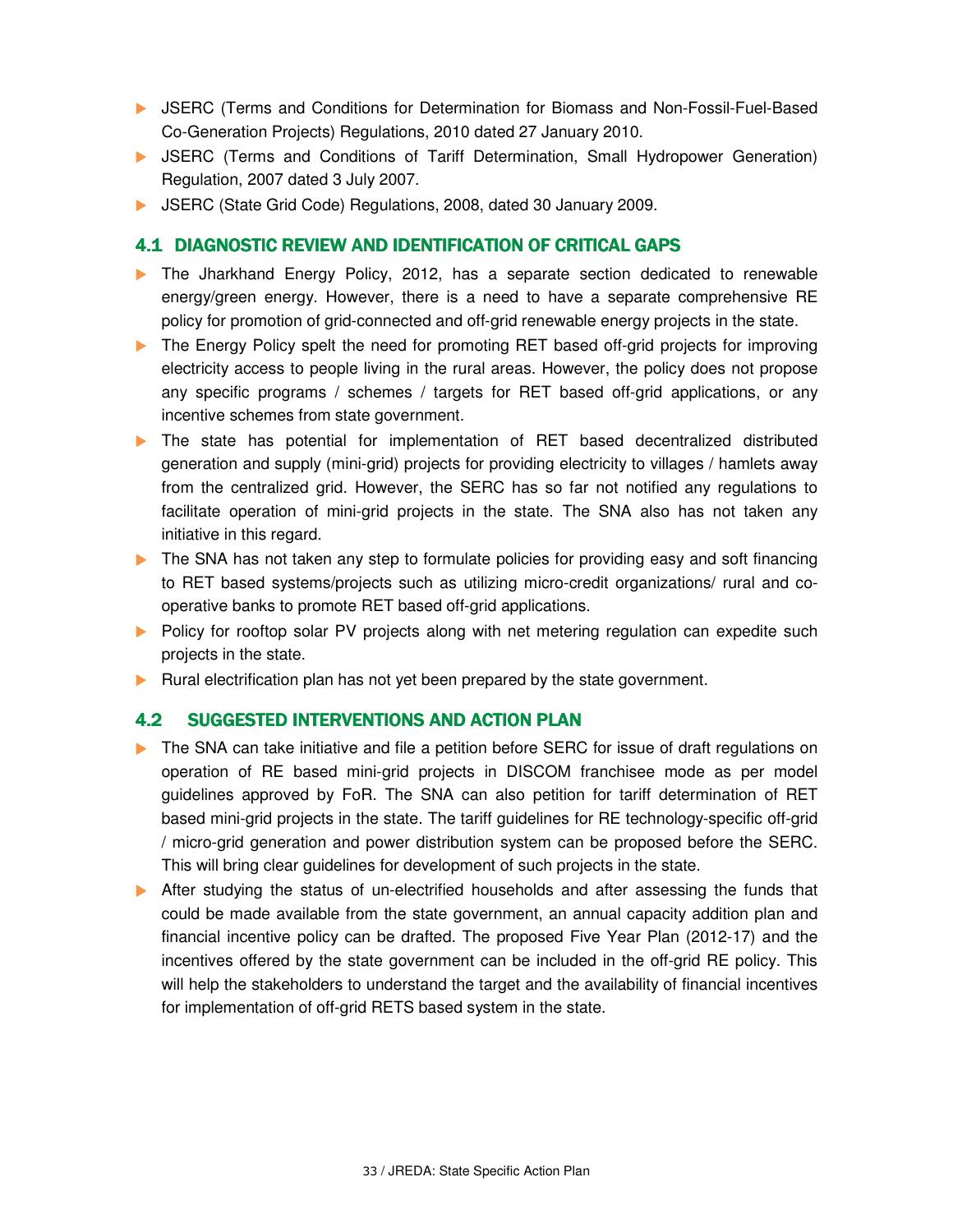- JSERC (Terms and Conditions for Determination for Biomass and Non-Fossil-Fuel-Based Co-Generation Projects) Regulations, 2010 dated 27 January 2010.
- JSERC (Terms and Conditions of Tariff Determination, Small Hydropower Generation) Regulation, 2007 dated 3 July 2007.
- JSERC (State Grid Code) Regulations, 2008, dated 30 January 2009.

## 4.1 DIAGNOSTIC REVIEW AND IDENTIFICATION OF CRITICAL GAPS

- The Jharkhand Energy Policy, 2012, has a separate section dedicated to renewable energy/green energy. However, there is a need to have a separate comprehensive RE policy for promotion of grid-connected and off-grid renewable energy projects in the state.
- The Energy Policy spelt the need for promoting RET based off-grid projects for improving electricity access to people living in the rural areas. However, the policy does not propose any specific programs / schemes / targets for RET based off-grid applications, or any incentive schemes from state government.
- The state has potential for implementation of RET based decentralized distributed generation and supply (mini-grid) projects for providing electricity to villages / hamlets away from the centralized grid. However, the SERC has so far not notified any regulations to facilitate operation of mini-grid projects in the state. The SNA also has not taken any initiative in this regard.
- The SNA has not taken any step to formulate policies for providing easy and soft financing to RET based systems/projects such as utilizing micro-credit organizations/ rural and co-operative banks to promote RET based off-grid applications.
- Policy for rooftop solar PV projects along with net metering regulation can expedite such projects in the state.
- Rural electrification plan has not yet been prepared by the state government.

## 4.2 SUGGESTED INTERVENTIONS AND ACTION PLAN

- The SNA can take initiative and file a petition before SERC for issue of draft regulations on operation of RE based mini-grid projects in DISCOM franchisee mode as per model guidelines approved by FoR. The SNA can also petition for tariff determination of RET based mini-grid projects in the state. The tariff guidelines for RE technology-specific off-grid / micro-grid generation and power distribution system can be proposed before the SERC. This will bring clear guidelines for development of such projects in the state.
- After studying the status of un-electrified households and after assessing the funds that could be made available from the state government, an annual capacity addition plan and financial incentive policy can be drafted. The proposed Five Year Plan (2012-17) and the incentives offered by the state government can be included in the off-grid RE policy. This will help the stakeholders to understand the target and the availability of financial incentives for implementation of off-grid RETS based system in the state.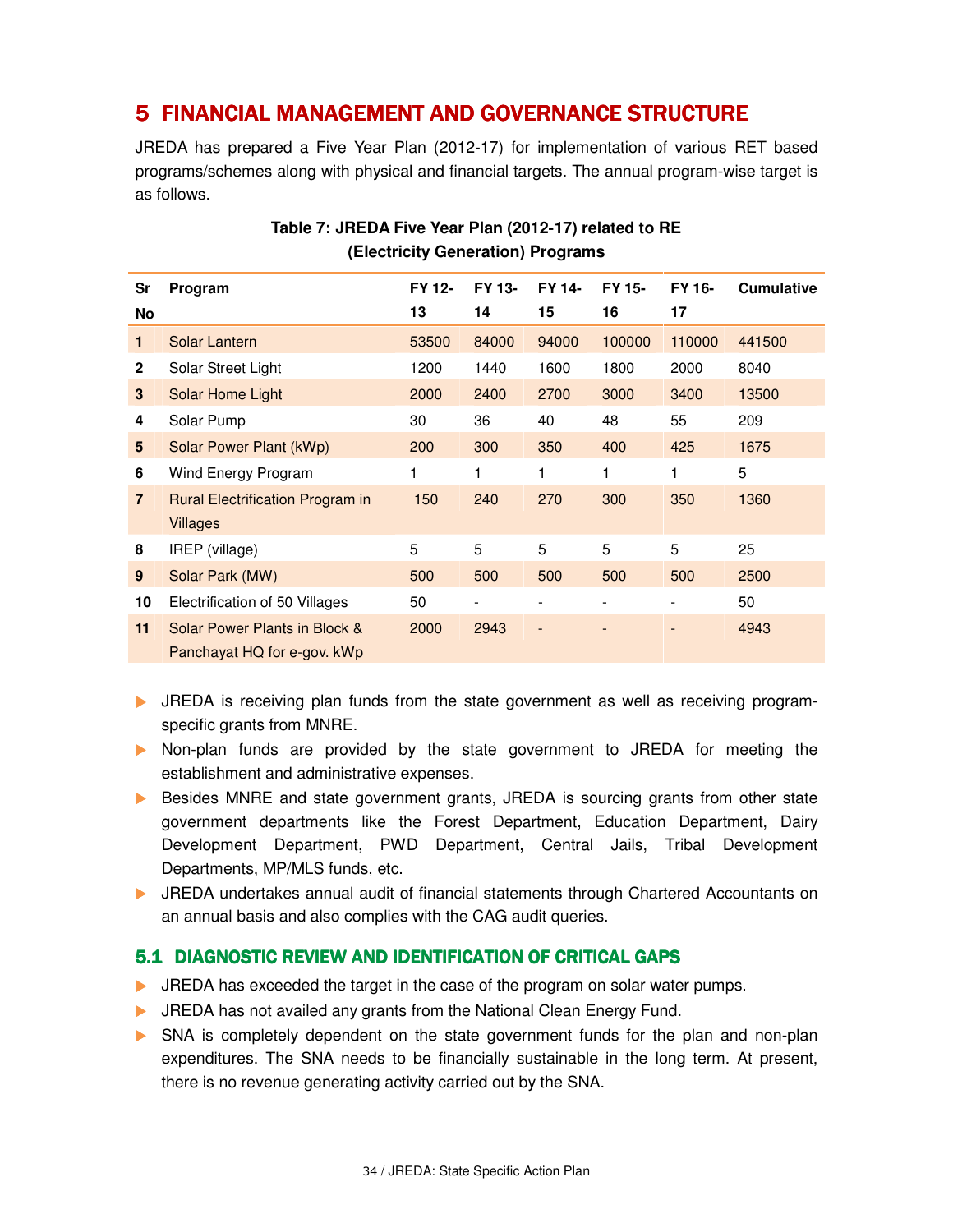# 5 FINANCIAL MANAGEMENT AND GOVERNANCE STRUCTURE

JREDA has prepared a Five Year Plan (2012-17) for implementation of various RET based programs/schemes along with physical and financial targets. The annual program-wise target is as follows.

**Table 7: JREDA Five Year Plan (2012-17) related to RE (Electricity Generation) Programs**

| Sr No | Program | FY 12-13 | FY 13-14 | FY 14-15 | FY 15-16 | FY 16-17 | Cumulative |
|---|---|---|---|---|---|---|---|
| 1 | Solar Lantern | 53500 | 84000 | 94000 | 100000 | 110000 | 441500 |
| 2 | Solar Street Light | 1200 | 1440 | 1600 | 1800 | 2000 | 8040 |
| 3 | Solar Home Light | 2000 | 2400 | 2700 | 3000 | 3400 | 13500 |
| 4 | Solar Pump | 30 | 36 | 40 | 48 | 55 | 209 |
| 5 | Solar Power Plant (kWp) | 200 | 300 | 350 | 400 | 425 | 1675 |
| 6 | Wind Energy Program | 1 | 1 | 1 | 1 | 1 | 5 |
| 7 | Rural Electrification Program in Villages | 150 | 240 | 270 | 300 | 350 | 1360 |
| 8 | IREP (village) | 5 | 5 | 5 | 5 | 5 | 25 |
| 9 | Solar Park (MW) | 500 | 500 | 500 | 500 | 500 | 2500 |
| 10 | Electrification of 50 Villages | 50 | - | - | - | - | 50 |
| 11 | Solar Power Plants in Block & Panchayat HQ for e-gov. kWp | 2000 | 2943 | - | - | - | 4943 |

- JREDA is receiving plan funds from the state government as well as receiving program-specific grants from MNRE.
- Non-plan funds are provided by the state government to JREDA for meeting the establishment and administrative expenses.
- Besides MNRE and state government grants, JREDA is sourcing grants from other state government departments like the Forest Department, Education Department, Dairy Development Department, PWD Department, Central Jails, Tribal Development Departments, MP/MLS funds, etc.
- JREDA undertakes annual audit of financial statements through Chartered Accountants on an annual basis and also complies with the CAG audit queries.

## 5.1 DIAGNOSTIC REVIEW AND IDENTIFICATION OF CRITICAL GAPS

- JREDA has exceeded the target in the case of the program on solar water pumps.
- JREDA has not availed any grants from the National Clean Energy Fund.
- SNA is completely dependent on the state government funds for the plan and non-plan expenditures. The SNA needs to be financially sustainable in the long term. At present, there is no revenue generating activity carried out by the SNA.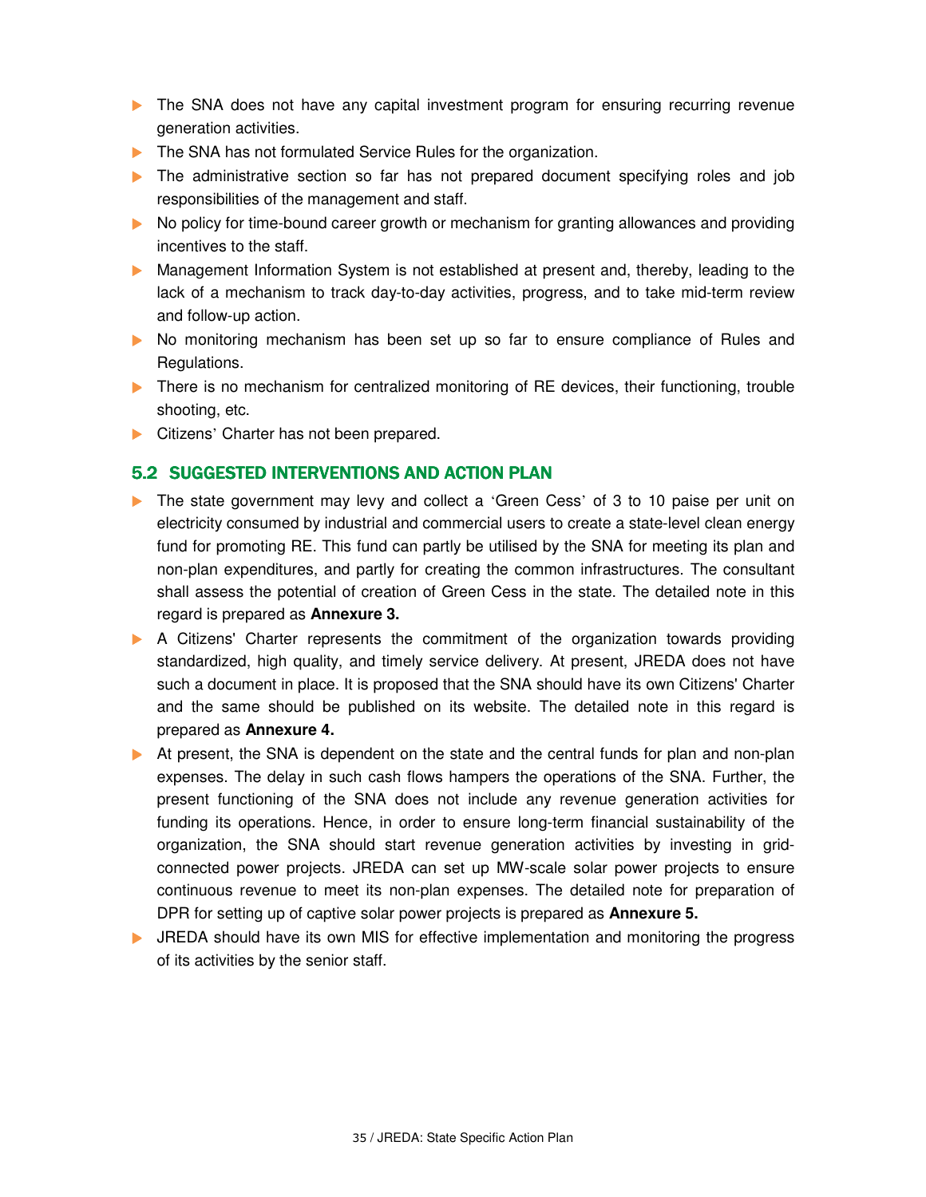- The SNA does not have any capital investment program for ensuring recurring revenue generation activities.
- The SNA has not formulated Service Rules for the organization.
- The administrative section so far has not prepared document specifying roles and job responsibilities of the management and staff.
- No policy for time-bound career growth or mechanism for granting allowances and providing incentives to the staff.
- Management Information System is not established at present and, thereby, leading to the lack of a mechanism to track day-to-day activities, progress, and to take mid-term review and follow-up action.
- No monitoring mechanism has been set up so far to ensure compliance of Rules and Regulations.
- There is no mechanism for centralized monitoring of RE devices, their functioning, trouble shooting, etc.
- Citizens' Charter has not been prepared.

## 5.2 SUGGESTED INTERVENTIONS AND ACTION PLAN

- The state government may levy and collect a 'Green Cess' of 3 to 10 paise per unit on electricity consumed by industrial and commercial users to create a state-level clean energy fund for promoting RE. This fund can partly be utilised by the SNA for meeting its plan and non-plan expenditures, and partly for creating the common infrastructures. The consultant shall assess the potential of creation of Green Cess in the state. The detailed note in this regard is prepared as **Annexure 3.**
- A Citizens' Charter represents the commitment of the organization towards providing standardized, high quality, and timely service delivery. At present, JREDA does not have such a document in place. It is proposed that the SNA should have its own Citizens' Charter and the same should be published on its website. The detailed note in this regard is prepared as **Annexure 4.**
- At present, the SNA is dependent on the state and the central funds for plan and non-plan expenses. The delay in such cash flows hampers the operations of the SNA. Further, the present functioning of the SNA does not include any revenue generation activities for funding its operations. Hence, in order to ensure long-term financial sustainability of the organization, the SNA should start revenue generation activities by investing in grid-connected power projects. JREDA can set up MW-scale solar power projects to ensure continuous revenue to meet its non-plan expenses. The detailed note for preparation of DPR for setting up of captive solar power projects is prepared as **Annexure 5.**
- JREDA should have its own MIS for effective implementation and monitoring the progress of its activities by the senior staff.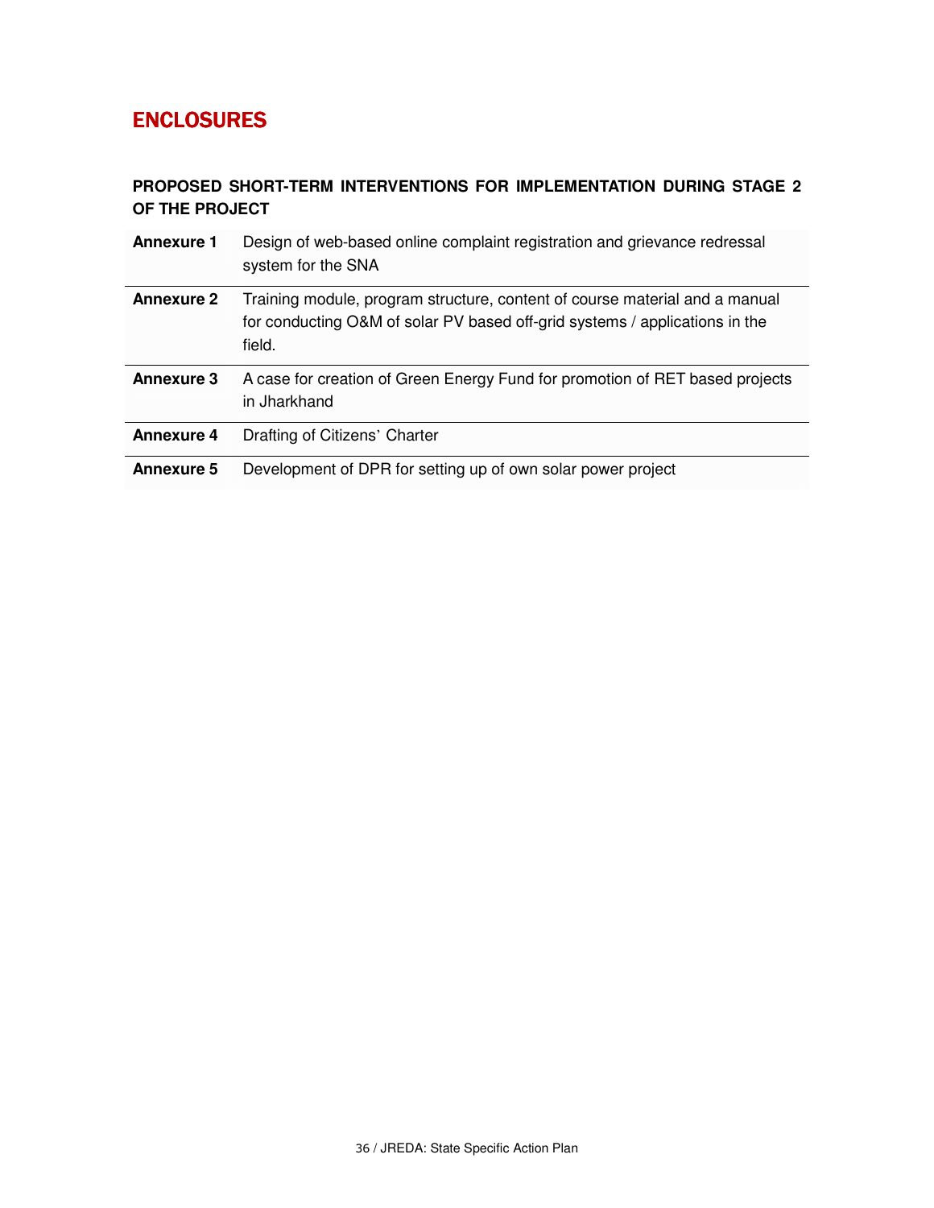# ENCLOSURES

**PROPOSED SHORT-TERM INTERVENTIONS FOR IMPLEMENTATION DURING STAGE 2 OF THE PROJECT**

| | |
|---|---|
| **Annexure 1** | Design of web-based online complaint registration and grievance redressal system for the SNA |
| **Annexure 2** | Training module, program structure, content of course material and a manual for conducting O&M of solar PV based off-grid systems / applications in the field. |
| **Annexure 3** | A case for creation of Green Energy Fund for promotion of RET based projects in Jharkhand |
| **Annexure 4** | Drafting of Citizens' Charter |
| **Annexure 5** | Development of DPR for setting up of own solar power project |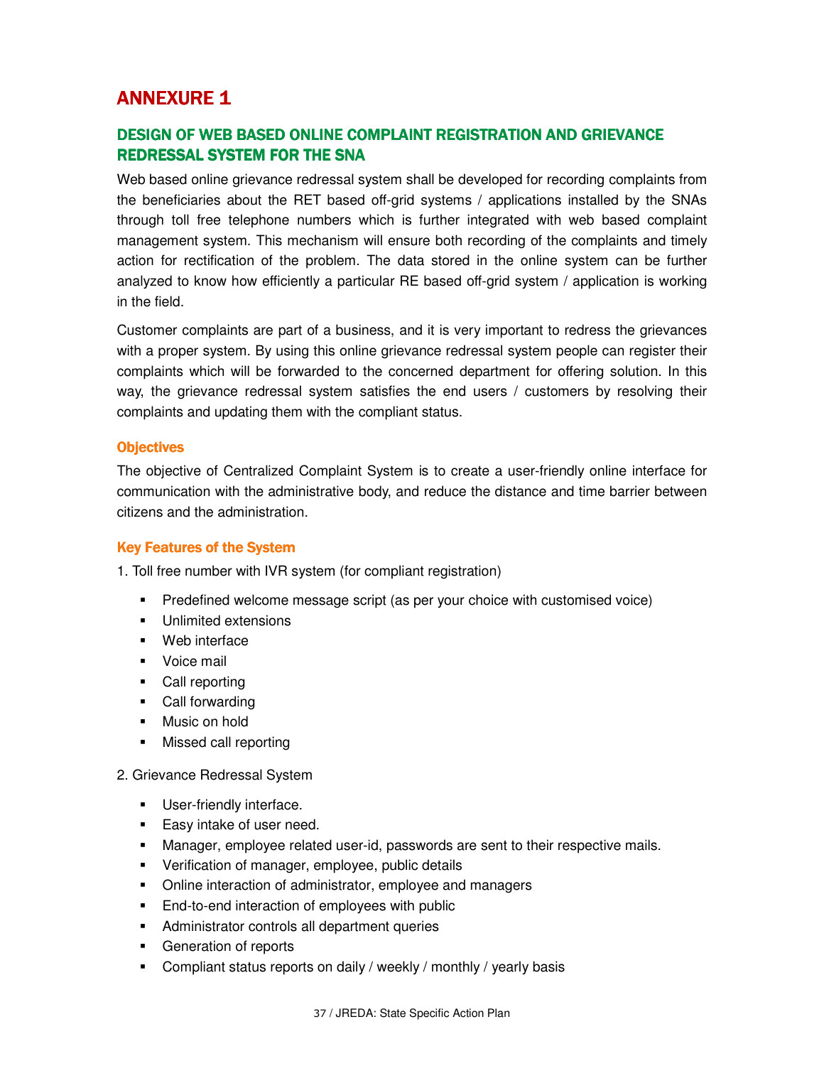# ANNEXURE 1

## DESIGN OF WEB BASED ONLINE COMPLAINT REGISTRATION AND GRIEVANCE REDRESSAL SYSTEM FOR THE SNA

Web based online grievance redressal system shall be developed for recording complaints from the beneficiaries about the RET based off-grid systems / applications installed by the SNAs through toll free telephone numbers which is further integrated with web based complaint management system. This mechanism will ensure both recording of the complaints and timely action for rectification of the problem. The data stored in the online system can be further analyzed to know how efficiently a particular RE based off-grid system / application is working in the field.

Customer complaints are part of a business, and it is very important to redress the grievances with a proper system. By using this online grievance redressal system people can register their complaints which will be forwarded to the concerned department for offering solution. In this way, the grievance redressal system satisfies the end users / customers by resolving their complaints and updating them with the compliant status.

### Objectives

The objective of Centralized Complaint System is to create a user-friendly online interface for communication with the administrative body, and reduce the distance and time barrier between citizens and the administration.

### Key Features of the System

1. Toll free number with IVR system (for compliant registration)

   - Predefined welcome message script (as per your choice with customised voice)
   - Unlimited extensions
   - Web interface
   - Voice mail
   - Call reporting
   - Call forwarding
   - Music on hold
   - Missed call reporting

2. Grievance Redressal System

   - User-friendly interface.
   - Easy intake of user need.
   - Manager, employee related user-id, passwords are sent to their respective mails.
   - Verification of manager, employee, public details
   - Online interaction of administrator, employee and managers
   - End-to-end interaction of employees with public
   - Administrator controls all department queries
   - Generation of reports
   - Compliant status reports on daily / weekly / monthly / yearly basis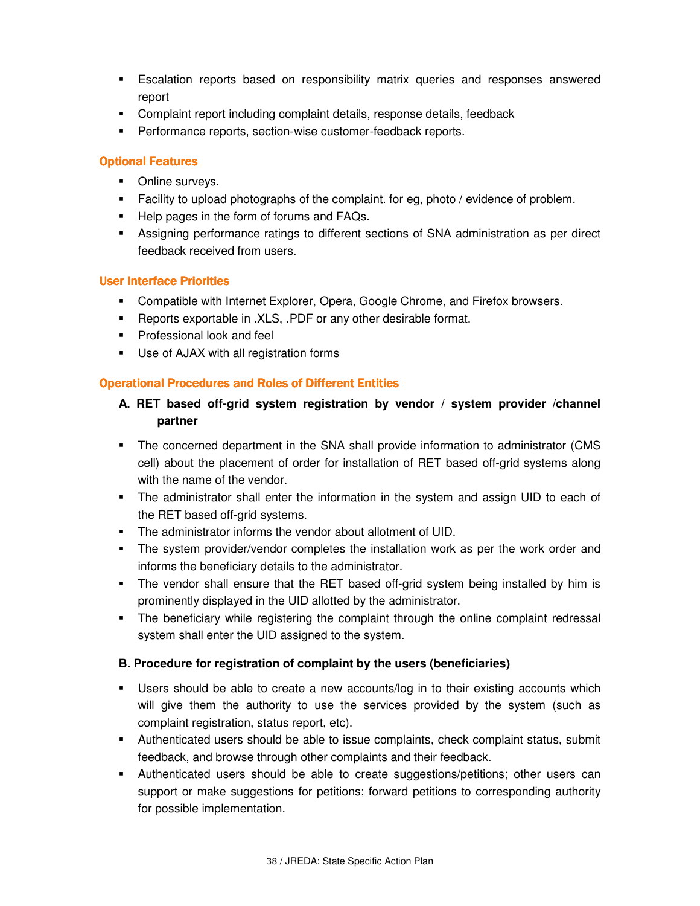- Escalation reports based on responsibility matrix queries and responses answered report
- Complaint report including complaint details, response details, feedback
- Performance reports, section-wise customer-feedback reports.

### Optional Features

- Online surveys.
- Facility to upload photographs of the complaint. for eg, photo / evidence of problem.
- Help pages in the form of forums and FAQs.
- Assigning performance ratings to different sections of SNA administration as per direct feedback received from users.

### User Interface Priorities

- Compatible with Internet Explorer, Opera, Google Chrome, and Firefox browsers.
- Reports exportable in .XLS, .PDF or any other desirable format.
- Professional look and feel
- Use of AJAX with all registration forms

### Operational Procedures and Roles of Different Entities

**A. RET based off-grid system registration by vendor / system provider /channel partner**

- The concerned department in the SNA shall provide information to administrator (CMS cell) about the placement of order for installation of RET based off-grid systems along with the name of the vendor.
- The administrator shall enter the information in the system and assign UID to each of the RET based off-grid systems.
- The administrator informs the vendor about allotment of UID.
- The system provider/vendor completes the installation work as per the work order and informs the beneficiary details to the administrator.
- The vendor shall ensure that the RET based off-grid system being installed by him is prominently displayed in the UID allotted by the administrator.
- The beneficiary while registering the complaint through the online complaint redressal system shall enter the UID assigned to the system.

**B. Procedure for registration of complaint by the users (beneficiaries)**

- Users should be able to create a new accounts/log in to their existing accounts which will give them the authority to use the services provided by the system (such as complaint registration, status report, etc).
- Authenticated users should be able to issue complaints, check complaint status, submit feedback, and browse through other complaints and their feedback.
- Authenticated users should be able to create suggestions/petitions; other users can support or make suggestions for petitions; forward petitions to corresponding authority for possible implementation.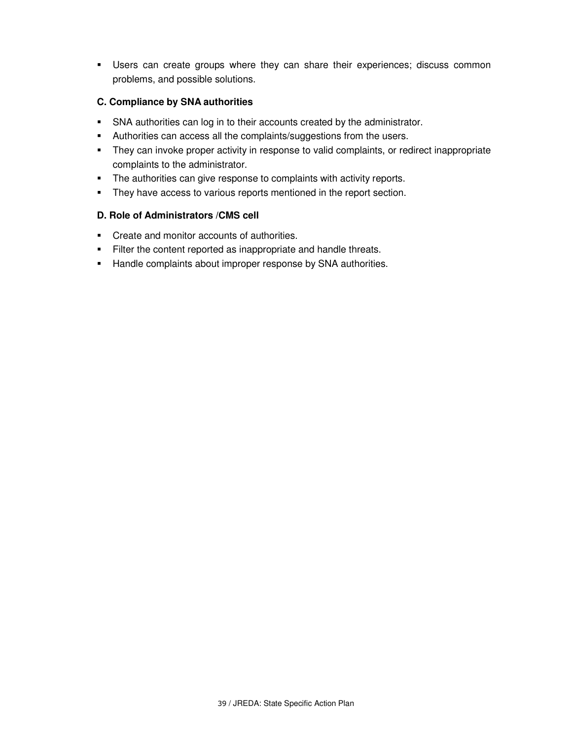- Users can create groups where they can share their experiences; discuss common problems, and possible solutions.

**C. Compliance by SNA authorities**

- SNA authorities can log in to their accounts created by the administrator.
- Authorities can access all the complaints/suggestions from the users.
- They can invoke proper activity in response to valid complaints, or redirect inappropriate complaints to the administrator.
- The authorities can give response to complaints with activity reports.
- They have access to various reports mentioned in the report section.

**D. Role of Administrators /CMS cell**

- Create and monitor accounts of authorities.
- Filter the content reported as inappropriate and handle threats.
- Handle complaints about improper response by SNA authorities.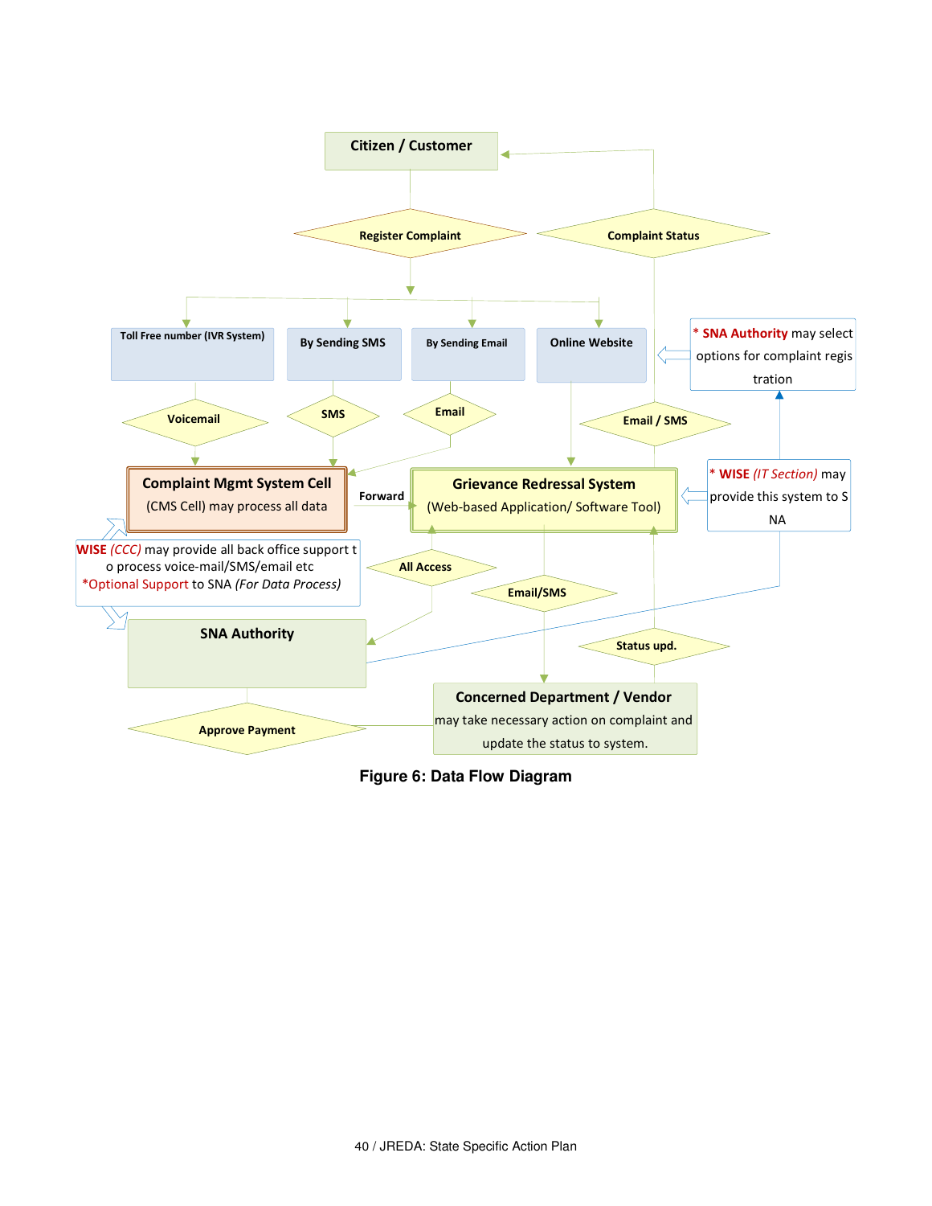Citizen / Customer

Register Complaint

Complaint Status

Toll Free number (IVR System)

By Sending SMS

By Sending Email

Online Website

* SNA Authority may select options for complaint registration

Voicemail

SMS

Email

Email / SMS

Complaint Mgmt System Cell (CMS Cell) may process all data

Forward

Grievance Redressal System (Web-based Application/ Software Tool)

* WISE (IT Section) may provide this system to SNA

WISE (CCC) may provide all back office support to process voice-mail/SMS/email etc
*Optional Support to SNA (For Data Process)

All Access

Email/SMS

Status upd.

SNA Authority

Concerned Department / Vendor may take necessary action on complaint and update the status to system.

Approve Payment

**Figure 6: Data Flow Diagram**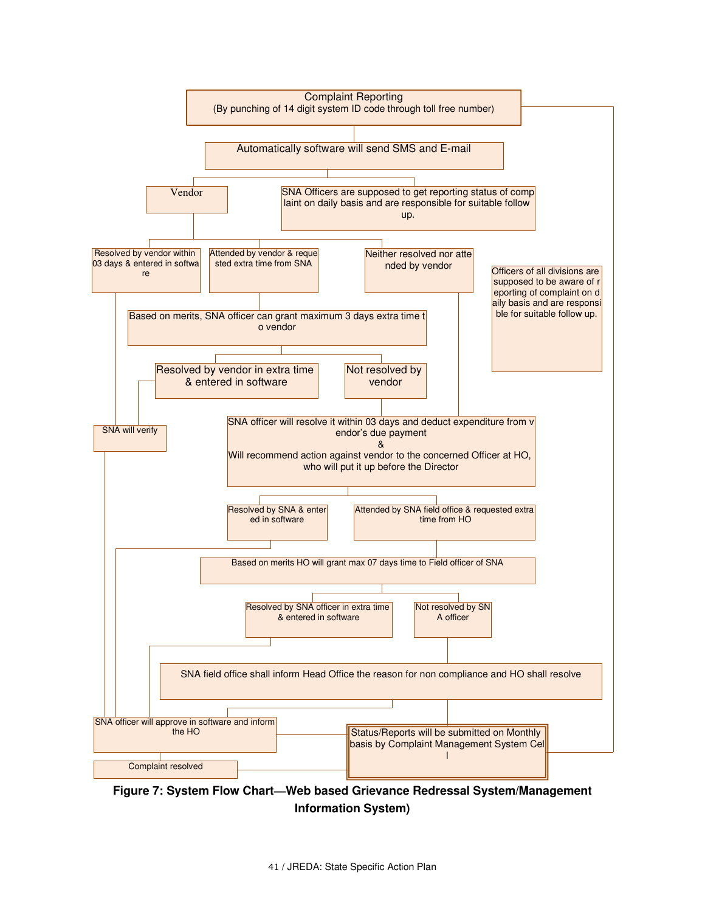Complaint Reporting
(By punching of 14 digit system ID code through toll free number)

Automatically software will send SMS and E-mail

Vendor

SNA Officers are supposed to get reporting status of complaint on daily basis and are responsible for suitable follow up.

Resolved by vendor within 03 days & entered in software

Attended by vendor & requested extra time from SNA

Neither resolved nor attended by vendor

Officers of all divisions are supposed to be aware of reporting of complaint on daily basis and are responsible for suitable follow up.

Based on merits, SNA officer can grant maximum 3 days extra time to vendor

Resolved by vendor in extra time & entered in software

Not resolved by vendor

SNA will verify

SNA officer will resolve it within 03 days and deduct expenditure from vendor's due payment
&
Will recommend action against vendor to the concerned Officer at HO, who will put it up before the Director

Resolved by SNA & entered in software

Attended by SNA field office & requested extra time from HO

Based on merits HO will grant max 07 days time to Field officer of SNA

Resolved by SNA officer in extra time & entered in software

Not resolved by SNA officer

SNA field office shall inform Head Office the reason for non compliance and HO shall resolve

SNA officer will approve in software and inform the HO

Status/Reports will be submitted on Monthly basis by Complaint Management System Cell

Complaint resolved

**Figure 7: System Flow Chart—Web based Grievance Redressal System/Management Information System)**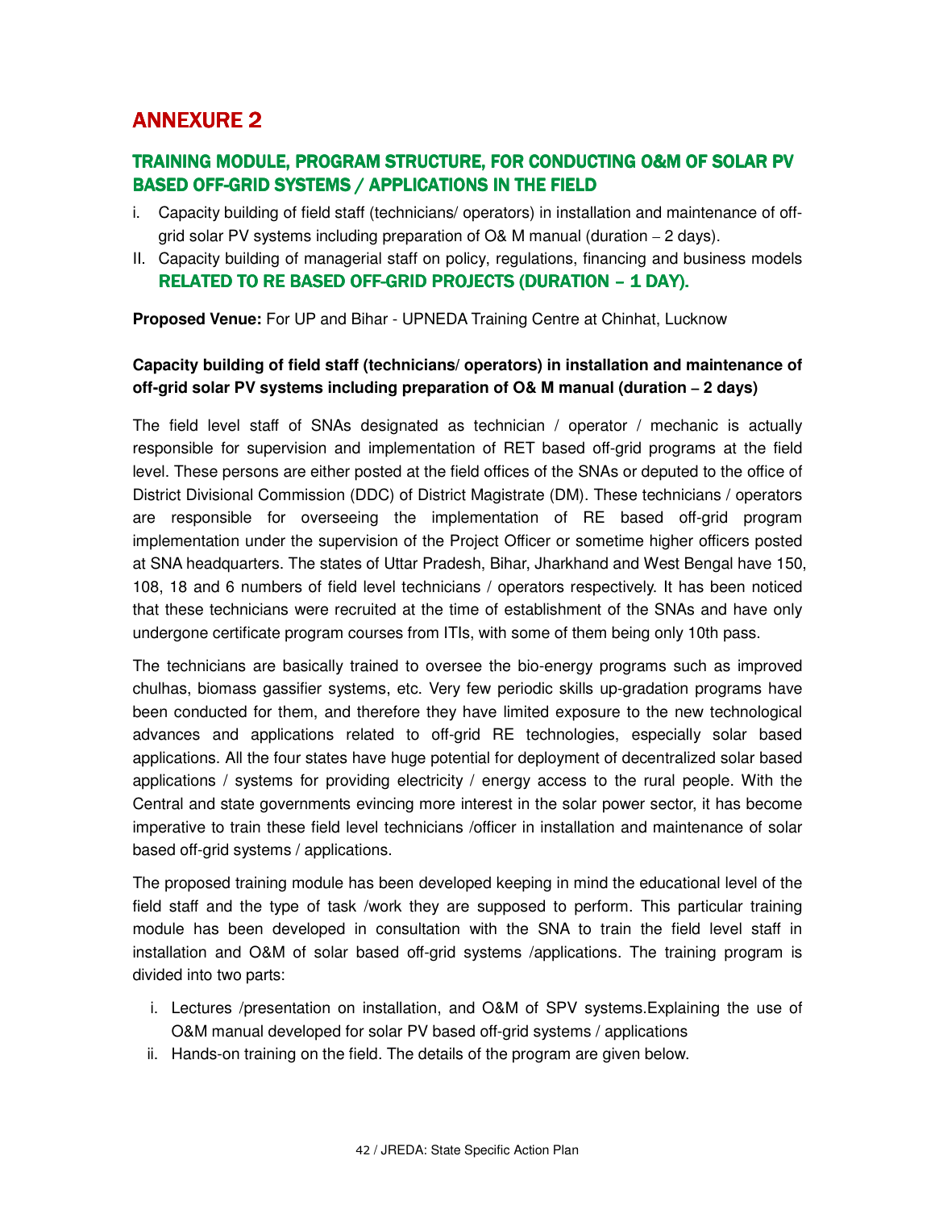# ANNEXURE 2

## TRAINING MODULE, PROGRAM STRUCTURE, FOR CONDUCTING O&M OF SOLAR PV BASED OFF-GRID SYSTEMS / APPLICATIONS IN THE FIELD

i. Capacity building of field staff (technicians/ operators) in installation and maintenance of off-grid solar PV systems including preparation of O& M manual (duration – 2 days).

II. Capacity building of managerial staff on policy, regulations, financing and business models RELATED TO RE BASED OFF-GRID PROJECTS (DURATION – 1 DAY).

**Proposed Venue:** For UP and Bihar - UPNEDA Training Centre at Chinhat, Lucknow

**Capacity building of field staff (technicians/ operators) in installation and maintenance of off-grid solar PV systems including preparation of O& M manual (duration – 2 days)**

The field level staff of SNAs designated as technician / operator / mechanic is actually responsible for supervision and implementation of RET based off-grid programs at the field level. These persons are either posted at the field offices of the SNAs or deputed to the office of District Divisional Commission (DDC) of District Magistrate (DM). These technicians / operators are responsible for overseeing the implementation of RE based off-grid program implementation under the supervision of the Project Officer or sometime higher officers posted at SNA headquarters. The states of Uttar Pradesh, Bihar, Jharkhand and West Bengal have 150, 108, 18 and 6 numbers of field level technicians / operators respectively. It has been noticed that these technicians were recruited at the time of establishment of the SNAs and have only undergone certificate program courses from ITIs, with some of them being only 10th pass.

The technicians are basically trained to oversee the bio-energy programs such as improved chulhas, biomass gassifier systems, etc. Very few periodic skills up-gradation programs have been conducted for them, and therefore they have limited exposure to the new technological advances and applications related to off-grid RE technologies, especially solar based applications. All the four states have huge potential for deployment of decentralized solar based applications / systems for providing electricity / energy access to the rural people. With the Central and state governments evincing more interest in the solar power sector, it has become imperative to train these field level technicians /officer in installation and maintenance of solar based off-grid systems / applications.

The proposed training module has been developed keeping in mind the educational level of the field staff and the type of task /work they are supposed to perform. This particular training module has been developed in consultation with the SNA to train the field level staff in installation and O&M of solar based off-grid systems /applications. The training program is divided into two parts:

i. Lectures /presentation on installation, and O&M of SPV systems.Explaining the use of O&M manual developed for solar PV based off-grid systems / applications
ii. Hands-on training on the field. The details of the program are given below.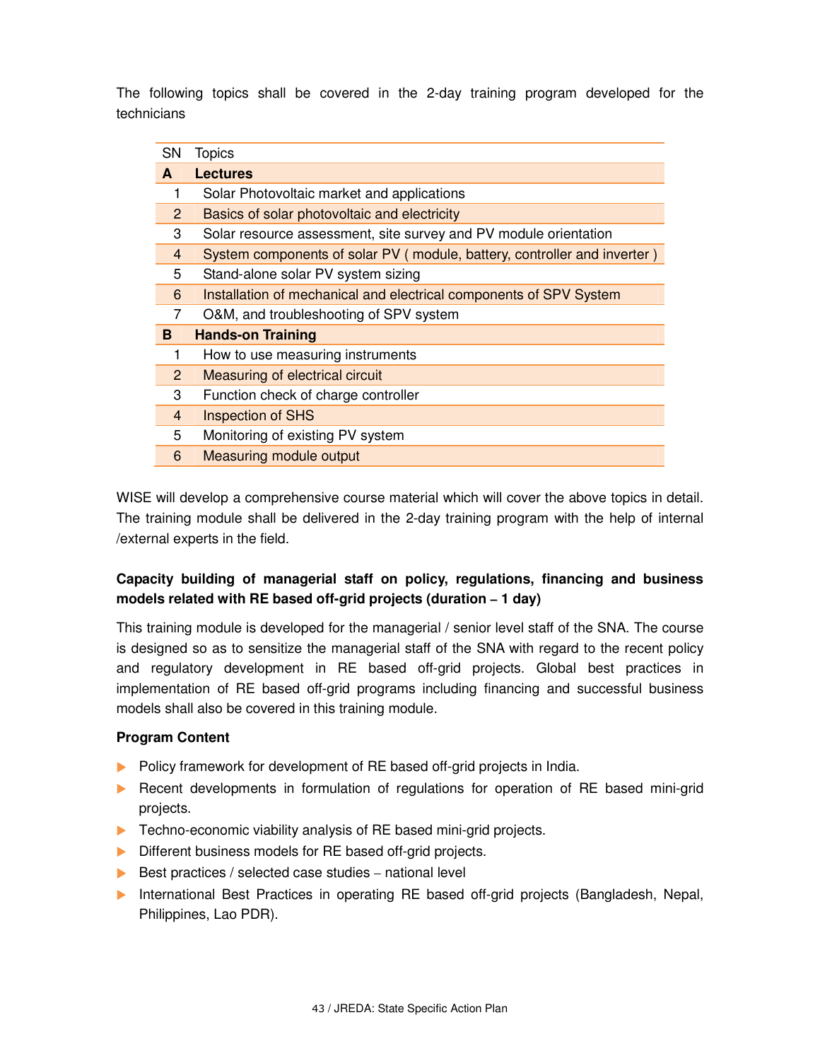The following topics shall be covered in the 2-day training program developed for the technicians

| SN | Topics |
|---|---|
| **A** | **Lectures** |
| 1 | Solar Photovoltaic market and applications |
| 2 | Basics of solar photovoltaic and electricity |
| 3 | Solar resource assessment, site survey and PV module orientation |
| 4 | System components of solar PV ( module, battery, controller and inverter ) |
| 5 | Stand-alone solar PV system sizing |
| 6 | Installation of mechanical and electrical components of SPV System |
| 7 | O&M, and troubleshooting of SPV system |
| **B** | **Hands-on Training** |
| 1 | How to use measuring instruments |
| 2 | Measuring of electrical circuit |
| 3 | Function check of charge controller |
| 4 | Inspection of SHS |
| 5 | Monitoring of existing PV system |
| 6 | Measuring module output |

WISE will develop a comprehensive course material which will cover the above topics in detail. The training module shall be delivered in the 2-day training program with the help of internal /external experts in the field.

**Capacity building of managerial staff on policy, regulations, financing and business models related with RE based off-grid projects (duration – 1 day)**

This training module is developed for the managerial / senior level staff of the SNA. The course is designed so as to sensitize the managerial staff of the SNA with regard to the recent policy and regulatory development in RE based off-grid projects. Global best practices in implementation of RE based off-grid programs including financing and successful business models shall also be covered in this training module.

**Program Content**

- Policy framework for development of RE based off-grid projects in India.
- Recent developments in formulation of regulations for operation of RE based mini-grid projects.
- Techno-economic viability analysis of RE based mini-grid projects.
- Different business models for RE based off-grid projects.
- Best practices / selected case studies – national level
- International Best Practices in operating RE based off-grid projects (Bangladesh, Nepal, Philippines, Lao PDR).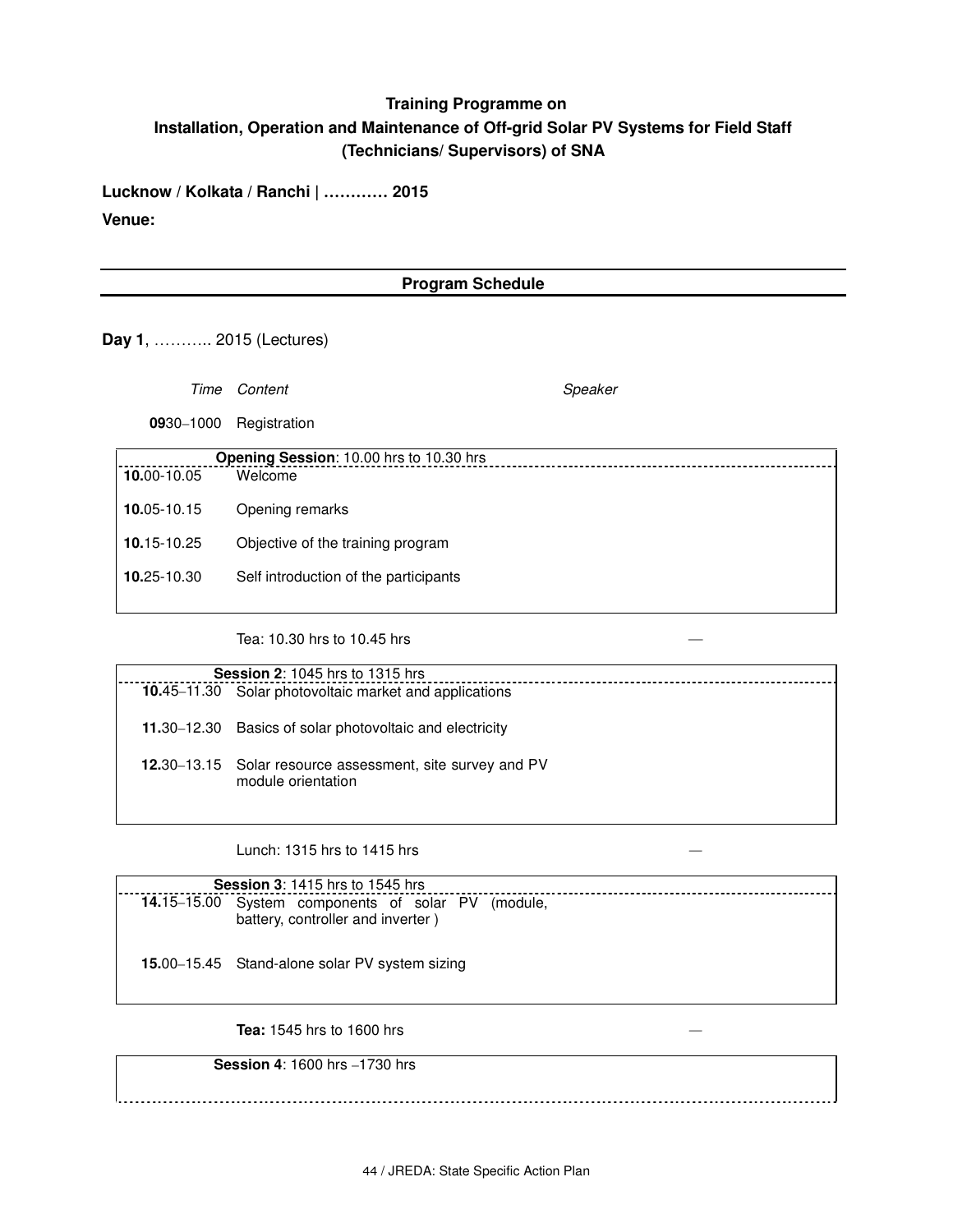**Training Programme on**
**Installation, Operation and Maintenance of Off-grid Solar PV Systems for Field Staff (Technicians/ Supervisors) of SNA**

**Lucknow / Kolkata / Ranchi | ………… 2015**

**Venue:**

---

**Program Schedule**

---

**Day 1**, ……….. 2015 (Lectures)

| *Time* | *Content* | *Speaker* |
|---|---|---|
| **09**30–1000 | Registration | |
| | **Opening Session**: 10.00 hrs to 10.30 hrs | |
| **10.**00-10.05 | Welcome | |
| **10.**05-10.15 | Opening remarks | |
| **10.**15-10.25 | Objective of the training program | |
| **10.**25-10.30 | Self introduction of the participants | |
| | Tea: 10.30 hrs to 10.45 hrs | — |
| | **Session 2**: 1045 hrs to 1315 hrs | |
| **10.**45–11.30 | Solar photovoltaic market and applications | |
| **11.**30–12.30 | Basics of solar photovoltaic and electricity | |
| **12.**30–13.15 | Solar resource assessment, site survey and PV module orientation | |
| | Lunch: 1315 hrs to 1415 hrs | — |
| | **Session 3**: 1415 hrs to 1545 hrs | |
| **14.**15–15.00 | System components of solar PV (module, battery, controller and inverter ) | |
| **15.**00–15.45 | Stand-alone solar PV system sizing | |
| | **Tea:** 1545 hrs to 1600 hrs | — |
| | **Session 4**: 1600 hrs –1730 hrs | |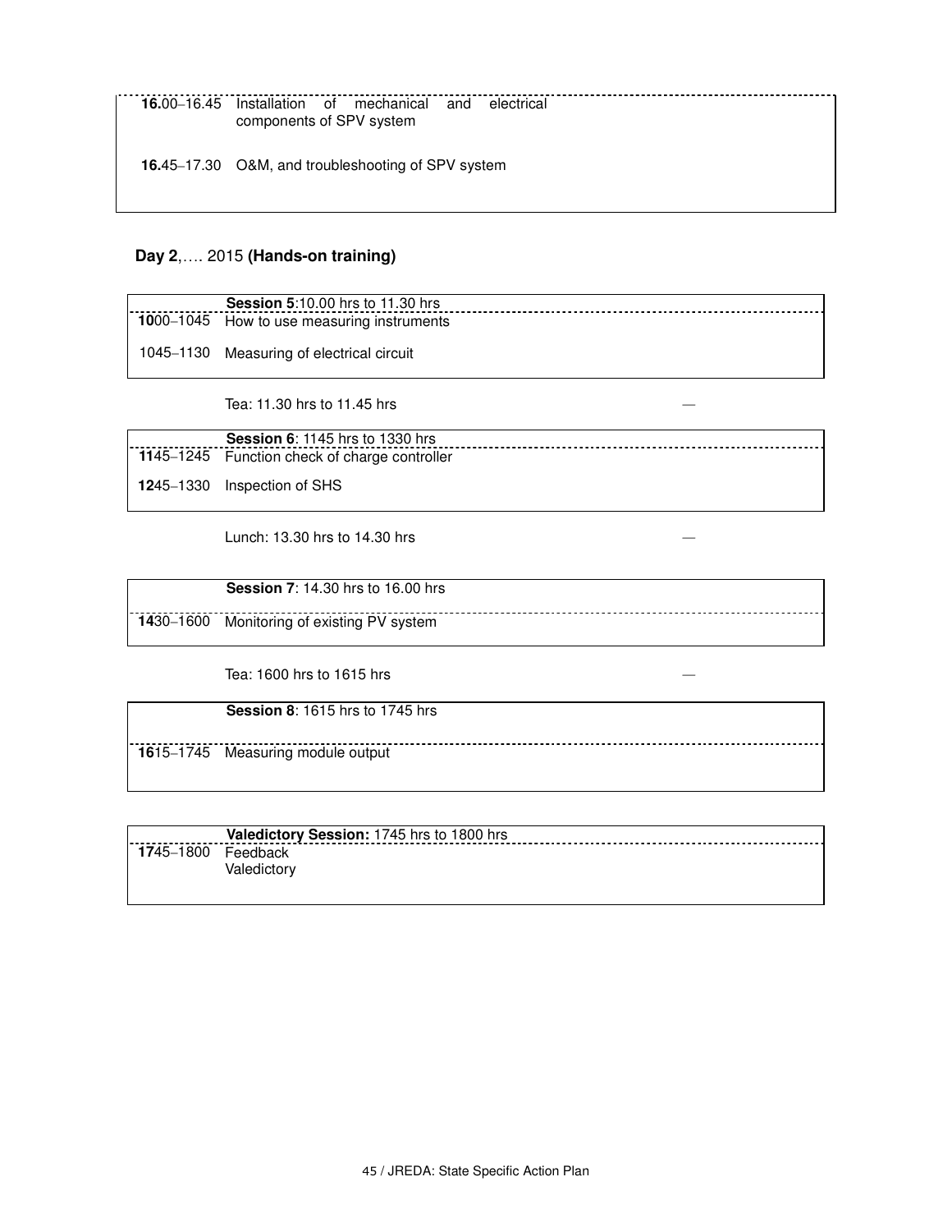| | |
|---|---|
| **16.**00–16.45 | Installation of mechanical and electrical components of SPV system |
| **16.**45–17.30 | O&M, and troubleshooting of SPV system |

**Day 2**,…. 2015 **(Hands-on training)**

| | **Session 5**:10.00 hrs to 11.30 hrs |
|---|---|
| **10**00–1045 | How to use measuring instruments |
| 1045–1130 | Measuring of electrical circuit |

Tea: 11.30 hrs to 11.45 hrs —

| | **Session 6**: 1145 hrs to 1330 hrs |
|---|---|
| **11**45–1245 | Function check of charge controller |
| **12**45–1330 | Inspection of SHS |

Lunch: 13.30 hrs to 14.30 hrs —

| | **Session 7**: 14.30 hrs to 16.00 hrs |
|---|---|
| **14**30–1600 | Monitoring of existing PV system |

Tea: 1600 hrs to 1615 hrs —

| | **Session 8**: 1615 hrs to 1745 hrs |
|---|---|
| **16**15–1745 | Measuring module output |

| | **Valedictory Session:** 1745 hrs to 1800 hrs |
|---|---|
| **17**45–1800 | Feedback<br>Valedictory |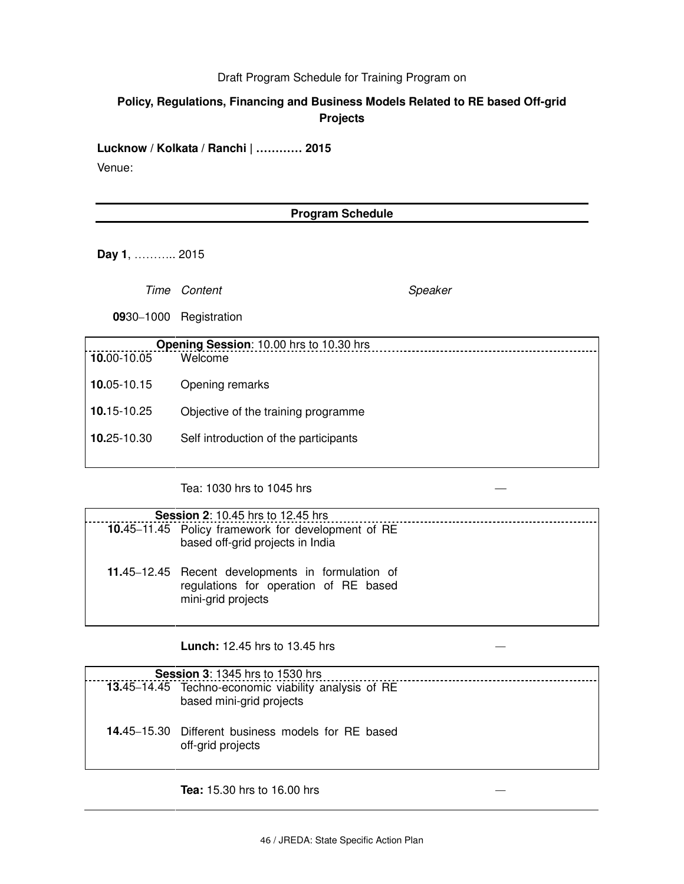Draft Program Schedule for Training Program on

**Policy, Regulations, Financing and Business Models Related to RE based Off-grid Projects**

**Lucknow / Kolkata / Ranchi | ………… 2015**

Venue:

## Program Schedule

**Day 1**, ……….. 2015

| *Time* | *Content* | *Speaker* |
|---|---|---|
| **09**30–1000 | Registration | |
| | **Opening Session**: 10.00 hrs to 10.30 hrs | |
| **10.**00-10.05 | Welcome | |
| **10.**05-10.15 | Opening remarks | |
| **10.**15-10.25 | Objective of the training programme | |
| **10.**25-10.30 | Self introduction of the participants | |
| | Tea: 1030 hrs to 1045 hrs | — |
| | **Session 2**: 10.45 hrs to 12.45 hrs | |
| **10.**45–11.45 | Policy framework for development of RE based off-grid projects in India | |
| **11.**45–12.45 | Recent developments in formulation of regulations for operation of RE based mini-grid projects | |
| | **Lunch:** 12.45 hrs to 13.45 hrs | — |
| | **Session 3**: 1345 hrs to 1530 hrs | |
| **13.**45–14.45 | Techno-economic viability analysis of RE based mini-grid projects | |
| **14.**45–15.30 | Different business models for RE based off-grid projects | |
| | **Tea:** 15.30 hrs to 16.00 hrs | — |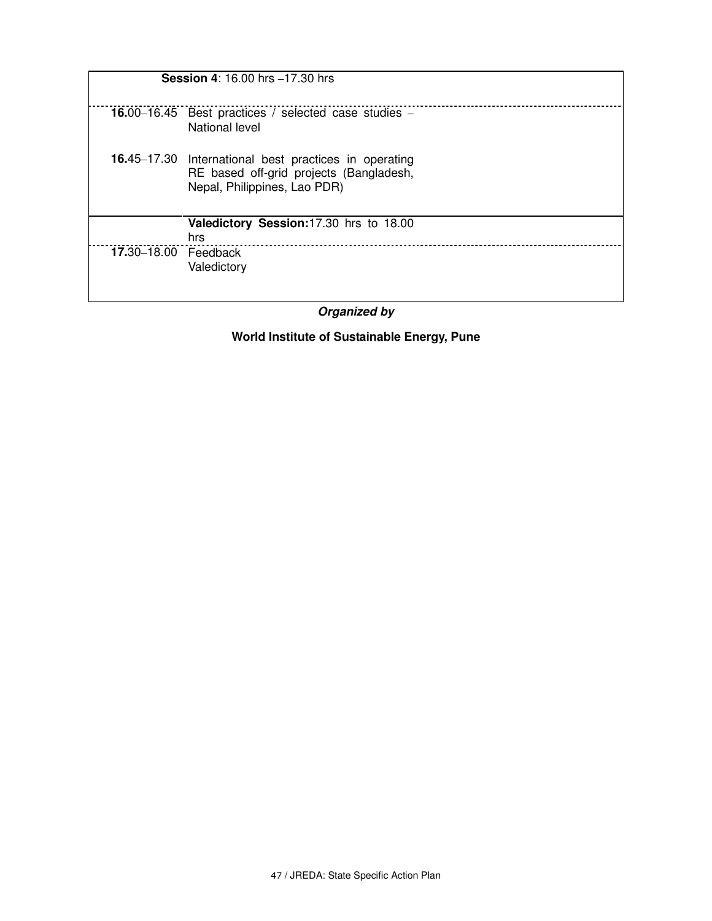| | Session 4: 16.00 hrs –17.30 hrs |
|---|---|
| **16.**00–16.45 | Best practices / selected case studies – National level |
| **16.**45–17.30 | International best practices in operating RE based off-grid projects (Bangladesh, Nepal, Philippines, Lao PDR) |
| | **Valedictory Session:** 17.30 hrs to 18.00 hrs |
| **17.**30–18.00 | Feedback<br>Valedictory |

***Organized by***

**World Institute of Sustainable Energy, Pune**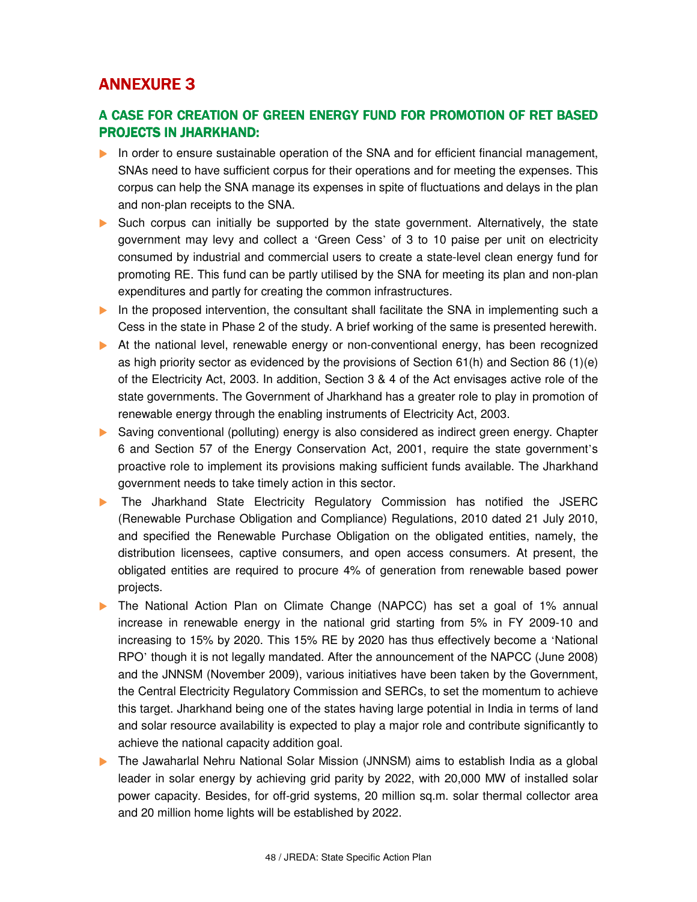# ANNEXURE 3

## A CASE FOR CREATION OF GREEN ENERGY FUND FOR PROMOTION OF RET BASED PROJECTS IN JHARKHAND:

- In order to ensure sustainable operation of the SNA and for efficient financial management, SNAs need to have sufficient corpus for their operations and for meeting the expenses. This corpus can help the SNA manage its expenses in spite of fluctuations and delays in the plan and non-plan receipts to the SNA.
- Such corpus can initially be supported by the state government. Alternatively, the state government may levy and collect a 'Green Cess' of 3 to 10 paise per unit on electricity consumed by industrial and commercial users to create a state-level clean energy fund for promoting RE. This fund can be partly utilised by the SNA for meeting its plan and non-plan expenditures and partly for creating the common infrastructures.
- In the proposed intervention, the consultant shall facilitate the SNA in implementing such a Cess in the state in Phase 2 of the study. A brief working of the same is presented herewith.
- At the national level, renewable energy or non-conventional energy, has been recognized as high priority sector as evidenced by the provisions of Section 61(h) and Section 86 (1)(e) of the Electricity Act, 2003. In addition, Section 3 & 4 of the Act envisages active role of the state governments. The Government of Jharkhand has a greater role to play in promotion of renewable energy through the enabling instruments of Electricity Act, 2003.
- Saving conventional (polluting) energy is also considered as indirect green energy. Chapter 6 and Section 57 of the Energy Conservation Act, 2001, require the state government's proactive role to implement its provisions making sufficient funds available. The Jharkhand government needs to take timely action in this sector.
- The Jharkhand State Electricity Regulatory Commission has notified the JSERC (Renewable Purchase Obligation and Compliance) Regulations, 2010 dated 21 July 2010, and specified the Renewable Purchase Obligation on the obligated entities, namely, the distribution licensees, captive consumers, and open access consumers. At present, the obligated entities are required to procure 4% of generation from renewable based power projects.
- The National Action Plan on Climate Change (NAPCC) has set a goal of 1% annual increase in renewable energy in the national grid starting from 5% in FY 2009-10 and increasing to 15% by 2020. This 15% RE by 2020 has thus effectively become a 'National RPO' though it is not legally mandated. After the announcement of the NAPCC (June 2008) and the JNNSM (November 2009), various initiatives have been taken by the Government, the Central Electricity Regulatory Commission and SERCs, to set the momentum to achieve this target. Jharkhand being one of the states having large potential in India in terms of land and solar resource availability is expected to play a major role and contribute significantly to achieve the national capacity addition goal.
- The Jawaharlal Nehru National Solar Mission (JNNSM) aims to establish India as a global leader in solar energy by achieving grid parity by 2022, with 20,000 MW of installed solar power capacity. Besides, for off-grid systems, 20 million sq.m. solar thermal collector area and 20 million home lights will be established by 2022.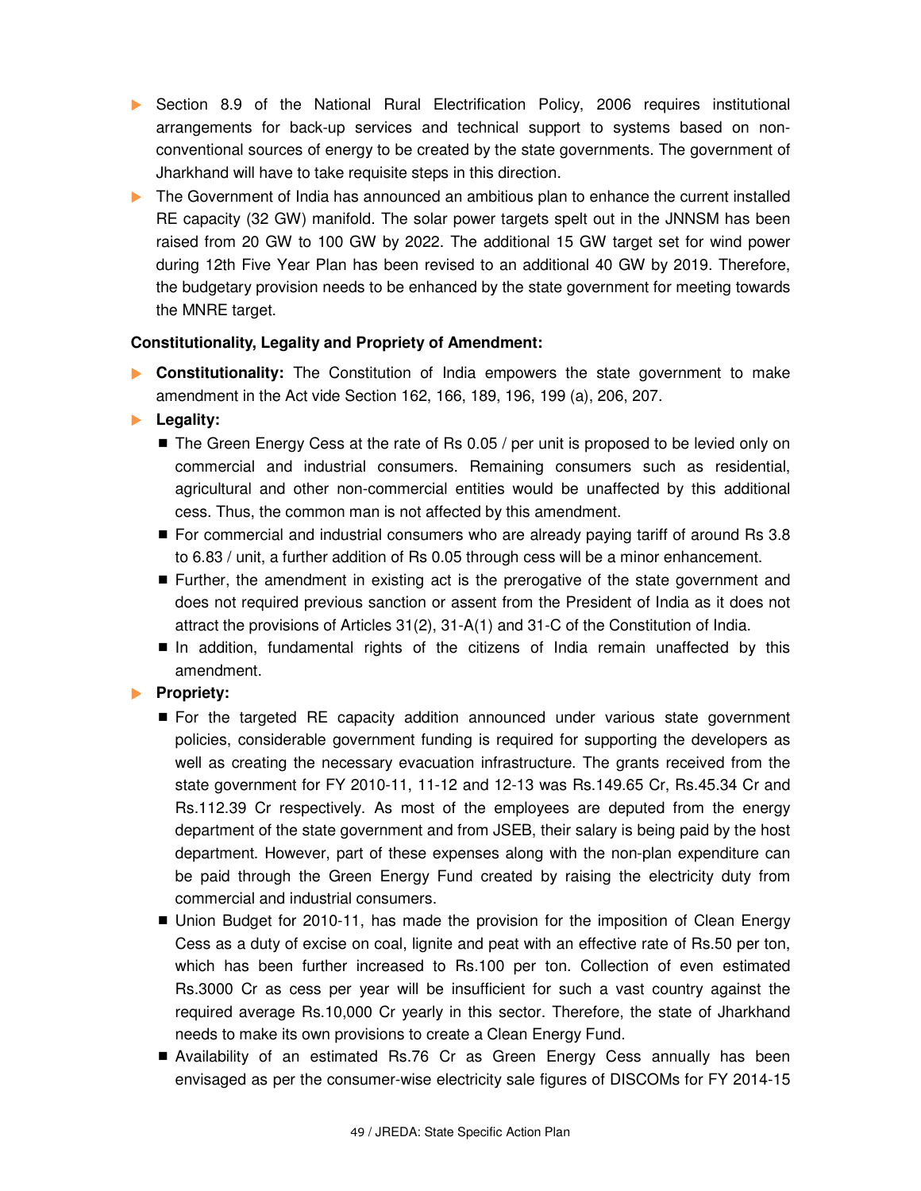- Section 8.9 of the National Rural Electrification Policy, 2006 requires institutional arrangements for back-up services and technical support to systems based on non-conventional sources of energy to be created by the state governments. The government of Jharkhand will have to take requisite steps in this direction.
- The Government of India has announced an ambitious plan to enhance the current installed RE capacity (32 GW) manifold. The solar power targets spelt out in the JNNSM has been raised from 20 GW to 100 GW by 2022. The additional 15 GW target set for wind power during 12th Five Year Plan has been revised to an additional 40 GW by 2019. Therefore, the budgetary provision needs to be enhanced by the state government for meeting towards the MNRE target.

**Constitutionality, Legality and Propriety of Amendment:**

- **Constitutionality:** The Constitution of India empowers the state government to make amendment in the Act vide Section 162, 166, 189, 196, 199 (a), 206, 207.
- **Legality:**
  - The Green Energy Cess at the rate of Rs 0.05 / per unit is proposed to be levied only on commercial and industrial consumers. Remaining consumers such as residential, agricultural and other non-commercial entities would be unaffected by this additional cess. Thus, the common man is not affected by this amendment.
  - For commercial and industrial consumers who are already paying tariff of around Rs 3.8 to 6.83 / unit, a further addition of Rs 0.05 through cess will be a minor enhancement.
  - Further, the amendment in existing act is the prerogative of the state government and does not required previous sanction or assent from the President of India as it does not attract the provisions of Articles 31(2), 31-A(1) and 31-C of the Constitution of India.
  - In addition, fundamental rights of the citizens of India remain unaffected by this amendment.
- **Propriety:**
  - For the targeted RE capacity addition announced under various state government policies, considerable government funding is required for supporting the developers as well as creating the necessary evacuation infrastructure. The grants received from the state government for FY 2010-11, 11-12 and 12-13 was Rs.149.65 Cr, Rs.45.34 Cr and Rs.112.39 Cr respectively. As most of the employees are deputed from the energy department of the state government and from JSEB, their salary is being paid by the host department. However, part of these expenses along with the non-plan expenditure can be paid through the Green Energy Fund created by raising the electricity duty from commercial and industrial consumers.
  - Union Budget for 2010-11, has made the provision for the imposition of Clean Energy Cess as a duty of excise on coal, lignite and peat with an effective rate of Rs.50 per ton, which has been further increased to Rs.100 per ton. Collection of even estimated Rs.3000 Cr as cess per year will be insufficient for such a vast country against the required average Rs.10,000 Cr yearly in this sector. Therefore, the state of Jharkhand needs to make its own provisions to create a Clean Energy Fund.
  - Availability of an estimated Rs.76 Cr as Green Energy Cess annually has been envisaged as per the consumer-wise electricity sale figures of DISCOMs for FY 2014-15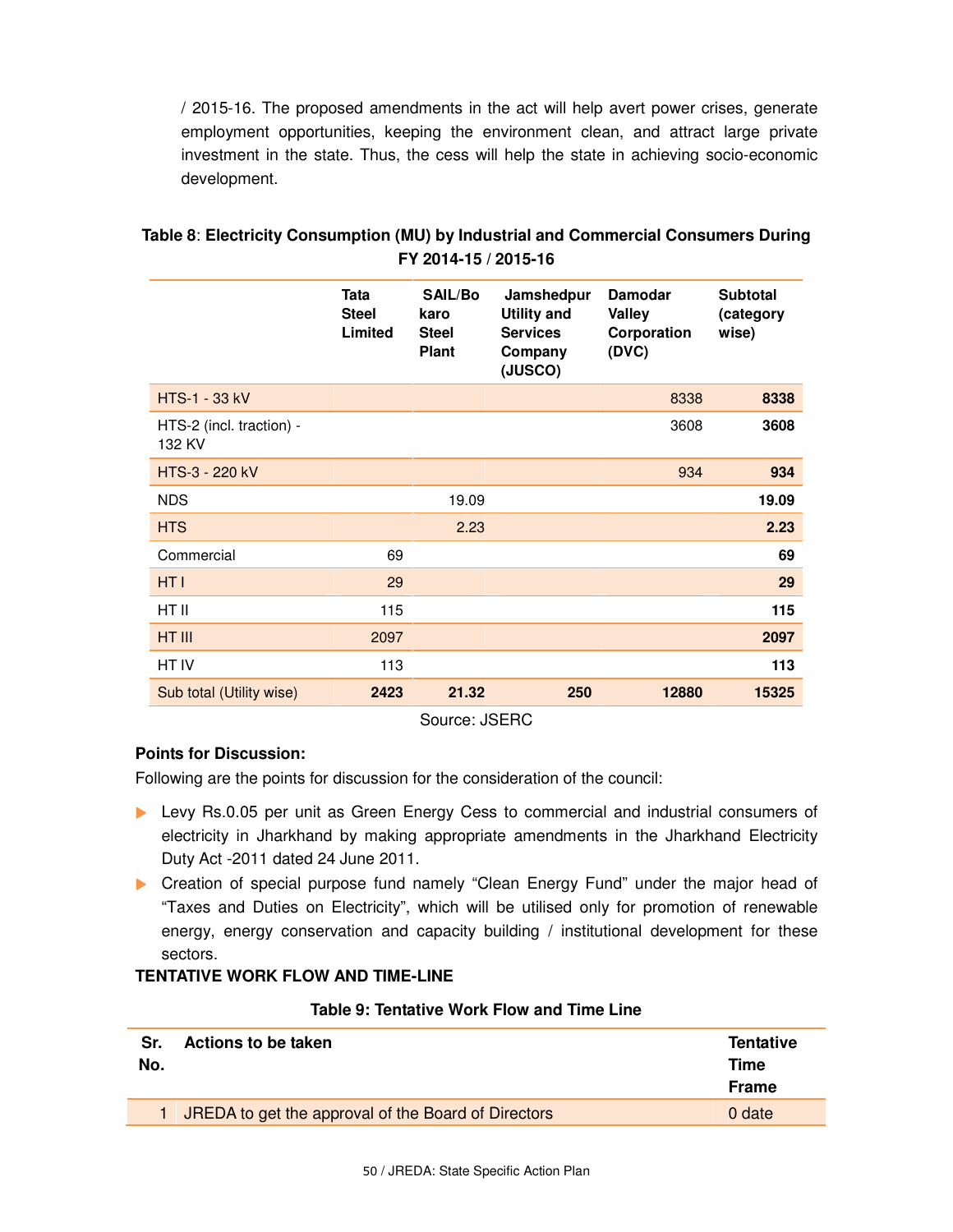/ 2015-16. The proposed amendments in the act will help avert power crises, generate employment opportunities, keeping the environment clean, and attract large private investment in the state. Thus, the cess will help the state in achieving socio-economic development.

**Table 8**: **Electricity Consumption (MU) by Industrial and Commercial Consumers During FY 2014-15 / 2015-16**

| | Tata Steel Limited | SAIL/Bokaro Steel Plant | Jamshedpur Utility and Services Company (JUSCO) | Damodar Valley Corporation (DVC) | Subtotal (category wise) |
|---|---|---|---|---|---|
| HTS-1 - 33 kV | | | | 8338 | **8338** |
| HTS-2 (incl. traction) - 132 KV | | | | 3608 | **3608** |
| HTS-3 - 220 kV | | | | 934 | **934** |
| NDS | | 19.09 | | | **19.09** |
| HTS | | 2.23 | | | **2.23** |
| Commercial | 69 | | | | **69** |
| HT I | 29 | | | | **29** |
| HT II | 115 | | | | **115** |
| HT III | 2097 | | | | **2097** |
| HT IV | 113 | | | | **113** |
| Sub total (Utility wise) | **2423** | **21.32** | **250** | **12880** | **15325** |

Source: JSERC

**Points for Discussion:**

Following are the points for discussion for the consideration of the council:

- Levy Rs.0.05 per unit as Green Energy Cess to commercial and industrial consumers of electricity in Jharkhand by making appropriate amendments in the Jharkhand Electricity Duty Act -2011 dated 24 June 2011.
- Creation of special purpose fund namely "Clean Energy Fund" under the major head of "Taxes and Duties on Electricity", which will be utilised only for promotion of renewable energy, energy conservation and capacity building / institutional development for these sectors.

**TENTATIVE WORK FLOW AND TIME-LINE**

**Table 9: Tentative Work Flow and Time Line**

| Sr. No. | Actions to be taken | Tentative Time Frame |
|---|---|---|
| 1 | JREDA to get the approval of the Board of Directors | 0 date |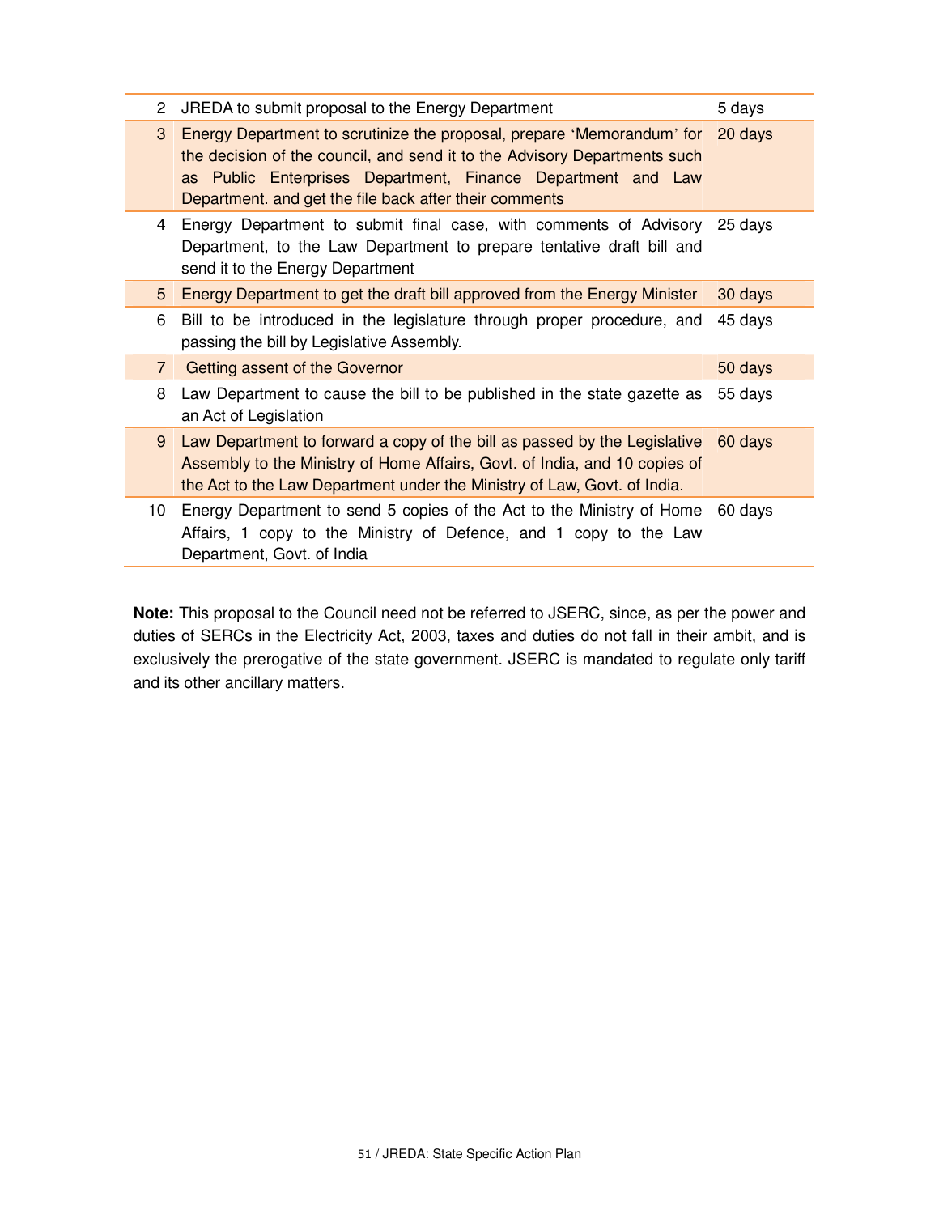| | | |
|---|---|---|
| 2 | JREDA to submit proposal to the Energy Department | 5 days |
| 3 | Energy Department to scrutinize the proposal, prepare 'Memorandum' for the decision of the council, and send it to the Advisory Departments such as Public Enterprises Department, Finance Department and Law Department. and get the file back after their comments | 20 days |
| 4 | Energy Department to submit final case, with comments of Advisory Department, to the Law Department to prepare tentative draft bill and send it to the Energy Department | 25 days |
| 5 | Energy Department to get the draft bill approved from the Energy Minister | 30 days |
| 6 | Bill to be introduced in the legislature through proper procedure, and passing the bill by Legislative Assembly. | 45 days |
| 7 | Getting assent of the Governor | 50 days |
| 8 | Law Department to cause the bill to be published in the state gazette as an Act of Legislation | 55 days |
| 9 | Law Department to forward a copy of the bill as passed by the Legislative Assembly to the Ministry of Home Affairs, Govt. of India, and 10 copies of the Act to the Law Department under the Ministry of Law, Govt. of India. | 60 days |
| 10 | Energy Department to send 5 copies of the Act to the Ministry of Home Affairs, 1 copy to the Ministry of Defence, and 1 copy to the Law Department, Govt. of India | 60 days |

**Note:** This proposal to the Council need not be referred to JSERC, since, as per the power and duties of SERCs in the Electricity Act, 2003, taxes and duties do not fall in their ambit, and is exclusively the prerogative of the state government. JSERC is mandated to regulate only tariff and its other ancillary matters.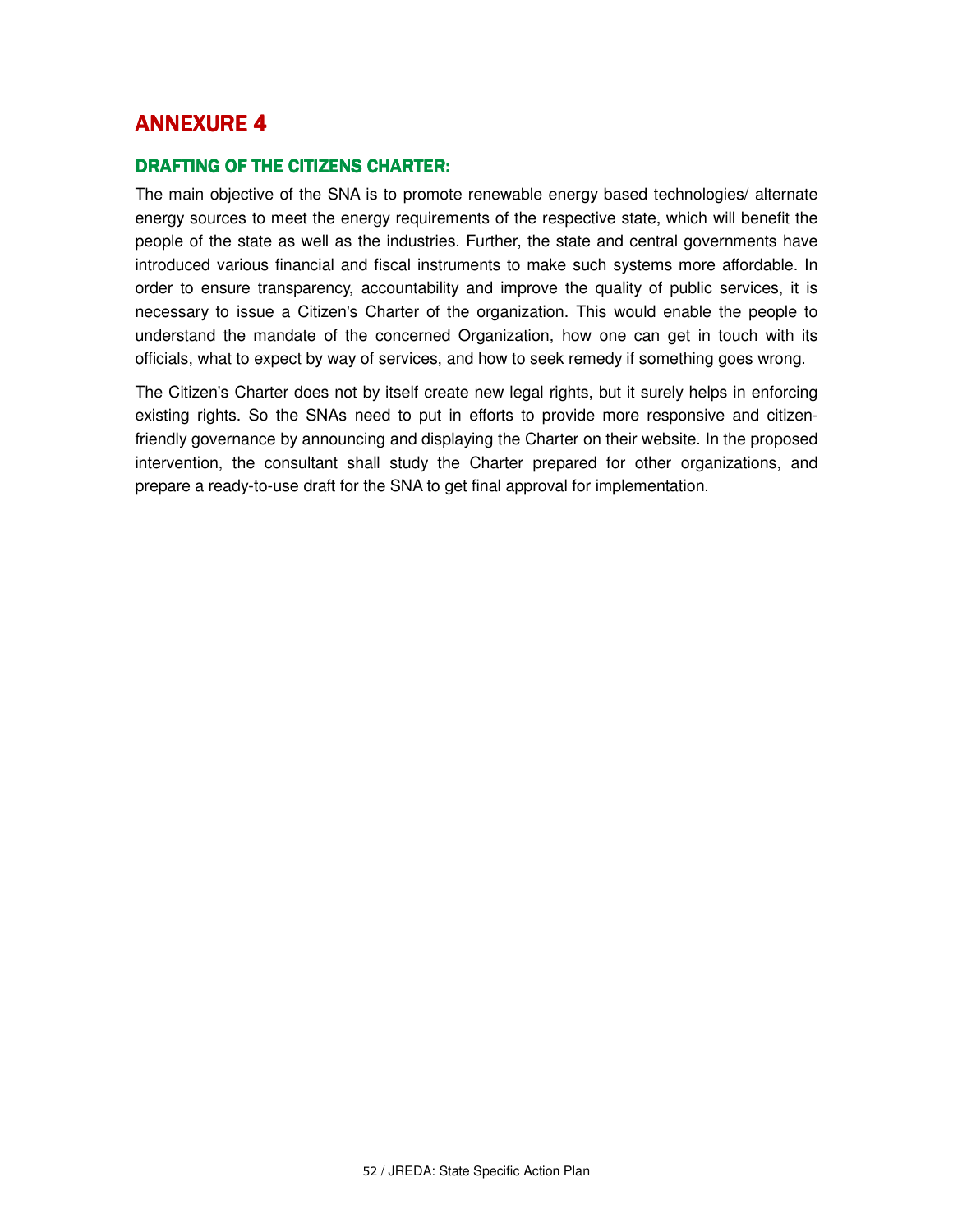# ANNEXURE 4

## DRAFTING OF THE CITIZENS CHARTER:

The main objective of the SNA is to promote renewable energy based technologies/ alternate energy sources to meet the energy requirements of the respective state, which will benefit the people of the state as well as the industries. Further, the state and central governments have introduced various financial and fiscal instruments to make such systems more affordable. In order to ensure transparency, accountability and improve the quality of public services, it is necessary to issue a Citizen's Charter of the organization. This would enable the people to understand the mandate of the concerned Organization, how one can get in touch with its officials, what to expect by way of services, and how to seek remedy if something goes wrong.

The Citizen's Charter does not by itself create new legal rights, but it surely helps in enforcing existing rights. So the SNAs need to put in efforts to provide more responsive and citizen-friendly governance by announcing and displaying the Charter on their website. In the proposed intervention, the consultant shall study the Charter prepared for other organizations, and prepare a ready-to-use draft for the SNA to get final approval for implementation.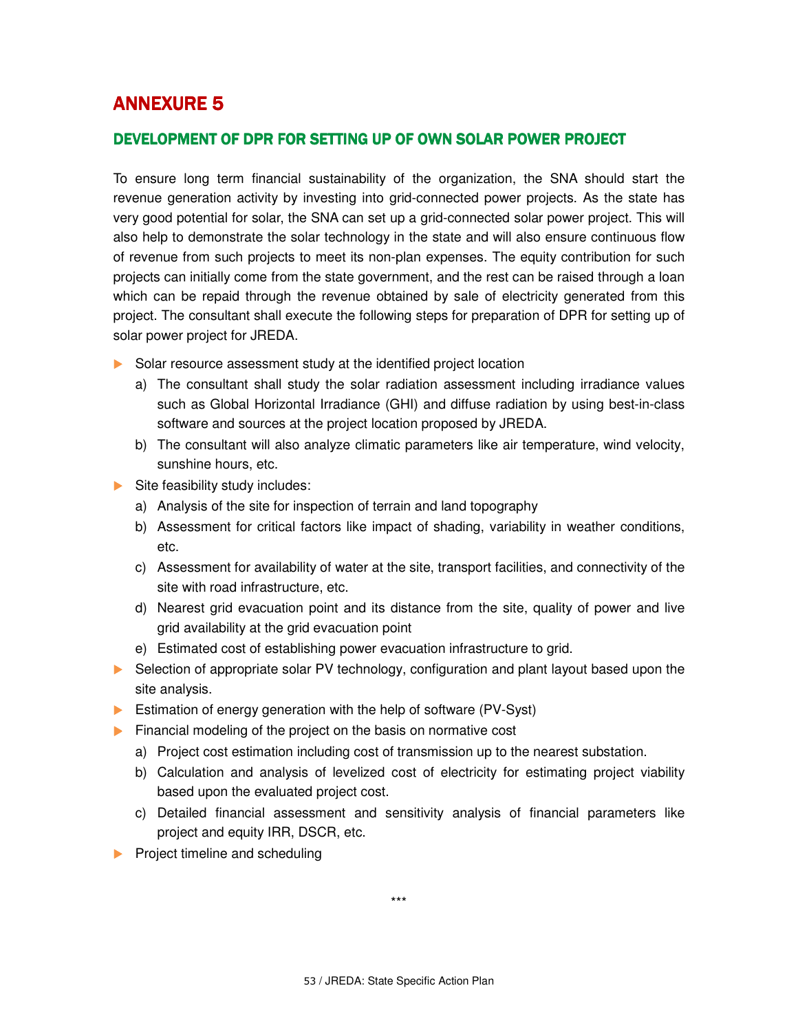# ANNEXURE 5

## DEVELOPMENT OF DPR FOR SETTING UP OF OWN SOLAR POWER PROJECT

To ensure long term financial sustainability of the organization, the SNA should start the revenue generation activity by investing into grid-connected power projects. As the state has very good potential for solar, the SNA can set up a grid-connected solar power project. This will also help to demonstrate the solar technology in the state and will also ensure continuous flow of revenue from such projects to meet its non-plan expenses. The equity contribution for such projects can initially come from the state government, and the rest can be raised through a loan which can be repaid through the revenue obtained by sale of electricity generated from this project. The consultant shall execute the following steps for preparation of DPR for setting up of solar power project for JREDA.

- Solar resource assessment study at the identified project location
  a) The consultant shall study the solar radiation assessment including irradiance values such as Global Horizontal Irradiance (GHI) and diffuse radiation by using best-in-class software and sources at the project location proposed by JREDA.
  b) The consultant will also analyze climatic parameters like air temperature, wind velocity, sunshine hours, etc.
- Site feasibility study includes:
  a) Analysis of the site for inspection of terrain and land topography
  b) Assessment for critical factors like impact of shading, variability in weather conditions, etc.
  c) Assessment for availability of water at the site, transport facilities, and connectivity of the site with road infrastructure, etc.
  d) Nearest grid evacuation point and its distance from the site, quality of power and live grid availability at the grid evacuation point
  e) Estimated cost of establishing power evacuation infrastructure to grid.
- Selection of appropriate solar PV technology, configuration and plant layout based upon the site analysis.
- Estimation of energy generation with the help of software (PV-Syst)
- Financial modeling of the project on the basis on normative cost
  a) Project cost estimation including cost of transmission up to the nearest substation.
  b) Calculation and analysis of levelized cost of electricity for estimating project viability based upon the evaluated project cost.
  c) Detailed financial assessment and sensitivity analysis of financial parameters like project and equity IRR, DSCR, etc.
- Project timeline and scheduling

***